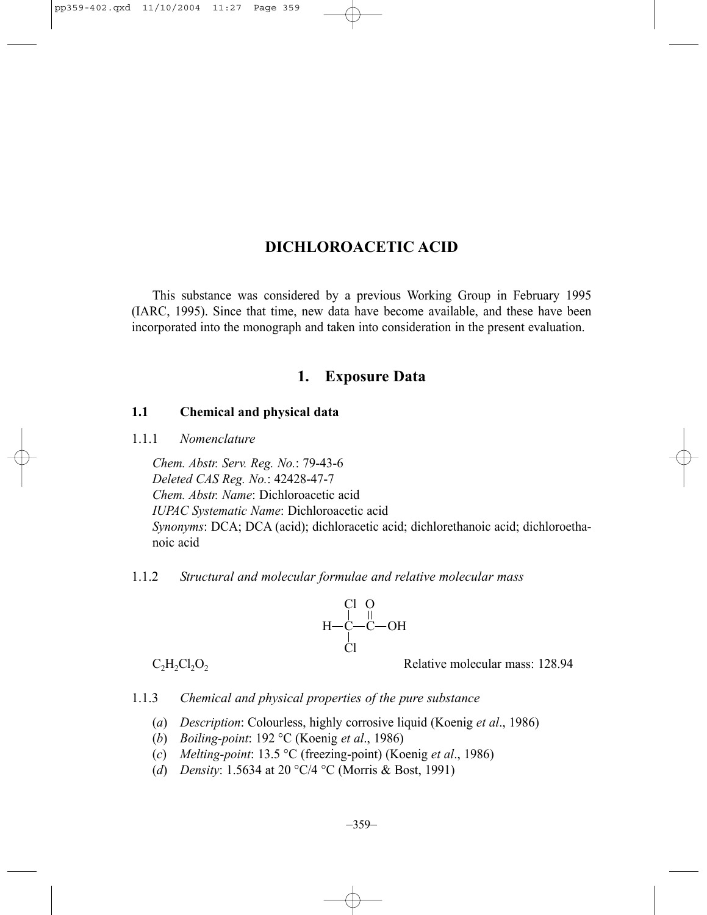# DICHLOROACETIC ACID

This substance was considered by a previous Working Group in February 1995 (IARC, 1995). Since that time, new data have become available, and these have been incorporated into the monograph and taken into consideration in the present evaluation.

## 1. Exposure Data

### 1.1 Chemical and physical data

#### 1.1.1 *Nomenclature*

*Chem. Abstr. Serv. Reg. No.*: 79-43-6
*Deleted CAS Reg. No.*: 42428-47-7
*Chem. Abstr. Name*: Dichloroacetic acid
*IUPAC Systematic Name*: Dichloroacetic acid
*Synonyms*: DCA; DCA (acid); dichloracetic acid; dichlorethanoic acid; dichloroethanoic acid

#### 1.1.2 *Structural and molecular formulae and relative molecular mass*

```
     Cl  O
     |   ||
  H—C—C—OH
     |
     Cl
```

$C_2H_2Cl_2O_2$ Relative molecular mass: 128.94

#### 1.1.3 *Chemical and physical properties of the pure substance*

(*a*) *Description*: Colourless, highly corrosive liquid (Koenig *et al*., 1986)
(*b*) *Boiling-point*: 192 °C (Koenig *et al*., 1986)
(*c*) *Melting-point*: 13.5 °C (freezing-point) (Koenig *et al*., 1986)
(*d*) *Density*: 1.5634 at 20 °C/4 °C (Morris & Bost, 1991)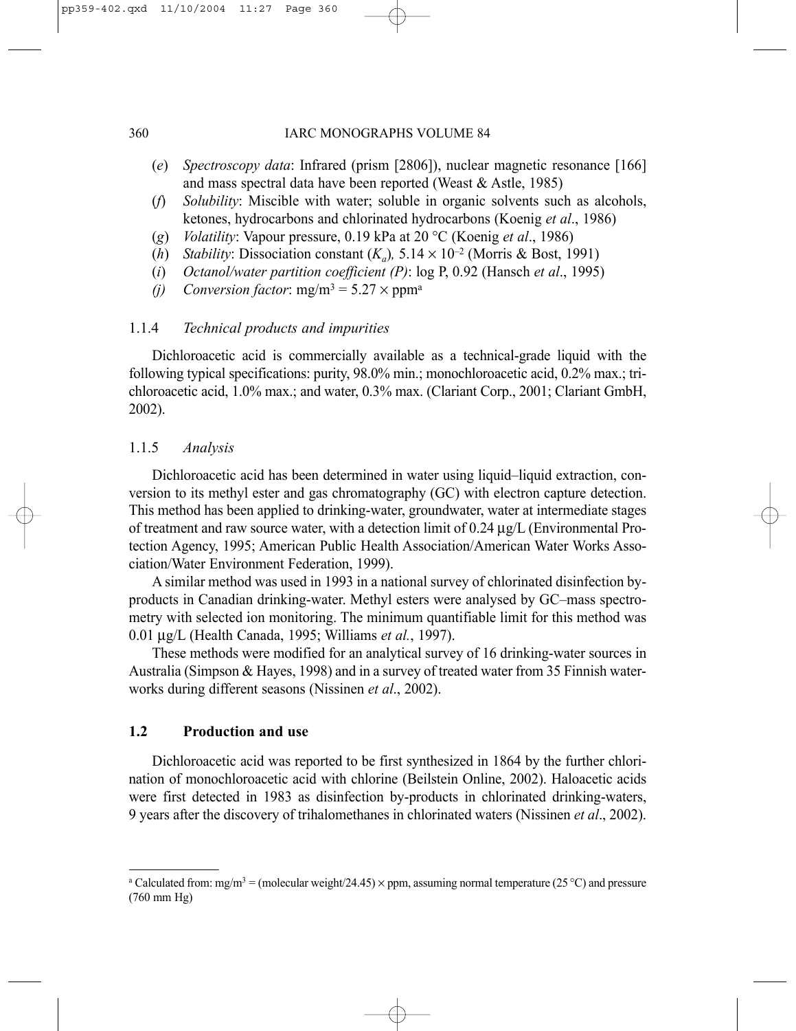(*e*) *Spectroscopy data*: Infrared (prism [2806]), nuclear magnetic resonance [166] and mass spectral data have been reported (Weast & Astle, 1985)

(*f*) *Solubility*: Miscible with water; soluble in organic solvents such as alcohols, ketones, hydrocarbons and chlorinated hydrocarbons (Koenig *et al*., 1986)

(*g*) *Volatility*: Vapour pressure, 0.19 kPa at 20 °C (Koenig *et al*., 1986)

(*h*) *Stability*: Dissociation constant ($K_a$), $5.14 \times 10^{-2}$ (Morris & Bost, 1991)

(*i*) *Octanol/water partition coefficient (P)*: log P, 0.92 (Hansch *et al*., 1995)

*(j)* *Conversion factor*: $mg/m^3 = 5.27 \times ppm$[a]

### 1.1.4 *Technical products and impurities*

Dichloroacetic acid is commercially available as a technical-grade liquid with the following typical specifications: purity, 98.0% min.; monochloroacetic acid, 0.2% max.; trichloroacetic acid, 1.0% max.; and water, 0.3% max. (Clariant Corp., 2001; Clariant GmbH, 2002).

### 1.1.5 *Analysis*

Dichloroacetic acid has been determined in water using liquid–liquid extraction, conversion to its methyl ester and gas chromatography (GC) with electron capture detection. This method has been applied to drinking-water, groundwater, water at intermediate stages of treatment and raw source water, with a detection limit of 0.24 µg/L (Environmental Protection Agency, 1995; American Public Health Association/American Water Works Association/Water Environment Federation, 1999).

A similar method was used in 1993 in a national survey of chlorinated disinfection by-products in Canadian drinking-water. Methyl esters were analysed by GC–mass spectrometry with selected ion monitoring. The minimum quantifiable limit for this method was 0.01 µg/L (Health Canada, 1995; Williams *et al.*, 1997).

These methods were modified for an analytical survey of 16 drinking-water sources in Australia (Simpson & Hayes, 1998) and in a survey of treated water from 35 Finnish waterworks during different seasons (Nissinen *et al*., 2002).

## 1.2 Production and use

Dichloroacetic acid was reported to be first synthesized in 1864 by the further chlorination of monochloroacetic acid with chlorine (Beilstein Online, 2002). Haloacetic acids were first detected in 1983 as disinfection by-products in chlorinated drinking-waters, 9 years after the discovery of trihalomethanes in chlorinated waters (Nissinen *et al*., 2002).

---

[a] Calculated from: $mg/m^3 = (\text{molecular weight}/24.45) \times ppm$, assuming normal temperature (25 °C) and pressure (760 mm Hg)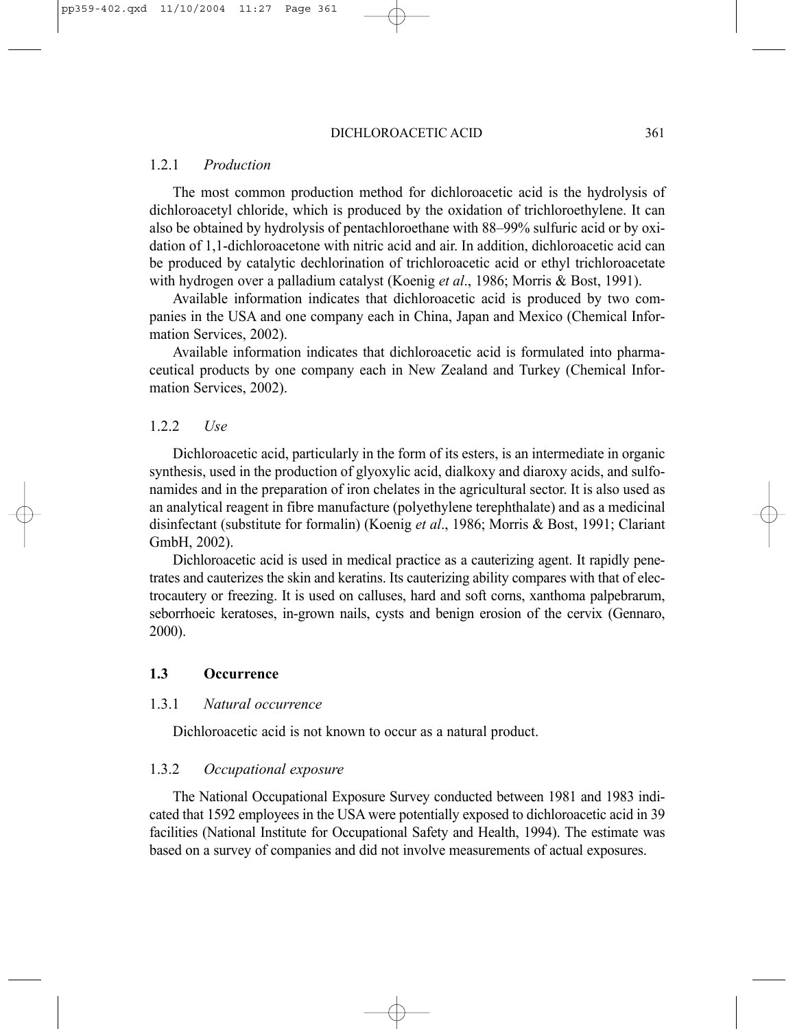### 1.2.1 *Production*

The most common production method for dichloroacetic acid is the hydrolysis of dichloroacetyl chloride, which is produced by the oxidation of trichloroethylene. It can also be obtained by hydrolysis of pentachloroethane with 88–99% sulfuric acid or by oxidation of 1,1-dichloroacetone with nitric acid and air. In addition, dichloroacetic acid can be produced by catalytic dechlorination of trichloroacetic acid or ethyl trichloroacetate with hydrogen over a palladium catalyst (Koenig *et al*., 1986; Morris & Bost, 1991).

Available information indicates that dichloroacetic acid is produced by two companies in the USA and one company each in China, Japan and Mexico (Chemical Information Services, 2002).

Available information indicates that dichloroacetic acid is formulated into pharmaceutical products by one company each in New Zealand and Turkey (Chemical Information Services, 2002).

### 1.2.2 *Use*

Dichloroacetic acid, particularly in the form of its esters, is an intermediate in organic synthesis, used in the production of glyoxylic acid, dialkoxy and diaroxy acids, and sulfonamides and in the preparation of iron chelates in the agricultural sector. It is also used as an analytical reagent in fibre manufacture (polyethylene terephthalate) and as a medicinal disinfectant (substitute for formalin) (Koenig *et al*., 1986; Morris & Bost, 1991; Clariant GmbH, 2002).

Dichloroacetic acid is used in medical practice as a cauterizing agent. It rapidly penetrates and cauterizes the skin and keratins. Its cauterizing ability compares with that of electrocautery or freezing. It is used on calluses, hard and soft corns, xanthoma palpebrarum, seborrhoeic keratoses, in-grown nails, cysts and benign erosion of the cervix (Gennaro, 2000).

## 1.3 Occurrence

### 1.3.1 *Natural occurrence*

Dichloroacetic acid is not known to occur as a natural product.

### 1.3.2 *Occupational exposure*

The National Occupational Exposure Survey conducted between 1981 and 1983 indicated that 1592 employees in the USA were potentially exposed to dichloroacetic acid in 39 facilities (National Institute for Occupational Safety and Health, 1994). The estimate was based on a survey of companies and did not involve measurements of actual exposures.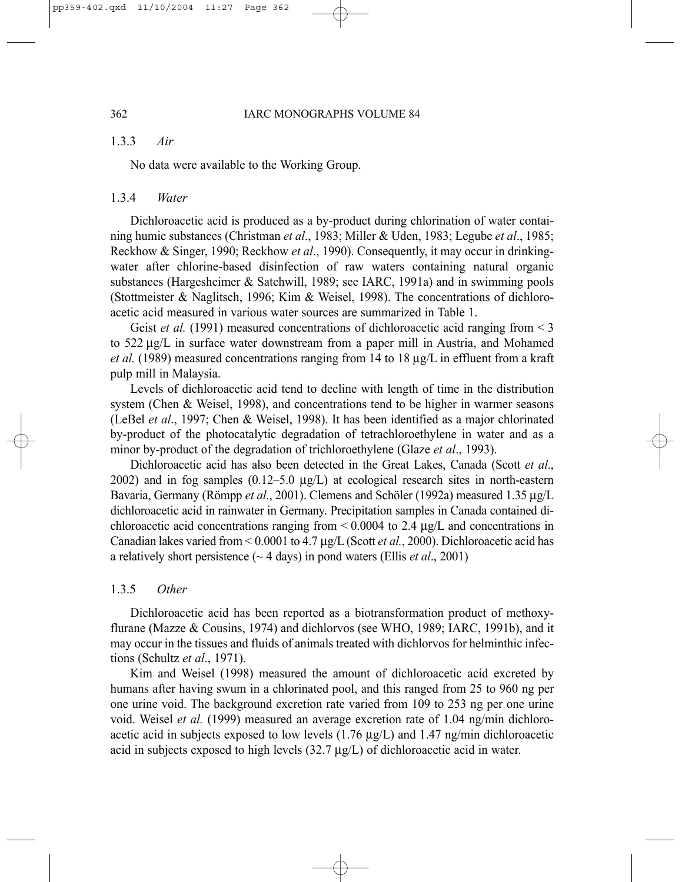### 1.3.3 *Air*

No data were available to the Working Group.

### 1.3.4 *Water*

Dichloroacetic acid is produced as a by-product during chlorination of water containing humic substances (Christman *et al*., 1983; Miller & Uden, 1983; Legube *et al*., 1985; Reckhow & Singer, 1990; Reckhow *et al*., 1990). Consequently, it may occur in drinking-water after chlorine-based disinfection of raw waters containing natural organic substances (Hargesheimer & Satchwill, 1989; see IARC, 1991a) and in swimming pools (Stottmeister & Naglitsch, 1996; Kim & Weisel, 1998). The concentrations of dichloroacetic acid measured in various water sources are summarized in Table 1.

Geist *et al.* (1991) measured concentrations of dichloroacetic acid ranging from < 3 to 522 μg/L in surface water downstream from a paper mill in Austria, and Mohamed *et al.* (1989) measured concentrations ranging from 14 to 18 μg/L in effluent from a kraft pulp mill in Malaysia.

Levels of dichloroacetic acid tend to decline with length of time in the distribution system (Chen & Weisel, 1998), and concentrations tend to be higher in warmer seasons (LeBel *et al*., 1997; Chen & Weisel, 1998). It has been identified as a major chlorinated by-product of the photocatalytic degradation of tetrachloroethylene in water and as a minor by-product of the degradation of trichloroethylene (Glaze *et al*., 1993).

Dichloroacetic acid has also been detected in the Great Lakes, Canada (Scott *et al*., 2002) and in fog samples (0.12–5.0 μg/L) at ecological research sites in north-eastern Bavaria, Germany (Römpp *et al*., 2001). Clemens and Schöler (1992a) measured 1.35 μg/L dichloroacetic acid in rainwater in Germany. Precipitation samples in Canada contained dichloroacetic acid concentrations ranging from < 0.0004 to 2.4 μg/L and concentrations in Canadian lakes varied from < 0.0001 to 4.7 μg/L (Scott *et al.*, 2000). Dichloroacetic acid has a relatively short persistence (~ 4 days) in pond waters (Ellis *et al*., 2001)

### 1.3.5 *Other*

Dichloroacetic acid has been reported as a biotransformation product of methoxyflurane (Mazze & Cousins, 1974) and dichlorvos (see WHO, 1989; IARC, 1991b), and it may occur in the tissues and fluids of animals treated with dichlorvos for helminthic infections (Schultz *et al*., 1971).

Kim and Weisel (1998) measured the amount of dichloroacetic acid excreted by humans after having swum in a chlorinated pool, and this ranged from 25 to 960 ng per one urine void. The background excretion rate varied from 109 to 253 ng per one urine void. Weisel *et al.* (1999) measured an average excretion rate of 1.04 ng/min dichloroacetic acid in subjects exposed to low levels (1.76 μg/L) and 1.47 ng/min dichloroacetic acid in subjects exposed to high levels (32.7 μg/L) of dichloroacetic acid in water.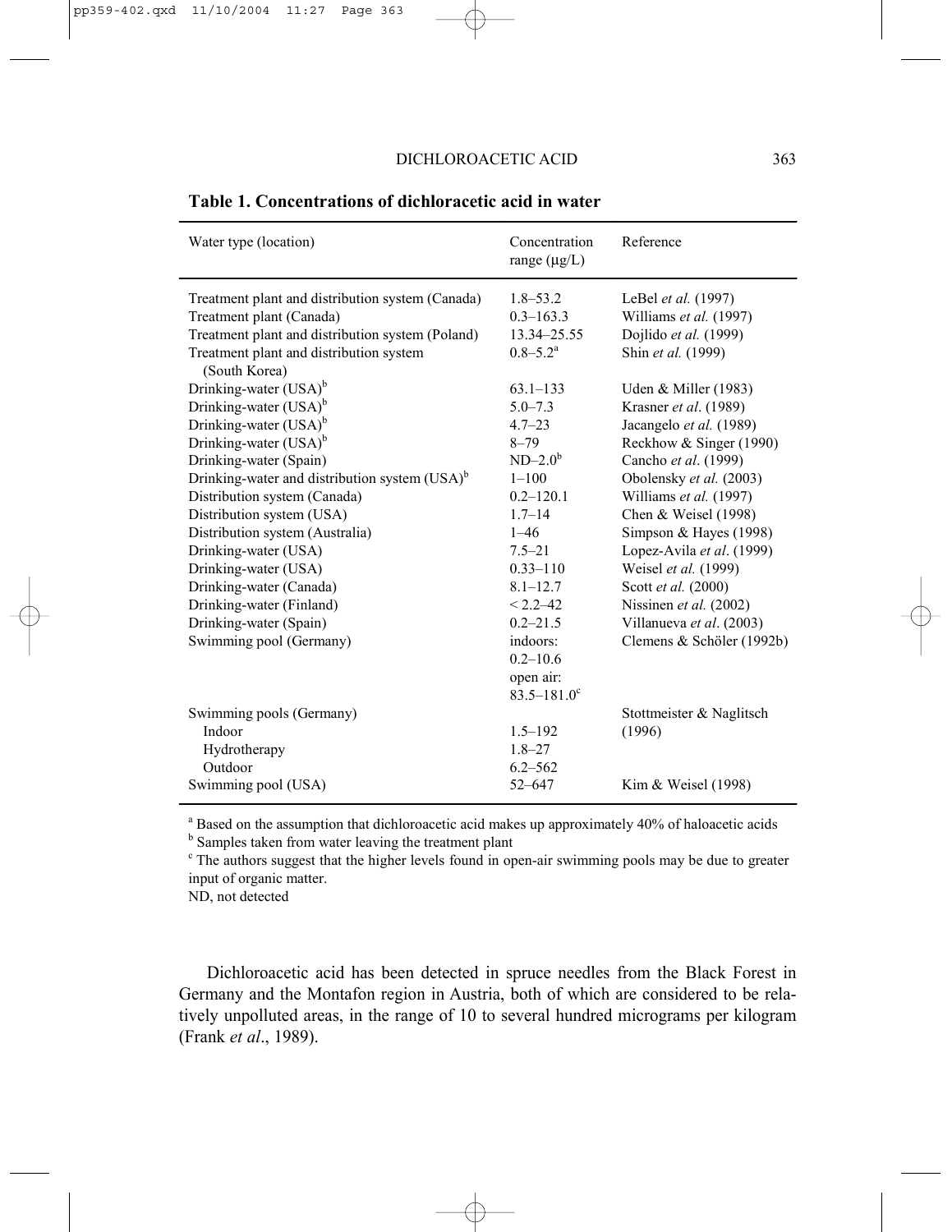**Table 1. Concentrations of dichloracetic acid in water**

| Water type (location) | Concentration range (µg/L) | Reference |
|---|---|---|
| Treatment plant and distribution system (Canada) | 1.8–53.2 | LeBel *et al.* (1997) |
| Treatment plant (Canada) | 0.3–163.3 | Williams *et al.* (1997) |
| Treatment plant and distribution system (Poland) | 13.34–25.55 | Dojlido *et al.* (1999) |
| Treatment plant and distribution system (South Korea) | 0.8–5.2[a] | Shin *et al.* (1999) |
| Drinking-water (USA)[b] | 63.1–133 | Uden & Miller (1983) |
| Drinking-water (USA)[b] | 5.0–7.3 | Krasner *et al*. (1989) |
| Drinking-water (USA)[b] | 4.7–23 | Jacangelo *et al.* (1989) |
| Drinking-water (USA)[b] | 8–79 | Reckhow & Singer (1990) |
| Drinking-water (Spain) | ND–2.0[b] | Cancho *et al*. (1999) |
| Drinking-water and distribution system (USA)[b] | 1–100 | Obolensky *et al.* (2003) |
| Distribution system (Canada) | 0.2–120.1 | Williams *et al.* (1997) |
| Distribution system (USA) | 1.7–14 | Chen & Weisel (1998) |
| Distribution system (Australia) | 1–46 | Simpson & Hayes (1998) |
| Drinking-water (USA) | 7.5–21 | Lopez-Avila *et al*. (1999) |
| Drinking-water (USA) | 0.33–110 | Weisel *et al.* (1999) |
| Drinking-water (Canada) | 8.1–12.7 | Scott *et al.* (2000) |
| Drinking-water (Finland) | < 2.2–42 | Nissinen *et al.* (2002) |
| Drinking-water (Spain) | 0.2–21.5 | Villanueva *et al*. (2003) |
| Swimming pool (Germany) | indoors: 0.2–10.6<br>open air: 83.5–181.0[c] | Clemens & Schöler (1992b) |
| Swimming pools (Germany) | | Stottmeister & Naglitsch (1996) |
| Indoor | 1.5–192 | |
| Hydrotherapy | 1.8–27 | |
| Outdoor | 6.2–562 | |
| Swimming pool (USA) | 52–647 | Kim & Weisel (1998) |

[a] Based on the assumption that dichloroacetic acid makes up approximately 40% of haloacetic acids
[b] Samples taken from water leaving the treatment plant
[c] The authors suggest that the higher levels found in open-air swimming pools may be due to greater input of organic matter.
ND, not detected

Dichloroacetic acid has been detected in spruce needles from the Black Forest in Germany and the Montafon region in Austria, both of which are considered to be relatively unpolluted areas, in the range of 10 to several hundred micrograms per kilogram (Frank *et al*., 1989).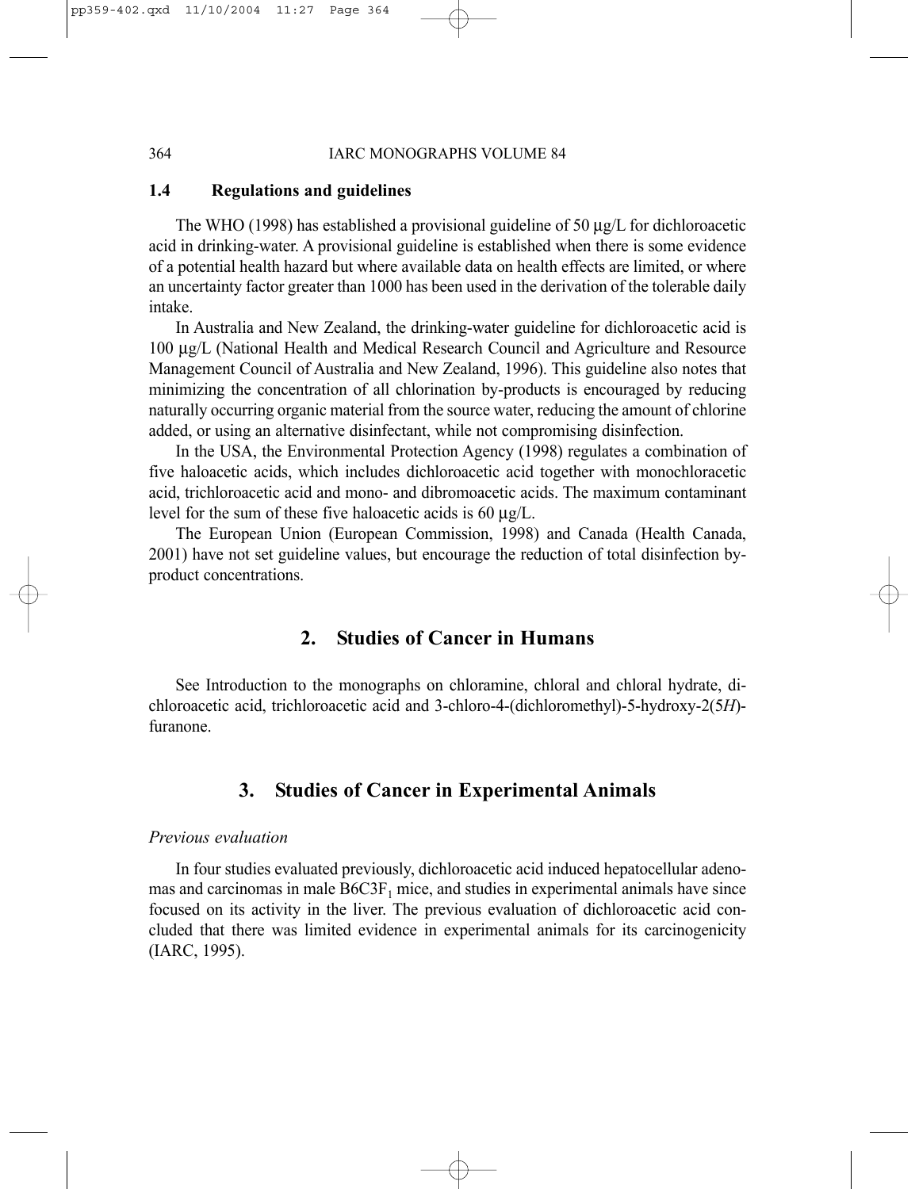### 1.4 Regulations and guidelines

The WHO (1998) has established a provisional guideline of 50 μg/L for dichloroacetic acid in drinking-water. A provisional guideline is established when there is some evidence of a potential health hazard but where available data on health effects are limited, or where an uncertainty factor greater than 1000 has been used in the derivation of the tolerable daily intake.

In Australia and New Zealand, the drinking-water guideline for dichloroacetic acid is 100 μg/L (National Health and Medical Research Council and Agriculture and Resource Management Council of Australia and New Zealand, 1996). This guideline also notes that minimizing the concentration of all chlorination by-products is encouraged by reducing naturally occurring organic material from the source water, reducing the amount of chlorine added, or using an alternative disinfectant, while not compromising disinfection.

In the USA, the Environmental Protection Agency (1998) regulates a combination of five haloacetic acids, which includes dichloroacetic acid together with monochloracetic acid, trichloroacetic acid and mono- and dibromoacetic acids. The maximum contaminant level for the sum of these five haloacetic acids is 60 μg/L.

The European Union (European Commission, 1998) and Canada (Health Canada, 2001) have not set guideline values, but encourage the reduction of total disinfection by-product concentrations.

## 2. Studies of Cancer in Humans

See Introduction to the monographs on chloramine, chloral and chloral hydrate, dichloroacetic acid, trichloroacetic acid and 3-chloro-4-(dichloromethyl)-5-hydroxy-2(5*H*)-furanone.

## 3. Studies of Cancer in Experimental Animals

*Previous evaluation*

In four studies evaluated previously, dichloroacetic acid induced hepatocellular adenomas and carcinomas in male $B6C3F_1$ mice, and studies in experimental animals have since focused on its activity in the liver. The previous evaluation of dichloroacetic acid concluded that there was limited evidence in experimental animals for its carcinogenicity (IARC, 1995).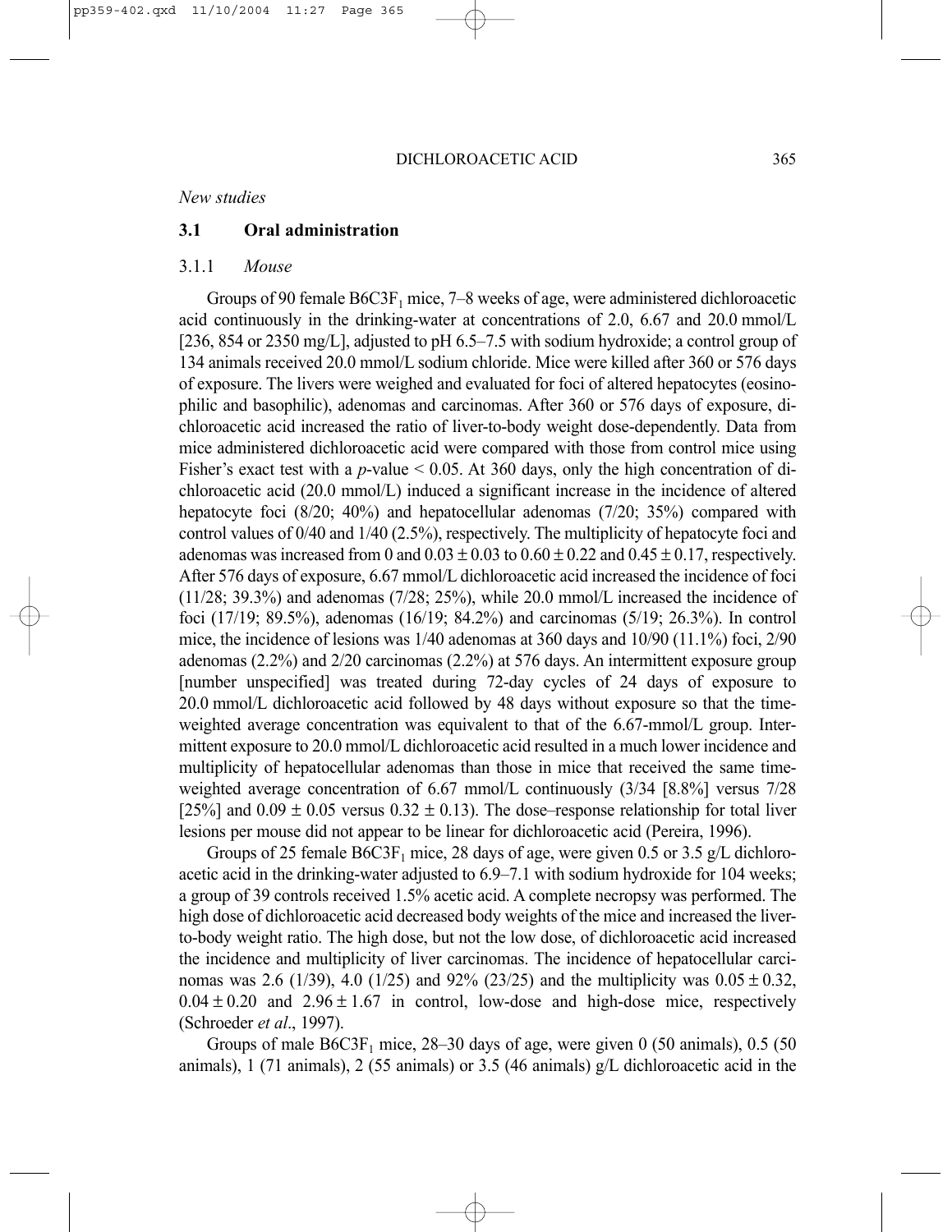*New studies*

## 3.1 Oral administration

### 3.1.1 *Mouse*

Groups of 90 female $B6C3F_1$ mice, 7–8 weeks of age, were administered dichloroacetic acid continuously in the drinking-water at concentrations of 2.0, 6.67 and 20.0 mmol/L [236, 854 or 2350 mg/L], adjusted to pH 6.5–7.5 with sodium hydroxide; a control group of 134 animals received 20.0 mmol/L sodium chloride. Mice were killed after 360 or 576 days of exposure. The livers were weighed and evaluated for foci of altered hepatocytes (eosinophilic and basophilic), adenomas and carcinomas. After 360 or 576 days of exposure, dichloroacetic acid increased the ratio of liver-to-body weight dose-dependently. Data from mice administered dichloroacetic acid were compared with those from control mice using Fisher's exact test with a *p*-value $< 0.05$. At 360 days, only the high concentration of dichloroacetic acid (20.0 mmol/L) induced a significant increase in the incidence of altered hepatocyte foci (8/20; 40%) and hepatocellular adenomas (7/20; 35%) compared with control values of 0/40 and 1/40 (2.5%), respectively. The multiplicity of hepatocyte foci and adenomas was increased from 0 and $0.03 \pm 0.03$ to $0.60 \pm 0.22$ and $0.45 \pm 0.17$, respectively. After 576 days of exposure, 6.67 mmol/L dichloroacetic acid increased the incidence of foci (11/28; 39.3%) and adenomas (7/28; 25%), while 20.0 mmol/L increased the incidence of foci (17/19; 89.5%), adenomas (16/19; 84.2%) and carcinomas (5/19; 26.3%). In control mice, the incidence of lesions was 1/40 adenomas at 360 days and 10/90 (11.1%) foci, 2/90 adenomas (2.2%) and 2/20 carcinomas (2.2%) at 576 days. An intermittent exposure group [number unspecified] was treated during 72-day cycles of 24 days of exposure to 20.0 mmol/L dichloroacetic acid followed by 48 days without exposure so that the time-weighted average concentration was equivalent to that of the 6.67-mmol/L group. Intermittent exposure to 20.0 mmol/L dichloroacetic acid resulted in a much lower incidence and multiplicity of hepatocellular adenomas than those in mice that received the same time-weighted average concentration of 6.67 mmol/L continuously (3/34 [8.8%] versus 7/28 [25%] and $0.09 \pm 0.05$ versus $0.32 \pm 0.13$). The dose–response relationship for total liver lesions per mouse did not appear to be linear for dichloroacetic acid (Pereira, 1996).

Groups of 25 female $B6C3F_1$ mice, 28 days of age, were given 0.5 or 3.5 g/L dichloroacetic acid in the drinking-water adjusted to 6.9–7.1 with sodium hydroxide for 104 weeks; a group of 39 controls received 1.5% acetic acid. A complete necropsy was performed. The high dose of dichloroacetic acid decreased body weights of the mice and increased the liver-to-body weight ratio. The high dose, but not the low dose, of dichloroacetic acid increased the incidence and multiplicity of liver carcinomas. The incidence of hepatocellular carcinomas was 2.6 (1/39), 4.0 (1/25) and 92% (23/25) and the multiplicity was $0.05 \pm 0.32$, $0.04 \pm 0.20$ and $2.96 \pm 1.67$ in control, low-dose and high-dose mice, respectively (Schroeder *et al*., 1997).

Groups of male $B6C3F_1$ mice, 28–30 days of age, were given 0 (50 animals), 0.5 (50 animals), 1 (71 animals), 2 (55 animals) or 3.5 (46 animals) g/L dichloroacetic acid in the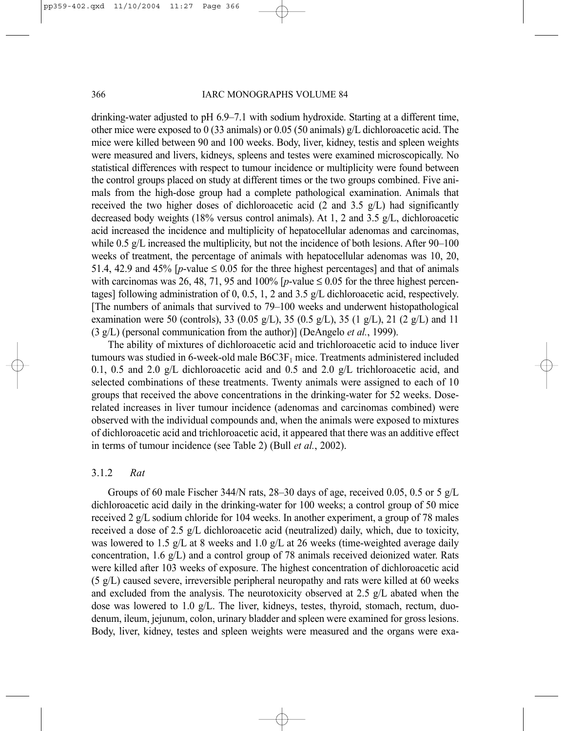drinking-water adjusted to pH 6.9–7.1 with sodium hydroxide. Starting at a different time, other mice were exposed to 0 (33 animals) or 0.05 (50 animals) g/L dichloroacetic acid. The mice were killed between 90 and 100 weeks. Body, liver, kidney, testis and spleen weights were measured and livers, kidneys, spleens and testes were examined microscopically. No statistical differences with respect to tumour incidence or multiplicity were found between the control groups placed on study at different times or the two groups combined. Five animals from the high-dose group had a complete pathological examination. Animals that received the two higher doses of dichloroacetic acid (2 and 3.5 g/L) had significantly decreased body weights (18% versus control animals). At 1, 2 and 3.5 g/L, dichloroacetic acid increased the incidence and multiplicity of hepatocellular adenomas and carcinomas, while 0.5 g/L increased the multiplicity, but not the incidence of both lesions. After 90–100 weeks of treatment, the percentage of animals with hepatocellular adenomas was 10, 20, 51.4, 42.9 and 45% [*p*-value ≤ 0.05 for the three highest percentages] and that of animals with carcinomas was 26, 48, 71, 95 and 100% [*p*-value ≤ 0.05 for the three highest percentages] following administration of 0, 0.5, 1, 2 and 3.5 g/L dichloroacetic acid, respectively. [The numbers of animals that survived to 79–100 weeks and underwent histopathological examination were 50 (controls), 33 (0.05 g/L), 35 (0.5 g/L), 35 (1 g/L), 21 (2 g/L) and 11 (3 g/L) (personal communication from the author)] (DeAngelo *et al.*, 1999).

The ability of mixtures of dichloroacetic acid and trichloroacetic acid to induce liver tumours was studied in 6-week-old male $B6C3F_1$ mice. Treatments administered included 0.1, 0.5 and 2.0 g/L dichloroacetic acid and 0.5 and 2.0 g/L trichloroacetic acid, and selected combinations of these treatments. Twenty animals were assigned to each of 10 groups that received the above concentrations in the drinking-water for 52 weeks. Dose-related increases in liver tumour incidence (adenomas and carcinomas combined) were observed with the individual compounds and, when the animals were exposed to mixtures of dichloroacetic acid and trichloroacetic acid, it appeared that there was an additive effect in terms of tumour incidence (see Table 2) (Bull *et al.*, 2002).

### 3.1.2 *Rat*

Groups of 60 male Fischer 344/N rats, 28–30 days of age, received 0.05, 0.5 or 5 g/L dichloroacetic acid daily in the drinking-water for 100 weeks; a control group of 50 mice received 2 g/L sodium chloride for 104 weeks. In another experiment, a group of 78 males received a dose of 2.5 g/L dichloroacetic acid (neutralized) daily, which, due to toxicity, was lowered to 1.5 g/L at 8 weeks and 1.0 g/L at 26 weeks (time-weighted average daily concentration, 1.6 g/L) and a control group of 78 animals received deionized water. Rats were killed after 103 weeks of exposure. The highest concentration of dichloroacetic acid (5 g/L) caused severe, irreversible peripheral neuropathy and rats were killed at 60 weeks and excluded from the analysis. The neurotoxicity observed at 2.5 g/L abated when the dose was lowered to 1.0 g/L. The liver, kidneys, testes, thyroid, stomach, rectum, duodenum, ileum, jejunum, colon, urinary bladder and spleen were examined for gross lesions. Body, liver, kidney, testes and spleen weights were measured and the organs were exa-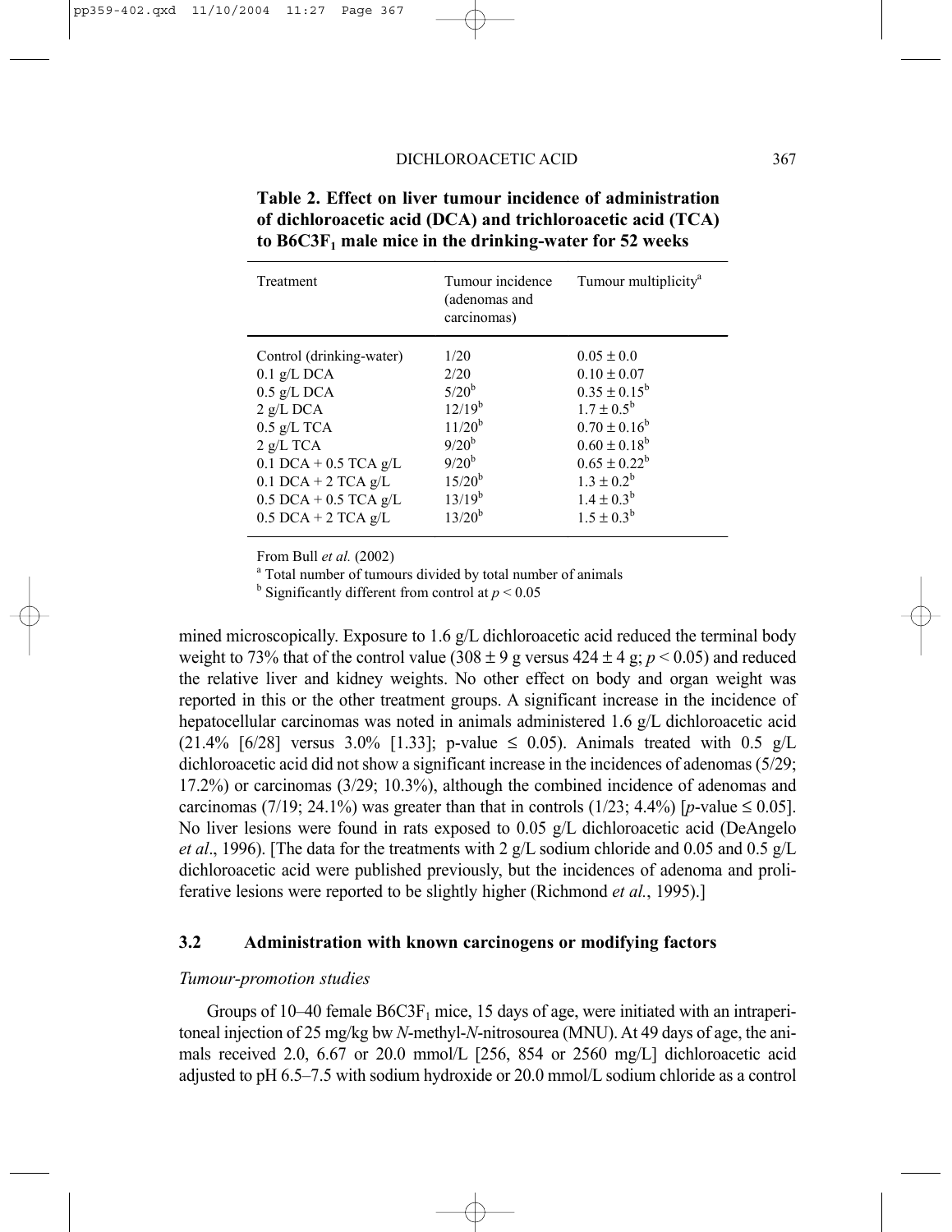**Table 2. Effect on liver tumour incidence of administration of dichloroacetic acid (DCA) and trichloroacetic acid (TCA) to $B6C3F_1$ male mice in the drinking-water for 52 weeks**

| Treatment | Tumour incidence (adenomas and carcinomas) | Tumour multiplicity[a] |
|---|---|---|
| Control (drinking-water) | 1/20 | $0.05 \pm 0.0$ |
| 0.1 g/L DCA | 2/20 | $0.10 \pm 0.07$ |
| 0.5 g/L DCA | 5/20[b] | $0.35 \pm 0.15$[b] |
| 2 g/L DCA | 12/19[b] | $1.7 \pm 0.5$[b] |
| 0.5 g/L TCA | 11/20[b] | $0.70 \pm 0.16$[b] |
| 2 g/L TCA | 9/20[b] | $0.60 \pm 0.18$[b] |
| 0.1 DCA + 0.5 TCA g/L | 9/20[b] | $0.65 \pm 0.22$[b] |
| 0.1 DCA + 2 TCA g/L | 15/20[b] | $1.3 \pm 0.2$[b] |
| 0.5 DCA + 0.5 TCA g/L | 13/19[b] | $1.4 \pm 0.3$[b] |
| 0.5 DCA + 2 TCA g/L | 13/20[b] | $1.5 \pm 0.3$[b] |

From Bull *et al.* (2002)

[a] Total number of tumours divided by total number of animals

[b] Significantly different from control at $p < 0.05$

mined microscopically. Exposure to 1.6 g/L dichloroacetic acid reduced the terminal body weight to 73% that of the control value ($308 \pm 9$ g versus $424 \pm 4$ g; $p < 0.05$) and reduced the relative liver and kidney weights. No other effect on body and organ weight was reported in this or the other treatment groups. A significant increase in the incidence of hepatocellular carcinomas was noted in animals administered 1.6 g/L dichloroacetic acid (21.4% [6/28] versus 3.0% [1.33]; p-value $\leq 0.05$). Animals treated with 0.5 g/L dichloroacetic acid did not show a significant increase in the incidences of adenomas (5/29; 17.2%) or carcinomas (3/29; 10.3%), although the combined incidence of adenomas and carcinomas (7/19; 24.1%) was greater than that in controls (1/23; 4.4%) [*p*-value $\leq 0.05$]. No liver lesions were found in rats exposed to 0.05 g/L dichloroacetic acid (DeAngelo *et al*., 1996). [The data for the treatments with 2 g/L sodium chloride and 0.05 and 0.5 g/L dichloroacetic acid were published previously, but the incidences of adenoma and proliferative lesions were reported to be slightly higher (Richmond *et al.*, 1995).]

### 3.2 Administration with known carcinogens or modifying factors

*Tumour-promotion studies*

Groups of 10–40 female $B6C3F_1$ mice, 15 days of age, were initiated with an intraperitoneal injection of 25 mg/kg bw *N*-methyl-*N*-nitrosourea (MNU). At 49 days of age, the animals received 2.0, 6.67 or 20.0 mmol/L [256, 854 or 2560 mg/L] dichloroacetic acid adjusted to pH 6.5–7.5 with sodium hydroxide or 20.0 mmol/L sodium chloride as a control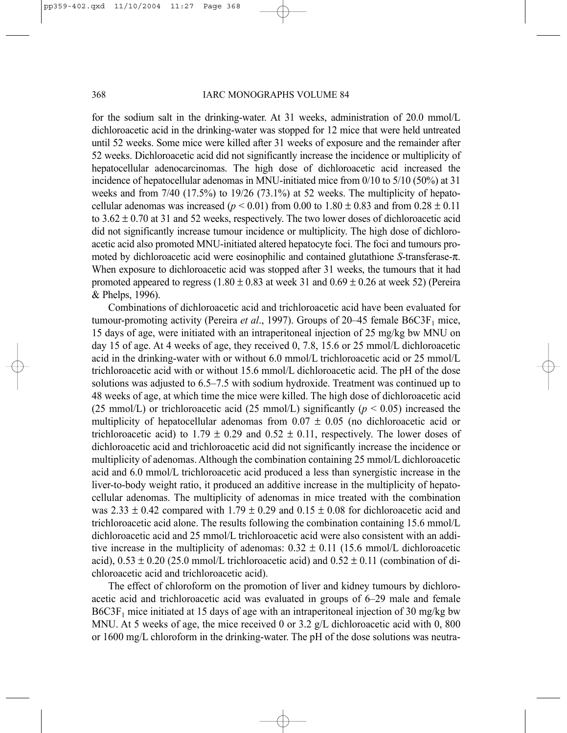for the sodium salt in the drinking-water. At 31 weeks, administration of 20.0 mmol/L dichloroacetic acid in the drinking-water was stopped for 12 mice that were held untreated until 52 weeks. Some mice were killed after 31 weeks of exposure and the remainder after 52 weeks. Dichloroacetic acid did not significantly increase the incidence or multiplicity of hepatocellular adenocarcinomas. The high dose of dichloroacetic acid increased the incidence of hepatocellular adenomas in MNU-initiated mice from 0/10 to 5/10 (50%) at 31 weeks and from 7/40 (17.5%) to 19/26 (73.1%) at 52 weeks. The multiplicity of hepatocellular adenomas was increased ($p < 0.01$) from 0.00 to $1.80 \pm 0.83$ and from $0.28 \pm 0.11$ to $3.62 \pm 0.70$ at 31 and 52 weeks, respectively. The two lower doses of dichloroacetic acid did not significantly increase tumour incidence or multiplicity. The high dose of dichloroacetic acid also promoted MNU-initiated altered hepatocyte foci. The foci and tumours promoted by dichloroacetic acid were eosinophilic and contained glutathione *S*-transferase-π. When exposure to dichloroacetic acid was stopped after 31 weeks, the tumours that it had promoted appeared to regress ($1.80 \pm 0.83$ at week 31 and $0.69 \pm 0.26$ at week 52) (Pereira & Phelps, 1996).

Combinations of dichloroacetic acid and trichloroacetic acid have been evaluated for tumour-promoting activity (Pereira *et al*., 1997). Groups of 20–45 female $B6C3F_1$ mice, 15 days of age, were initiated with an intraperitoneal injection of 25 mg/kg bw MNU on day 15 of age. At 4 weeks of age, they received 0, 7.8, 15.6 or 25 mmol/L dichloroacetic acid in the drinking-water with or without 6.0 mmol/L trichloroacetic acid or 25 mmol/L trichloroacetic acid with or without 15.6 mmol/L dichloroacetic acid. The pH of the dose solutions was adjusted to 6.5–7.5 with sodium hydroxide. Treatment was continued up to 48 weeks of age, at which time the mice were killed. The high dose of dichloroacetic acid (25 mmol/L) or trichloroacetic acid (25 mmol/L) significantly ($p < 0.05$) increased the multiplicity of hepatocellular adenomas from $0.07 \pm 0.05$ (no dichloroacetic acid or trichloroacetic acid) to $1.79 \pm 0.29$ and $0.52 \pm 0.11$, respectively. The lower doses of dichloroacetic acid and trichloroacetic acid did not significantly increase the incidence or multiplicity of adenomas. Although the combination containing 25 mmol/L dichloroacetic acid and 6.0 mmol/L trichloroacetic acid produced a less than synergistic increase in the liver-to-body weight ratio, it produced an additive increase in the multiplicity of hepatocellular adenomas. The multiplicity of adenomas in mice treated with the combination was $2.33 \pm 0.42$ compared with $1.79 \pm 0.29$ and $0.15 \pm 0.08$ for dichloroacetic acid and trichloroacetic acid alone. The results following the combination containing 15.6 mmol/L dichloroacetic acid and 25 mmol/L trichloroacetic acid were also consistent with an additive increase in the multiplicity of adenomas: $0.32 \pm 0.11$ (15.6 mmol/L dichloroacetic acid), $0.53 \pm 0.20$ (25.0 mmol/L trichloroacetic acid) and $0.52 \pm 0.11$ (combination of dichloroacetic acid and trichloroacetic acid).

The effect of chloroform on the promotion of liver and kidney tumours by dichloroacetic acid and trichloroacetic acid was evaluated in groups of 6–29 male and female $B6C3F_1$ mice initiated at 15 days of age with an intraperitoneal injection of 30 mg/kg bw MNU. At 5 weeks of age, the mice received 0 or 3.2 g/L dichloroacetic acid with 0, 800 or 1600 mg/L chloroform in the drinking-water. The pH of the dose solutions was neutra-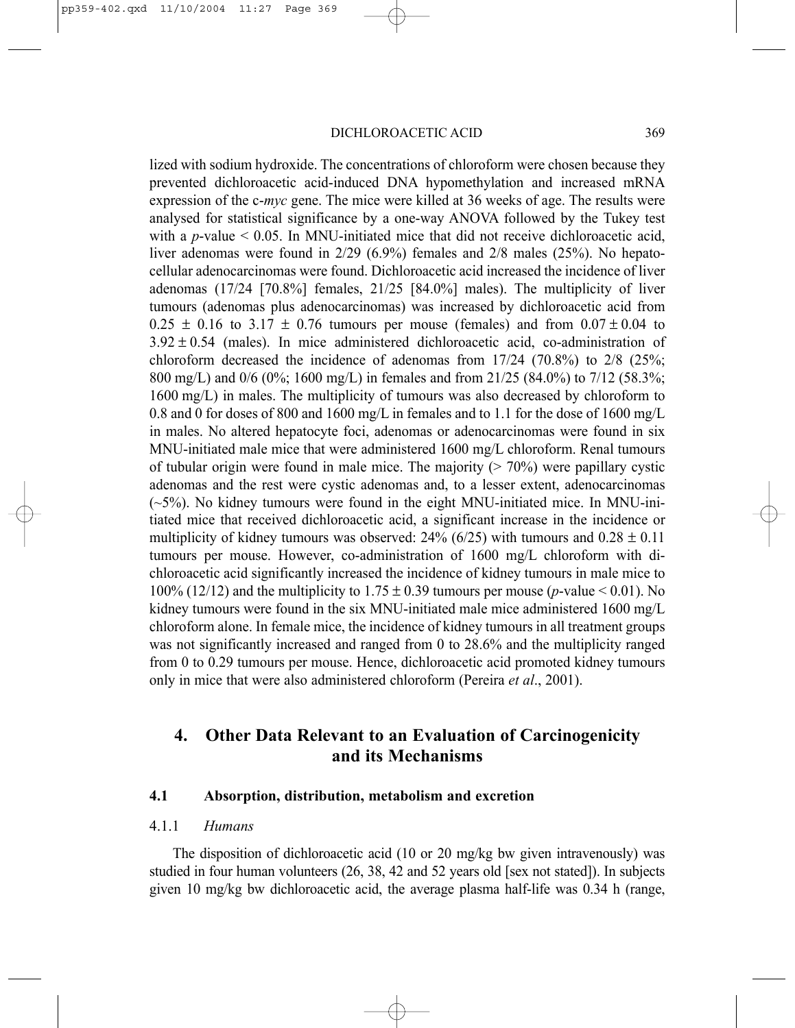lized with sodium hydroxide. The concentrations of chloroform were chosen because they prevented dichloroacetic acid-induced DNA hypomethylation and increased mRNA expression of the c-*myc* gene. The mice were killed at 36 weeks of age. The results were analysed for statistical significance by a one-way ANOVA followed by the Tukey test with a $p$-value $< 0.05$. In MNU-initiated mice that did not receive dichloroacetic acid, liver adenomas were found in 2/29 (6.9%) females and 2/8 males (25%). No hepatocellular adenocarcinomas were found. Dichloroacetic acid increased the incidence of liver adenomas (17/24 [70.8%] females, 21/25 [84.0%] males). The multiplicity of liver tumours (adenomas plus adenocarcinomas) was increased by dichloroacetic acid from $0.25 \pm 0.16$ to $3.17 \pm 0.76$ tumours per mouse (females) and from $0.07 \pm 0.04$ to $3.92 \pm 0.54$ (males). In mice administered dichloroacetic acid, co-administration of chloroform decreased the incidence of adenomas from 17/24 (70.8%) to 2/8 (25%; 800 mg/L) and 0/6 (0%; 1600 mg/L) in females and from 21/25 (84.0%) to 7/12 (58.3%; 1600 mg/L) in males. The multiplicity of tumours was also decreased by chloroform to 0.8 and 0 for doses of 800 and 1600 mg/L in females and to 1.1 for the dose of 1600 mg/L in males. No altered hepatocyte foci, adenomas or adenocarcinomas were found in six MNU-initiated male mice that were administered 1600 mg/L chloroform. Renal tumours of tubular origin were found in male mice. The majority (> 70%) were papillary cystic adenomas and the rest were cystic adenomas and, to a lesser extent, adenocarcinomas (~5%). No kidney tumours were found in the eight MNU-initiated mice. In MNU-initiated mice that received dichloroacetic acid, a significant increase in the incidence or multiplicity of kidney tumours was observed: 24% (6/25) with tumours and $0.28 \pm 0.11$ tumours per mouse. However, co-administration of 1600 mg/L chloroform with dichloroacetic acid significantly increased the incidence of kidney tumours in male mice to 100% (12/12) and the multiplicity to $1.75 \pm 0.39$ tumours per mouse ($p$-value $< 0.01$). No kidney tumours were found in the six MNU-initiated male mice administered 1600 mg/L chloroform alone. In female mice, the incidence of kidney tumours in all treatment groups was not significantly increased and ranged from 0 to 28.6% and the multiplicity ranged from 0 to 0.29 tumours per mouse. Hence, dichloroacetic acid promoted kidney tumours only in mice that were also administered chloroform (Pereira *et al*., 2001).

## 4. Other Data Relevant to an Evaluation of Carcinogenicity and its Mechanisms

### 4.1 Absorption, distribution, metabolism and excretion

#### 4.1.1 *Humans*

The disposition of dichloroacetic acid (10 or 20 mg/kg bw given intravenously) was studied in four human volunteers (26, 38, 42 and 52 years old [sex not stated]). In subjects given 10 mg/kg bw dichloroacetic acid, the average plasma half-life was 0.34 h (range,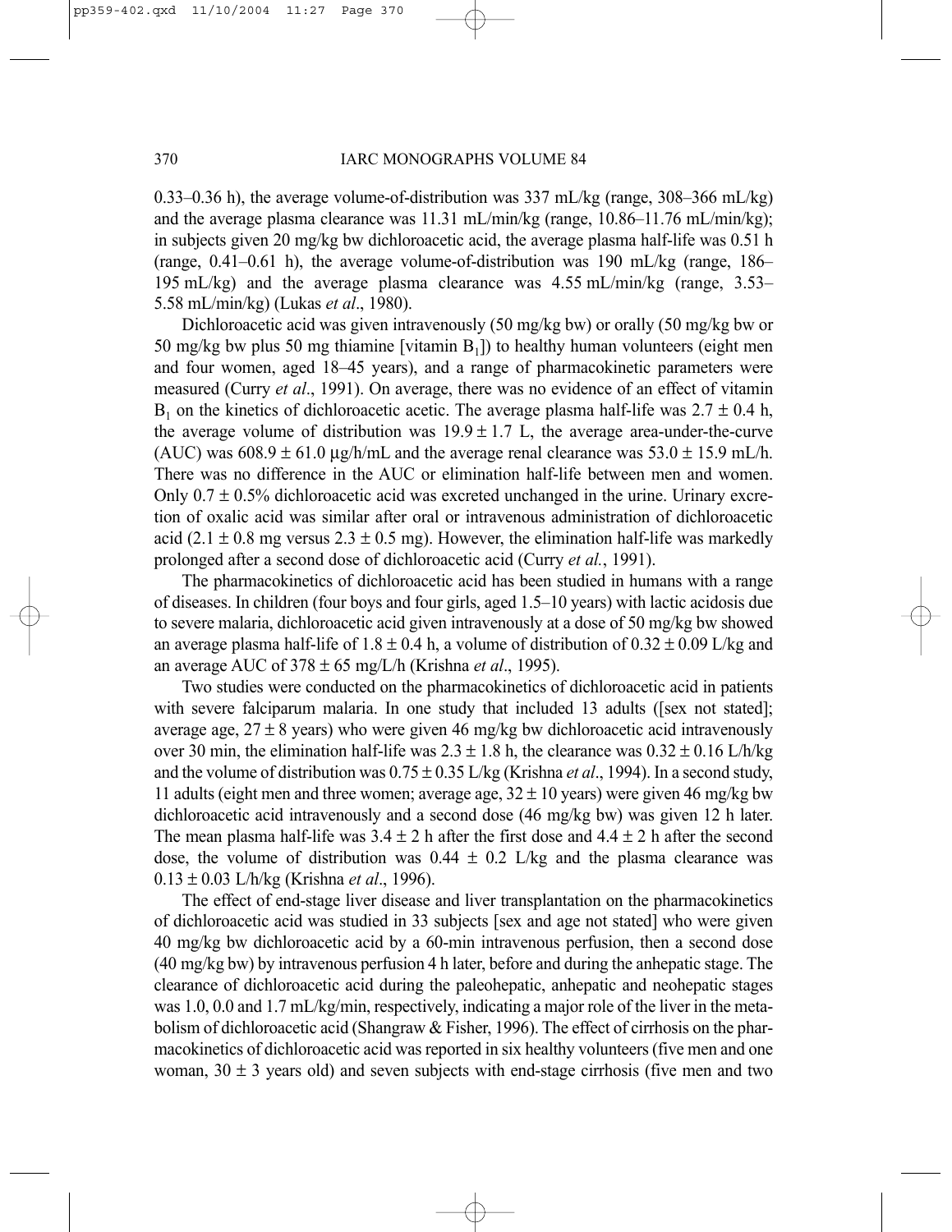0.33–0.36 h), the average volume-of-distribution was 337 mL/kg (range, 308–366 mL/kg) and the average plasma clearance was 11.31 mL/min/kg (range, 10.86–11.76 mL/min/kg); in subjects given 20 mg/kg bw dichloroacetic acid, the average plasma half-life was 0.51 h (range, 0.41–0.61 h), the average volume-of-distribution was 190 mL/kg (range, 186–195 mL/kg) and the average plasma clearance was 4.55 mL/min/kg (range, 3.53–5.58 mL/min/kg) (Lukas *et al*., 1980).

Dichloroacetic acid was given intravenously (50 mg/kg bw) or orally (50 mg/kg bw or 50 mg/kg bw plus 50 mg thiamine [vitamin $B_1$]) to healthy human volunteers (eight men and four women, aged 18–45 years), and a range of pharmacokinetic parameters were measured (Curry *et al*., 1991). On average, there was no evidence of an effect of vitamin $B_1$ on the kinetics of dichloroacetic acetic. The average plasma half-life was $2.7 \pm 0.4$ h, the average volume of distribution was $19.9 \pm 1.7$ L, the average area-under-the-curve (AUC) was $608.9 \pm 61.0$ µg/h/mL and the average renal clearance was $53.0 \pm 15.9$ mL/h. There was no difference in the AUC or elimination half-life between men and women. Only $0.7 \pm 0.5$% dichloroacetic acid was excreted unchanged in the urine. Urinary excretion of oxalic acid was similar after oral or intravenous administration of dichloroacetic acid ($2.1 \pm 0.8$ mg versus $2.3 \pm 0.5$ mg). However, the elimination half-life was markedly prolonged after a second dose of dichloroacetic acid (Curry *et al.*, 1991).

The pharmacokinetics of dichloroacetic acid has been studied in humans with a range of diseases. In children (four boys and four girls, aged 1.5–10 years) with lactic acidosis due to severe malaria, dichloroacetic acid given intravenously at a dose of 50 mg/kg bw showed an average plasma half-life of $1.8 \pm 0.4$ h, a volume of distribution of $0.32 \pm 0.09$ L/kg and an average AUC of $378 \pm 65$ mg/L/h (Krishna *et al*., 1995).

Two studies were conducted on the pharmacokinetics of dichloroacetic acid in patients with severe falciparum malaria. In one study that included 13 adults ([sex not stated]; average age, $27 \pm 8$ years) who were given 46 mg/kg bw dichloroacetic acid intravenously over 30 min, the elimination half-life was $2.3 \pm 1.8$ h, the clearance was $0.32 \pm 0.16$ L/h/kg and the volume of distribution was $0.75 \pm 0.35$ L/kg (Krishna *et al*., 1994). In a second study, 11 adults (eight men and three women; average age, $32 \pm 10$ years) were given 46 mg/kg bw dichloroacetic acid intravenously and a second dose (46 mg/kg bw) was given 12 h later. The mean plasma half-life was $3.4 \pm 2$ h after the first dose and $4.4 \pm 2$ h after the second dose, the volume of distribution was $0.44 \pm 0.2$ L/kg and the plasma clearance was $0.13 \pm 0.03$ L/h/kg (Krishna *et al*., 1996).

The effect of end-stage liver disease and liver transplantation on the pharmacokinetics of dichloroacetic acid was studied in 33 subjects [sex and age not stated] who were given 40 mg/kg bw dichloroacetic acid by a 60-min intravenous perfusion, then a second dose (40 mg/kg bw) by intravenous perfusion 4 h later, before and during the anhepatic stage. The clearance of dichloroacetic acid during the paleohepatic, anhepatic and neohepatic stages was 1.0, 0.0 and 1.7 mL/kg/min, respectively, indicating a major role of the liver in the metabolism of dichloroacetic acid (Shangraw & Fisher, 1996). The effect of cirrhosis on the pharmacokinetics of dichloroacetic acid was reported in six healthy volunteers (five men and one woman, $30 \pm 3$ years old) and seven subjects with end-stage cirrhosis (five men and two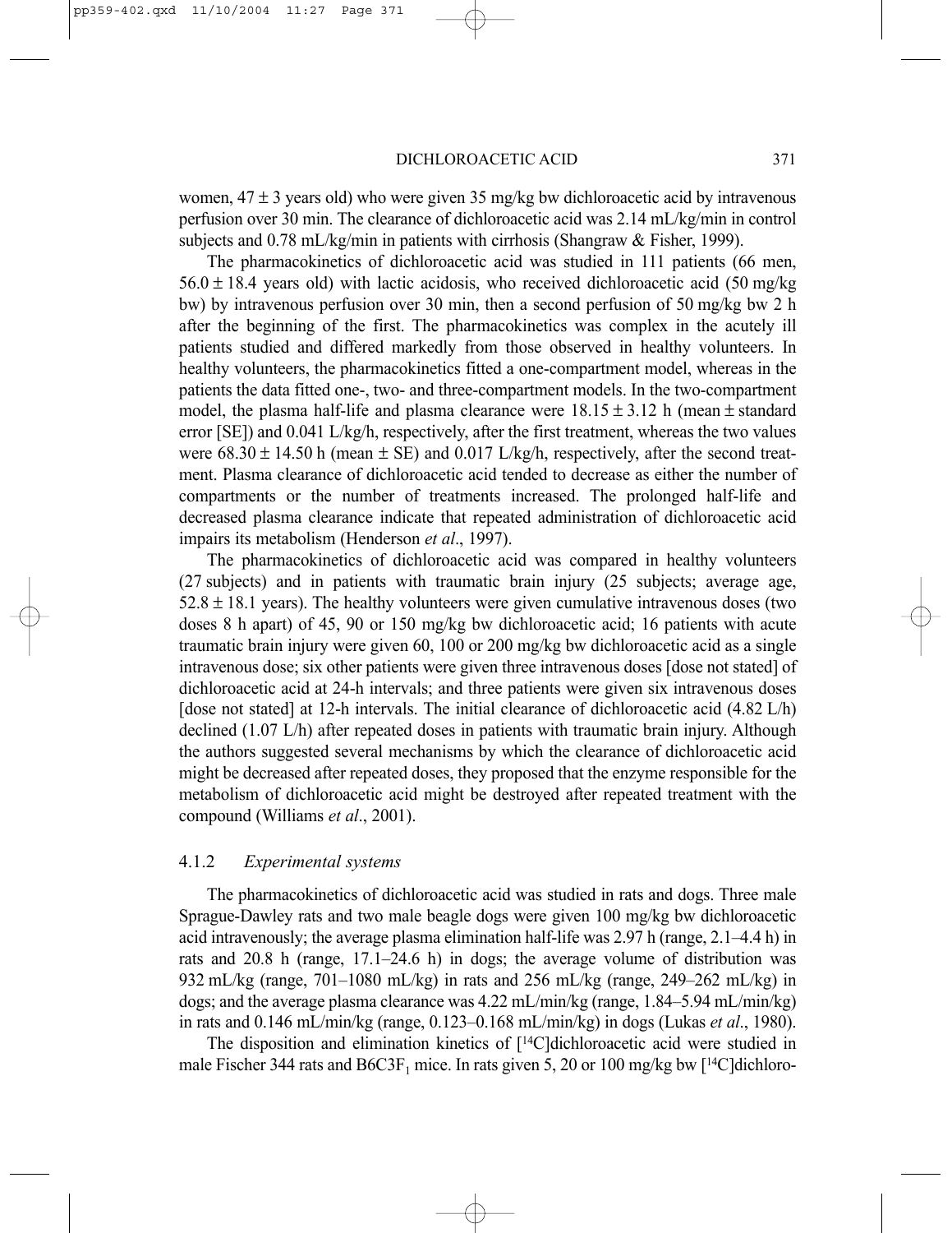women, 47 ± 3 years old) who were given 35 mg/kg bw dichloroacetic acid by intravenous perfusion over 30 min. The clearance of dichloroacetic acid was 2.14 mL/kg/min in control subjects and 0.78 mL/kg/min in patients with cirrhosis (Shangraw & Fisher, 1999).

The pharmacokinetics of dichloroacetic acid was studied in 111 patients (66 men, 56.0 ± 18.4 years old) with lactic acidosis, who received dichloroacetic acid (50 mg/kg bw) by intravenous perfusion over 30 min, then a second perfusion of 50 mg/kg bw 2 h after the beginning of the first. The pharmacokinetics was complex in the acutely ill patients studied and differed markedly from those observed in healthy volunteers. In healthy volunteers, the pharmacokinetics fitted a one-compartment model, whereas in the patients the data fitted one-, two- and three-compartment models. In the two-compartment model, the plasma half-life and plasma clearance were 18.15 ± 3.12 h (mean ± standard error [SE]) and 0.041 L/kg/h, respectively, after the first treatment, whereas the two values were 68.30 ± 14.50 h (mean ± SE) and 0.017 L/kg/h, respectively, after the second treatment. Plasma clearance of dichloroacetic acid tended to decrease as either the number of compartments or the number of treatments increased. The prolonged half-life and decreased plasma clearance indicate that repeated administration of dichloroacetic acid impairs its metabolism (Henderson *et al*., 1997).

The pharmacokinetics of dichloroacetic acid was compared in healthy volunteers (27 subjects) and in patients with traumatic brain injury (25 subjects; average age, 52.8 ± 18.1 years). The healthy volunteers were given cumulative intravenous doses (two doses 8 h apart) of 45, 90 or 150 mg/kg bw dichloroacetic acid; 16 patients with acute traumatic brain injury were given 60, 100 or 200 mg/kg bw dichloroacetic acid as a single intravenous dose; six other patients were given three intravenous doses [dose not stated] of dichloroacetic acid at 24-h intervals; and three patients were given six intravenous doses [dose not stated] at 12-h intervals. The initial clearance of dichloroacetic acid (4.82 L/h) declined (1.07 L/h) after repeated doses in patients with traumatic brain injury. Although the authors suggested several mechanisms by which the clearance of dichloroacetic acid might be decreased after repeated doses, they proposed that the enzyme responsible for the metabolism of dichloroacetic acid might be destroyed after repeated treatment with the compound (Williams *et al*., 2001).

### 4.1.2 *Experimental systems*

The pharmacokinetics of dichloroacetic acid was studied in rats and dogs. Three male Sprague-Dawley rats and two male beagle dogs were given 100 mg/kg bw dichloroacetic acid intravenously; the average plasma elimination half-life was 2.97 h (range, 2.1–4.4 h) in rats and 20.8 h (range, 17.1–24.6 h) in dogs; the average volume of distribution was 932 mL/kg (range, 701–1080 mL/kg) in rats and 256 mL/kg (range, 249–262 mL/kg) in dogs; and the average plasma clearance was 4.22 mL/min/kg (range, 1.84–5.94 mL/min/kg) in rats and 0.146 mL/min/kg (range, 0.123–0.168 mL/min/kg) in dogs (Lukas *et al*., 1980).

The disposition and elimination kinetics of [$^{14}$C]dichloroacetic acid were studied in male Fischer 344 rats and B6C3F$_1$ mice. In rats given 5, 20 or 100 mg/kg bw [$^{14}$C]dichloro-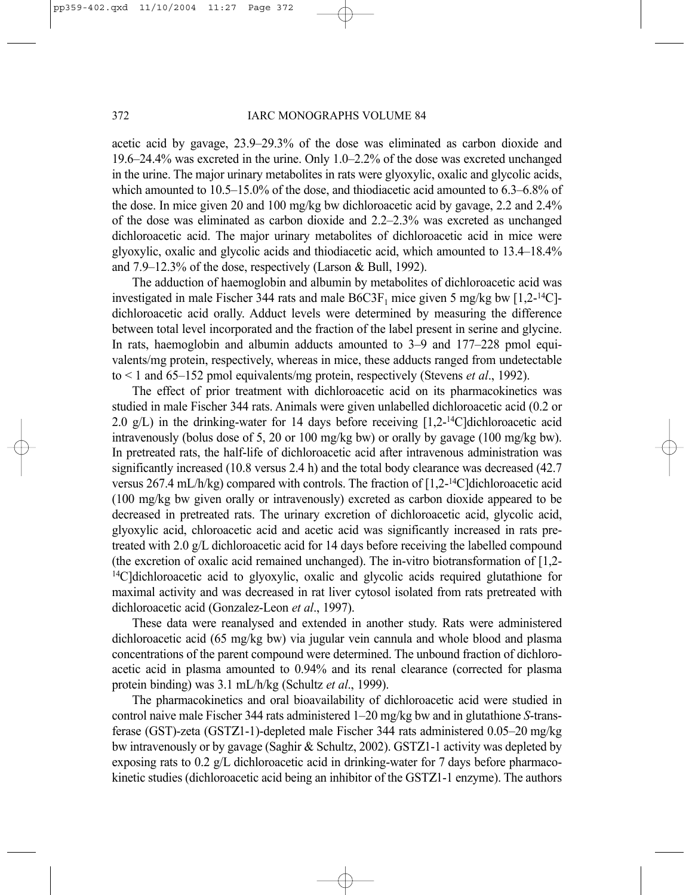acetic acid by gavage, 23.9–29.3% of the dose was eliminated as carbon dioxide and 19.6–24.4% was excreted in the urine. Only 1.0–2.2% of the dose was excreted unchanged in the urine. The major urinary metabolites in rats were glyoxylic, oxalic and glycolic acids, which amounted to 10.5–15.0% of the dose, and thiodiacetic acid amounted to 6.3–6.8% of the dose. In mice given 20 and 100 mg/kg bw dichloroacetic acid by gavage, 2.2 and 2.4% of the dose was eliminated as carbon dioxide and 2.2–2.3% was excreted as unchanged dichloroacetic acid. The major urinary metabolites of dichloroacetic acid in mice were glyoxylic, oxalic and glycolic acids and thiodiacetic acid, which amounted to 13.4–18.4% and 7.9–12.3% of the dose, respectively (Larson & Bull, 1992).

The adduction of haemoglobin and albumin by metabolites of dichloroacetic acid was investigated in male Fischer 344 rats and male $B6C3F_1$ mice given 5 mg/kg bw [1,2-$^{14}$C]-dichloroacetic acid orally. Adduct levels were determined by measuring the difference between total level incorporated and the fraction of the label present in serine and glycine. In rats, haemoglobin and albumin adducts amounted to 3–9 and 177–228 pmol equivalents/mg protein, respectively, whereas in mice, these adducts ranged from undetectable to < 1 and 65–152 pmol equivalents/mg protein, respectively (Stevens *et al*., 1992).

The effect of prior treatment with dichloroacetic acid on its pharmacokinetics was studied in male Fischer 344 rats. Animals were given unlabelled dichloroacetic acid (0.2 or 2.0 g/L) in the drinking-water for 14 days before receiving [1,2-$^{14}$C]dichloroacetic acid intravenously (bolus dose of 5, 20 or 100 mg/kg bw) or orally by gavage (100 mg/kg bw). In pretreated rats, the half-life of dichloroacetic acid after intravenous administration was significantly increased (10.8 versus 2.4 h) and the total body clearance was decreased (42.7 versus 267.4 mL/h/kg) compared with controls. The fraction of [1,2-$^{14}$C]dichloroacetic acid (100 mg/kg bw given orally or intravenously) excreted as carbon dioxide appeared to be decreased in pretreated rats. The urinary excretion of dichloroacetic acid, glycolic acid, glyoxylic acid, chloroacetic acid and acetic acid was significantly increased in rats pretreated with 2.0 g/L dichloroacetic acid for 14 days before receiving the labelled compound (the excretion of oxalic acid remained unchanged). The in-vitro biotransformation of [1,2-$^{14}$C]dichloroacetic acid to glyoxylic, oxalic and glycolic acids required glutathione for maximal activity and was decreased in rat liver cytosol isolated from rats pretreated with dichloroacetic acid (Gonzalez-Leon *et al*., 1997).

These data were reanalysed and extended in another study. Rats were administered dichloroacetic acid (65 mg/kg bw) via jugular vein cannula and whole blood and plasma concentrations of the parent compound were determined. The unbound fraction of dichloroacetic acid in plasma amounted to 0.94% and its renal clearance (corrected for plasma protein binding) was 3.1 mL/h/kg (Schultz *et al*., 1999).

The pharmacokinetics and oral bioavailability of dichloroacetic acid were studied in control naive male Fischer 344 rats administered 1–20 mg/kg bw and in glutathione *S*-transferase (GST)-zeta (GSTZ1-1)-depleted male Fischer 344 rats administered 0.05–20 mg/kg bw intravenously or by gavage (Saghir & Schultz, 2002). GSTZ1-1 activity was depleted by exposing rats to 0.2 g/L dichloroacetic acid in drinking-water for 7 days before pharmacokinetic studies (dichloroacetic acid being an inhibitor of the GSTZ1-1 enzyme). The authors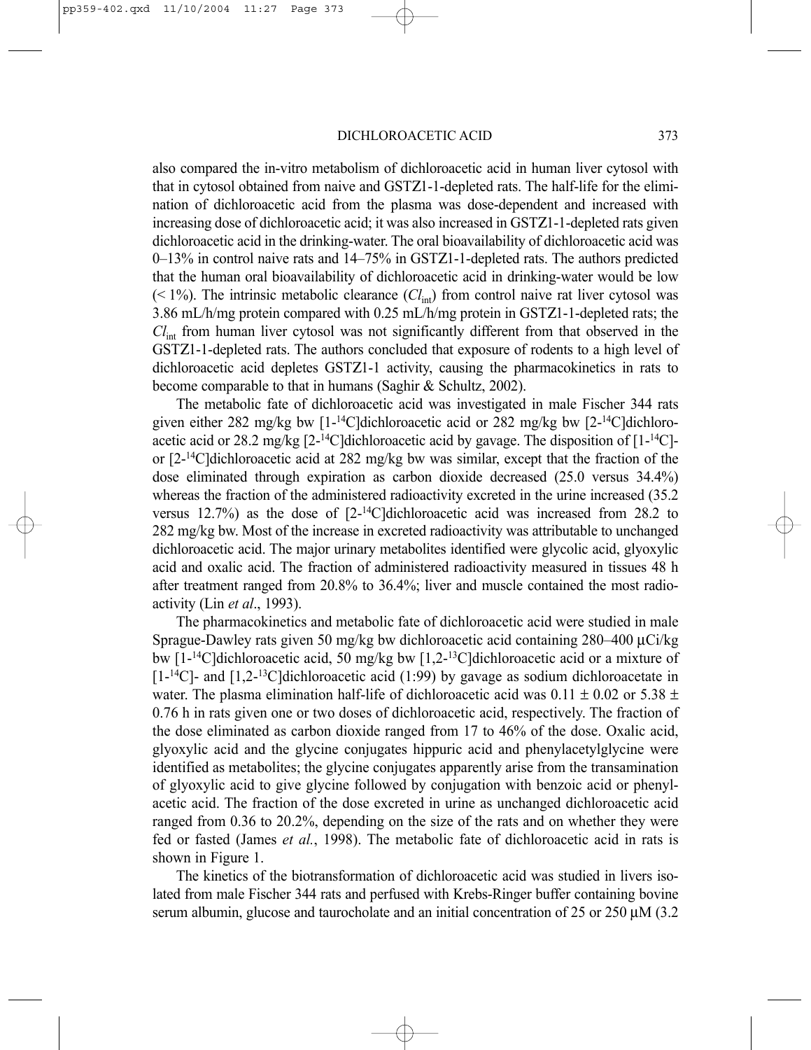also compared the in-vitro metabolism of dichloroacetic acid in human liver cytosol with that in cytosol obtained from naive and GSTZ1-1-depleted rats. The half-life for the elimination of dichloroacetic acid from the plasma was dose-dependent and increased with increasing dose of dichloroacetic acid; it was also increased in GSTZ1-1-depleted rats given dichloroacetic acid in the drinking-water. The oral bioavailability of dichloroacetic acid was 0–13% in control naive rats and 14–75% in GSTZ1-1-depleted rats. The authors predicted that the human oral bioavailability of dichloroacetic acid in drinking-water would be low (< 1%). The intrinsic metabolic clearance ($Cl_{int}$) from control naive rat liver cytosol was 3.86 mL/h/mg protein compared with 0.25 mL/h/mg protein in GSTZ1-1-depleted rats; the $Cl_{int}$ from human liver cytosol was not significantly different from that observed in the GSTZ1-1-depleted rats. The authors concluded that exposure of rodents to a high level of dichloroacetic acid depletes GSTZ1-1 activity, causing the pharmacokinetics in rats to become comparable to that in humans (Saghir & Schultz, 2002).

The metabolic fate of dichloroacetic acid was investigated in male Fischer 344 rats given either 282 mg/kg bw [1-$^{14}$C]dichloroacetic acid or 282 mg/kg bw [2-$^{14}$C]dichloroacetic acid or 28.2 mg/kg [2-$^{14}$C]dichloroacetic acid by gavage. The disposition of [1-$^{14}$C]- or [2-$^{14}$C]dichloroacetic acid at 282 mg/kg bw was similar, except that the fraction of the dose eliminated through expiration as carbon dioxide decreased (25.0 versus 34.4%) whereas the fraction of the administered radioactivity excreted in the urine increased (35.2 versus 12.7%) as the dose of [2-$^{14}$C]dichloroacetic acid was increased from 28.2 to 282 mg/kg bw. Most of the increase in excreted radioactivity was attributable to unchanged dichloroacetic acid. The major urinary metabolites identified were glycolic acid, glyoxylic acid and oxalic acid. The fraction of administered radioactivity measured in tissues 48 h after treatment ranged from 20.8% to 36.4%; liver and muscle contained the most radioactivity (Lin *et al*., 1993).

The pharmacokinetics and metabolic fate of dichloroacetic acid were studied in male Sprague-Dawley rats given 50 mg/kg bw dichloroacetic acid containing 280–400 μCi/kg bw [1-$^{14}$C]dichloroacetic acid, 50 mg/kg bw [1,2-$^{13}$C]dichloroacetic acid or a mixture of [1-$^{14}$C]- and [1,2-$^{13}$C]dichloroacetic acid (1:99) by gavage as sodium dichloroacetate in water. The plasma elimination half-life of dichloroacetic acid was $0.11 \pm 0.02$ or $5.38 \pm 0.76$ h in rats given one or two doses of dichloroacetic acid, respectively. The fraction of the dose eliminated as carbon dioxide ranged from 17 to 46% of the dose. Oxalic acid, glyoxylic acid and the glycine conjugates hippuric acid and phenylacetylglycine were identified as metabolites; the glycine conjugates apparently arise from the transamination of glyoxylic acid to give glycine followed by conjugation with benzoic acid or phenylacetic acid. The fraction of the dose excreted in urine as unchanged dichloroacetic acid ranged from 0.36 to 20.2%, depending on the size of the rats and on whether they were fed or fasted (James *et al.*, 1998). The metabolic fate of dichloroacetic acid in rats is shown in Figure 1.

The kinetics of the biotransformation of dichloroacetic acid was studied in livers isolated from male Fischer 344 rats and perfused with Krebs-Ringer buffer containing bovine serum albumin, glucose and taurocholate and an initial concentration of 25 or 250 μM (3.2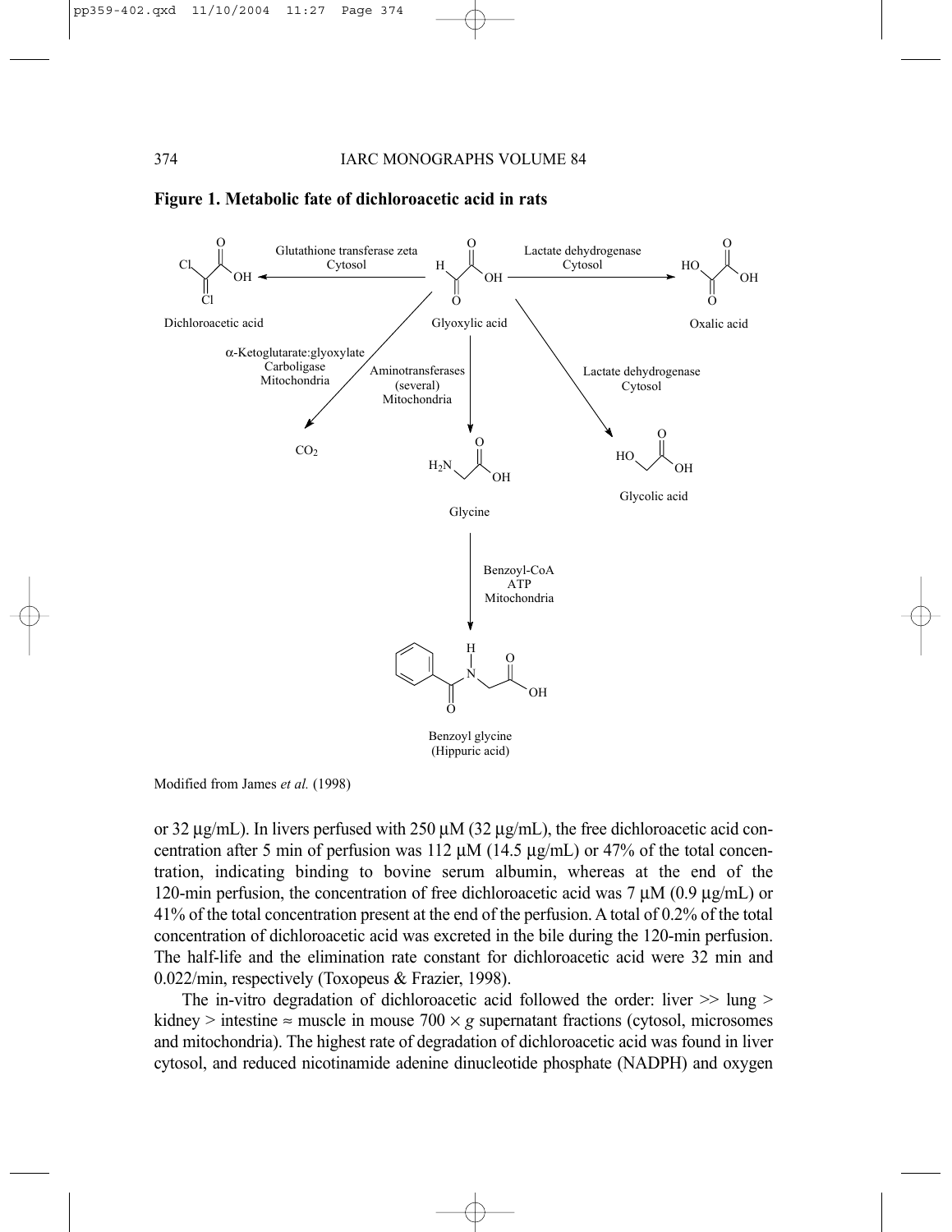**Figure 1. Metabolic fate of dichloroacetic acid in rats**

Glutathione transferase zeta
Cytosol

Lactate dehydrogenase
Cytosol

Dichloroacetic acid

Glyoxylic acid

Oxalic acid

α-Ketoglutarate:glyoxylate
Carboligase
Mitochondria

Aminotransferases
(several)
Mitochondria

Lactate dehydrogenase
Cytosol

$CO_2$

Glycine

Glycolic acid

Benzoyl-CoA
ATP
Mitochondria

Benzoyl glycine
(Hippuric acid)

Modified from James *et al.* (1998)

or 32 μg/mL). In livers perfused with 250 μM (32 μg/mL), the free dichloroacetic acid concentration after 5 min of perfusion was 112 μM (14.5 μg/mL) or 47% of the total concentration, indicating binding to bovine serum albumin, whereas at the end of the 120-min perfusion, the concentration of free dichloroacetic acid was 7 μM (0.9 μg/mL) or 41% of the total concentration present at the end of the perfusion. A total of 0.2% of the total concentration of dichloroacetic acid was excreted in the bile during the 120-min perfusion. The half-life and the elimination rate constant for dichloroacetic acid were 32 min and 0.022/min, respectively (Toxopeus & Frazier, 1998).

The in-vitro degradation of dichloroacetic acid followed the order: liver >> lung > kidney > intestine ≈ muscle in mouse 700 × *g* supernatant fractions (cytosol, microsomes and mitochondria). The highest rate of degradation of dichloroacetic acid was found in liver cytosol, and reduced nicotinamide adenine dinucleotide phosphate (NADPH) and oxygen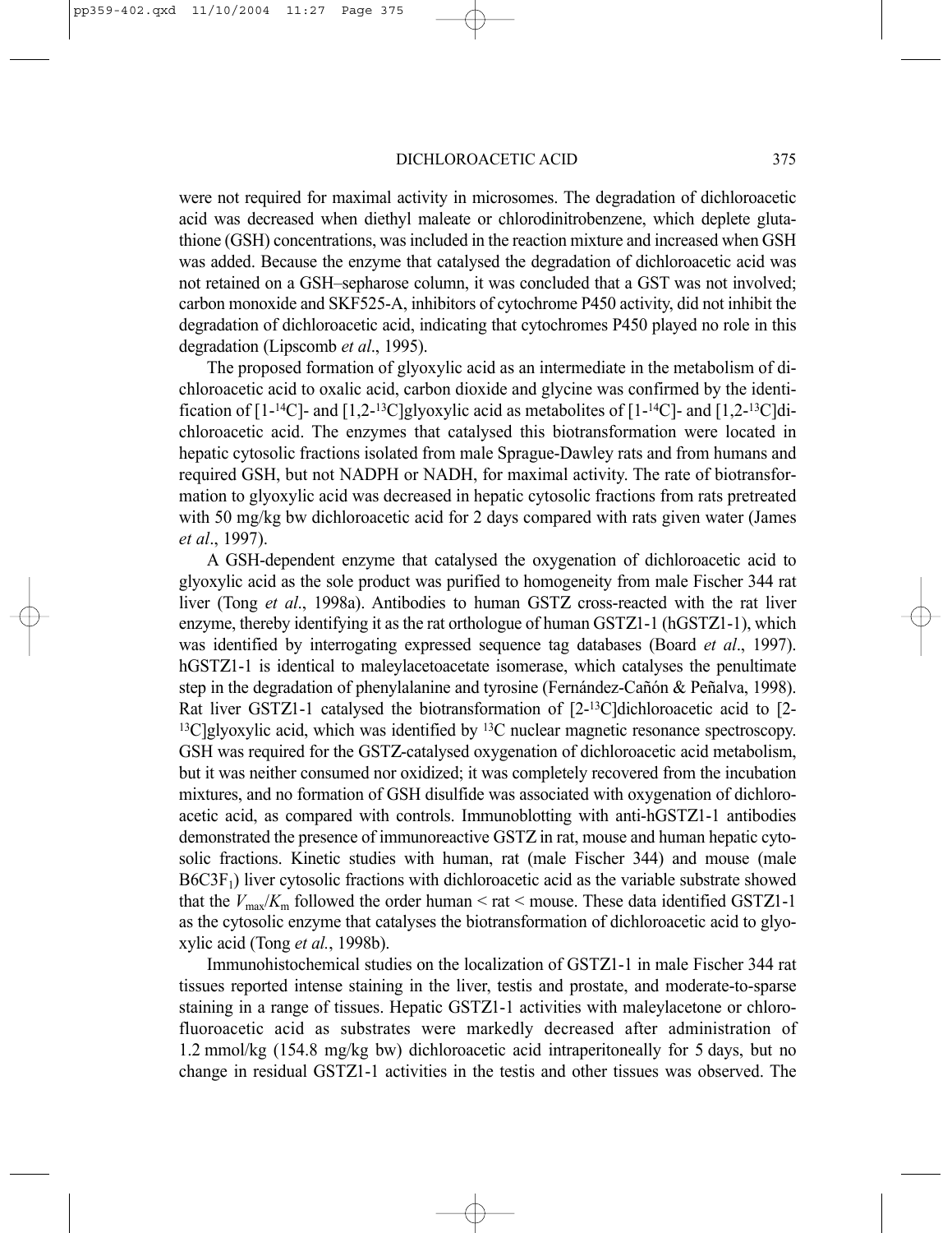were not required for maximal activity in microsomes. The degradation of dichloroacetic acid was decreased when diethyl maleate or chlorodinitrobenzene, which deplete glutathione (GSH) concentrations, was included in the reaction mixture and increased when GSH was added. Because the enzyme that catalysed the degradation of dichloroacetic acid was not retained on a GSH–sepharose column, it was concluded that a GST was not involved; carbon monoxide and SKF525-A, inhibitors of cytochrome P450 activity, did not inhibit the degradation of dichloroacetic acid, indicating that cytochromes P450 played no role in this degradation (Lipscomb *et al*., 1995).

The proposed formation of glyoxylic acid as an intermediate in the metabolism of dichloroacetic acid to oxalic acid, carbon dioxide and glycine was confirmed by the identification of [1-$^{14}$C]- and [1,2-$^{13}$C]glyoxylic acid as metabolites of [1-$^{14}$C]- and [1,2-$^{13}$C]dichloroacetic acid. The enzymes that catalysed this biotransformation were located in hepatic cytosolic fractions isolated from male Sprague-Dawley rats and from humans and required GSH, but not NADPH or NADH, for maximal activity. The rate of biotransformation to glyoxylic acid was decreased in hepatic cytosolic fractions from rats pretreated with 50 mg/kg bw dichloroacetic acid for 2 days compared with rats given water (James *et al*., 1997).

A GSH-dependent enzyme that catalysed the oxygenation of dichloroacetic acid to glyoxylic acid as the sole product was purified to homogeneity from male Fischer 344 rat liver (Tong *et al*., 1998a). Antibodies to human GSTZ cross-reacted with the rat liver enzyme, thereby identifying it as the rat orthologue of human GSTZ1-1 (hGSTZ1-1), which was identified by interrogating expressed sequence tag databases (Board *et al*., 1997). hGSTZ1-1 is identical to maleylacetoacetate isomerase, which catalyses the penultimate step in the degradation of phenylalanine and tyrosine (Fernández-Cañón & Peñalva, 1998). Rat liver GSTZ1-1 catalysed the biotransformation of [2-$^{13}$C]dichloroacetic acid to [2-$^{13}$C]glyoxylic acid, which was identified by $^{13}$C nuclear magnetic resonance spectroscopy. GSH was required for the GSTZ-catalysed oxygenation of dichloroacetic acid metabolism, but it was neither consumed nor oxidized; it was completely recovered from the incubation mixtures, and no formation of GSH disulfide was associated with oxygenation of dichloroacetic acid, as compared with controls. Immunoblotting with anti-hGSTZ1-1 antibodies demonstrated the presence of immunoreactive GSTZ in rat, mouse and human hepatic cytosolic fractions. Kinetic studies with human, rat (male Fischer 344) and mouse (male $B6C3F_1$) liver cytosolic fractions with dichloroacetic acid as the variable substrate showed that the $V_{max}/K_m$ followed the order human < rat < mouse. These data identified GSTZ1-1 as the cytosolic enzyme that catalyses the biotransformation of dichloroacetic acid to glyoxylic acid (Tong *et al.*, 1998b).

Immunohistochemical studies on the localization of GSTZ1-1 in male Fischer 344 rat tissues reported intense staining in the liver, testis and prostate, and moderate-to-sparse staining in a range of tissues. Hepatic GSTZ1-1 activities with maleylacetone or chlorofluoroacetic acid as substrates were markedly decreased after administration of 1.2 mmol/kg (154.8 mg/kg bw) dichloroacetic acid intraperitoneally for 5 days, but no change in residual GSTZ1-1 activities in the testis and other tissues was observed. The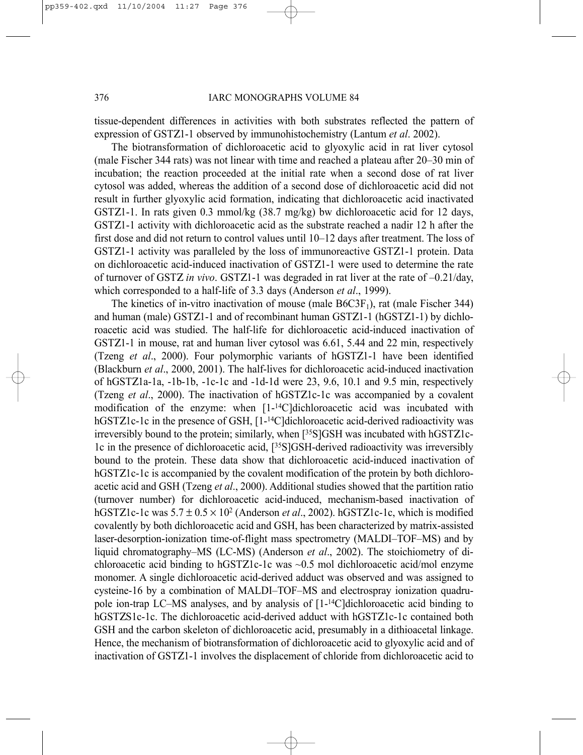tissue-dependent differences in activities with both substrates reflected the pattern of expression of GSTZ1-1 observed by immunohistochemistry (Lantum *et al*. 2002).

The biotransformation of dichloroacetic acid to glyoxylic acid in rat liver cytosol (male Fischer 344 rats) was not linear with time and reached a plateau after 20–30 min of incubation; the reaction proceeded at the initial rate when a second dose of rat liver cytosol was added, whereas the addition of a second dose of dichloroacetic acid did not result in further glyoxylic acid formation, indicating that dichloroacetic acid inactivated GSTZ1-1. In rats given 0.3 mmol/kg (38.7 mg/kg) bw dichloroacetic acid for 12 days, GSTZ1-1 activity with dichloroacetic acid as the substrate reached a nadir 12 h after the first dose and did not return to control values until 10–12 days after treatment. The loss of GSTZ1-1 activity was paralleled by the loss of immunoreactive GSTZ1-1 protein. Data on dichloroacetic acid-induced inactivation of GSTZ1-1 were used to determine the rate of turnover of GSTZ *in vivo*. GSTZ1-1 was degraded in rat liver at the rate of –0.21/day, which corresponded to a half-life of 3.3 days (Anderson *et al*., 1999).

The kinetics of in-vitro inactivation of mouse (male $B6C3F_1$), rat (male Fischer 344) and human (male) GSTZ1-1 and of recombinant human GSTZ1-1 (hGSTZ1-1) by dichloroacetic acid was studied. The half-life for dichloroacetic acid-induced inactivation of GSTZ1-1 in mouse, rat and human liver cytosol was 6.61, 5.44 and 22 min, respectively (Tzeng *et al*., 2000). Four polymorphic variants of hGSTZ1-1 have been identified (Blackburn *et al*., 2000, 2001). The half-lives for dichloroacetic acid-induced inactivation of hGSTZ1a-1a, -1b-1b, -1c-1c and -1d-1d were 23, 9.6, 10.1 and 9.5 min, respectively (Tzeng *et al*., 2000). The inactivation of hGSTZ1c-1c was accompanied by a covalent modification of the enzyme: when [1-$^{14}$C]dichloroacetic acid was incubated with hGSTZ1c-1c in the presence of GSH, [1-$^{14}$C]dichloroacetic acid-derived radioactivity was irreversibly bound to the protein; similarly, when [$^{35}$S]GSH was incubated with hGSTZ1c-1c in the presence of dichloroacetic acid, [$^{35}$S]GSH-derived radioactivity was irreversibly bound to the protein. These data show that dichloroacetic acid-induced inactivation of hGSTZ1c-1c is accompanied by the covalent modification of the protein by both dichloroacetic acid and GSH (Tzeng *et al*., 2000). Additional studies showed that the partition ratio (turnover number) for dichloroacetic acid-induced, mechanism-based inactivation of hGSTZ1c-1c was $5.7 \pm 0.5 \times 10^2$ (Anderson *et al*., 2002). hGSTZ1c-1c, which is modified covalently by both dichloroacetic acid and GSH, has been characterized by matrix-assisted laser-desorption-ionization time-of-flight mass spectrometry (MALDI–TOF–MS) and by liquid chromatography–MS (LC-MS) (Anderson *et al*., 2002). The stoichiometry of dichloroacetic acid binding to hGSTZ1c-1c was ~0.5 mol dichloroacetic acid/mol enzyme monomer. A single dichloroacetic acid-derived adduct was observed and was assigned to cysteine-16 by a combination of MALDI–TOF–MS and electrospray ionization quadrupole ion-trap LC–MS analyses, and by analysis of [1-$^{14}$C]dichloroacetic acid binding to hGSTZS1c-1c. The dichloroacetic acid-derived adduct with hGSTZ1c-1c contained both GSH and the carbon skeleton of dichloroacetic acid, presumably in a dithioacetal linkage. Hence, the mechanism of biotransformation of dichloroacetic acid to glyoxylic acid and of inactivation of GSTZ1-1 involves the displacement of chloride from dichloroacetic acid to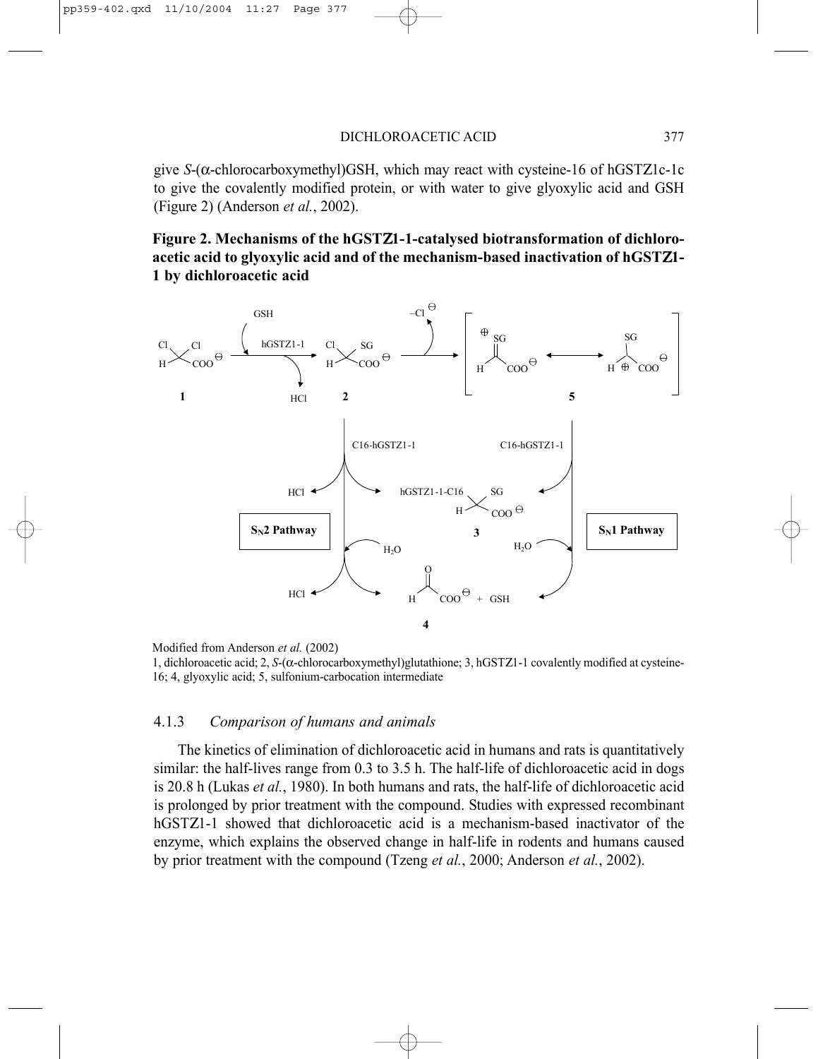give *S*-(α-chlorocarboxymethyl)GSH, which may react with cysteine-16 of hGSTZ1c-1c to give the covalently modified protein, or with water to give glyoxylic acid and GSH (Figure 2) (Anderson *et al.*, 2002).

**Figure 2. Mechanisms of the hGSTZ1-1-catalysed biotransformation of dichloroacetic acid to glyoxylic acid and of the mechanism-based inactivation of hGSTZ1-1 by dichloroacetic acid**

Modified from Anderson *et al.* (2002)

1, dichloroacetic acid; 2, *S*-(α-chlorocarboxymethyl)glutathione; 3, hGSTZ1-1 covalently modified at cysteine-16; 4, glyoxylic acid; 5, sulfonium-carbocation intermediate

### 4.1.3 *Comparison of humans and animals*

The kinetics of elimination of dichloroacetic acid in humans and rats is quantitatively similar: the half-lives range from 0.3 to 3.5 h. The half-life of dichloroacetic acid in dogs is 20.8 h (Lukas *et al.*, 1980). In both humans and rats, the half-life of dichloroacetic acid is prolonged by prior treatment with the compound. Studies with expressed recombinant hGSTZ1-1 showed that dichloroacetic acid is a mechanism-based inactivator of the enzyme, which explains the observed change in half-life in rodents and humans caused by prior treatment with the compound (Tzeng *et al.*, 2000; Anderson *et al.*, 2002).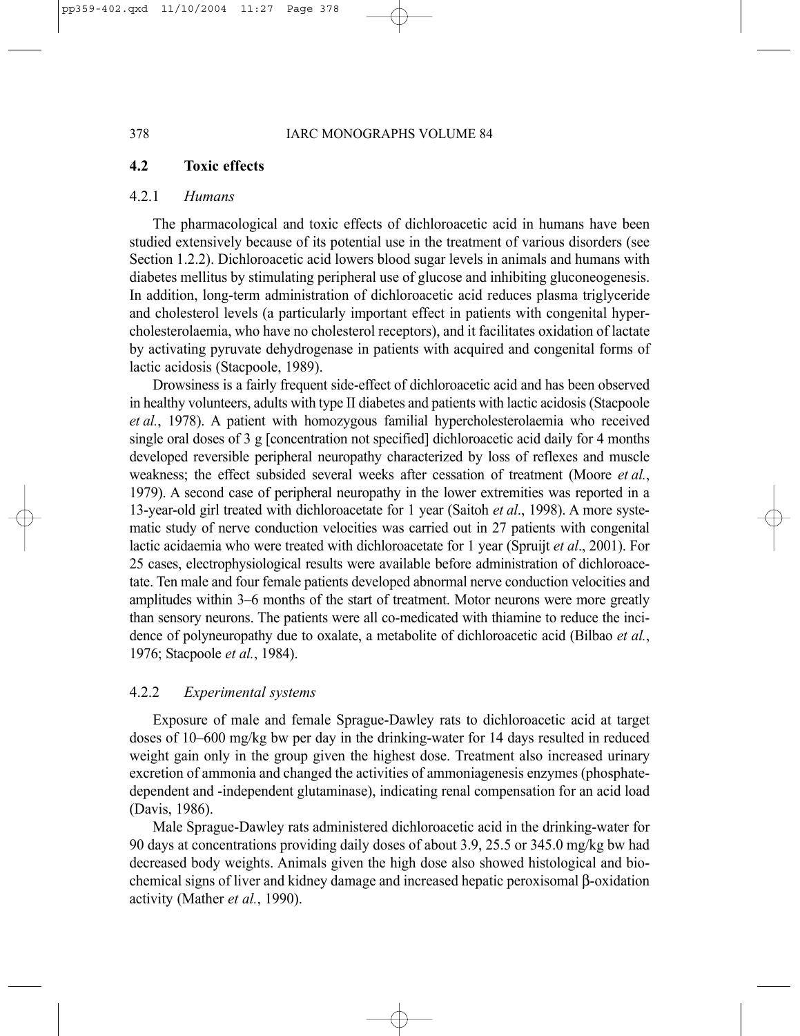## 4.2 Toxic effects

### 4.2.1 *Humans*

The pharmacological and toxic effects of dichloroacetic acid in humans have been studied extensively because of its potential use in the treatment of various disorders (see Section 1.2.2). Dichloroacetic acid lowers blood sugar levels in animals and humans with diabetes mellitus by stimulating peripheral use of glucose and inhibiting gluconeogenesis. In addition, long-term administration of dichloroacetic acid reduces plasma triglyceride and cholesterol levels (a particularly important effect in patients with congenital hypercholesterolaemia, who have no cholesterol receptors), and it facilitates oxidation of lactate by activating pyruvate dehydrogenase in patients with acquired and congenital forms of lactic acidosis (Stacpoole, 1989).

Drowsiness is a fairly frequent side-effect of dichloroacetic acid and has been observed in healthy volunteers, adults with type II diabetes and patients with lactic acidosis (Stacpoole *et al.*, 1978). A patient with homozygous familial hypercholesterolaemia who received single oral doses of 3 g [concentration not specified] dichloroacetic acid daily for 4 months developed reversible peripheral neuropathy characterized by loss of reflexes and muscle weakness; the effect subsided several weeks after cessation of treatment (Moore *et al.*, 1979). A second case of peripheral neuropathy in the lower extremities was reported in a 13-year-old girl treated with dichloroacetate for 1 year (Saitoh *et al*., 1998). A more systematic study of nerve conduction velocities was carried out in 27 patients with congenital lactic acidaemia who were treated with dichloroacetate for 1 year (Spruijt *et al*., 2001). For 25 cases, electrophysiological results were available before administration of dichloroacetate. Ten male and four female patients developed abnormal nerve conduction velocities and amplitudes within 3–6 months of the start of treatment. Motor neurons were more greatly than sensory neurons. The patients were all co-medicated with thiamine to reduce the incidence of polyneuropathy due to oxalate, a metabolite of dichloroacetic acid (Bilbao *et al.*, 1976; Stacpoole *et al.*, 1984).

### 4.2.2 *Experimental systems*

Exposure of male and female Sprague-Dawley rats to dichloroacetic acid at target doses of 10–600 mg/kg bw per day in the drinking-water for 14 days resulted in reduced weight gain only in the group given the highest dose. Treatment also increased urinary excretion of ammonia and changed the activities of ammoniagenesis enzymes (phosphate-dependent and -independent glutaminase), indicating renal compensation for an acid load (Davis, 1986).

Male Sprague-Dawley rats administered dichloroacetic acid in the drinking-water for 90 days at concentrations providing daily doses of about 3.9, 25.5 or 345.0 mg/kg bw had decreased body weights. Animals given the high dose also showed histological and biochemical signs of liver and kidney damage and increased hepatic peroxisomal β-oxidation activity (Mather *et al.*, 1990).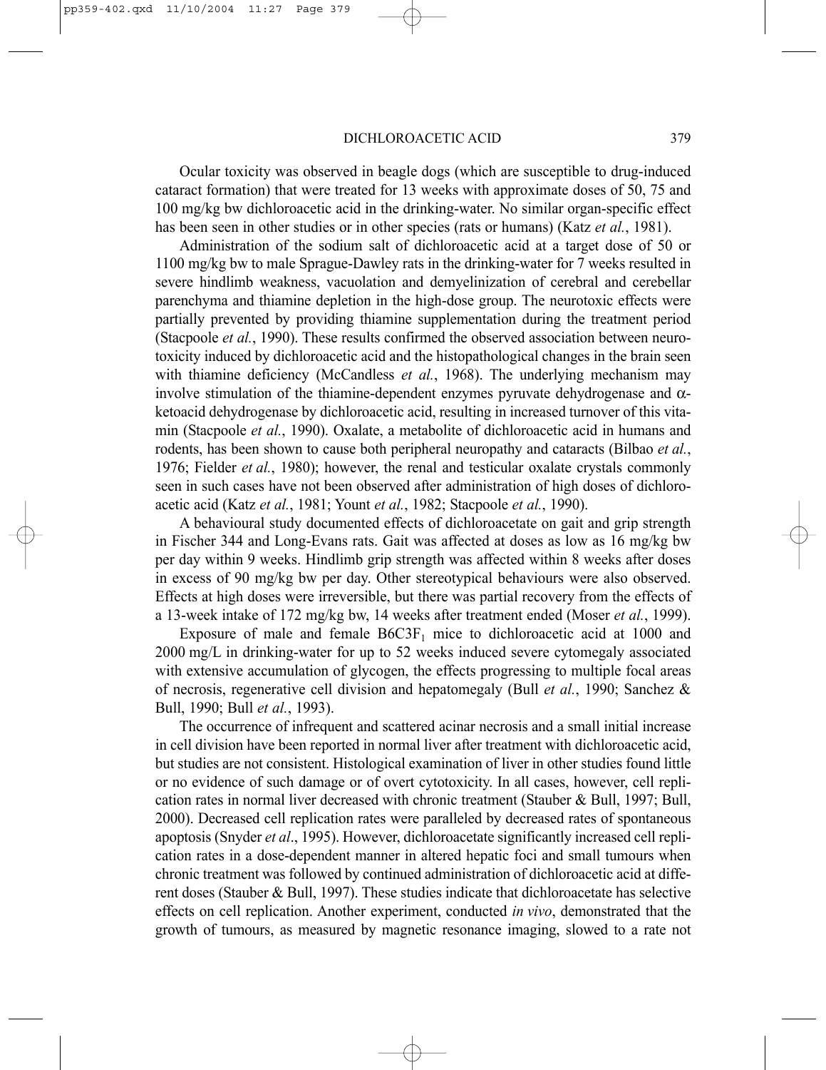Ocular toxicity was observed in beagle dogs (which are susceptible to drug-induced cataract formation) that were treated for 13 weeks with approximate doses of 50, 75 and 100 mg/kg bw dichloroacetic acid in the drinking-water. No similar organ-specific effect has been seen in other studies or in other species (rats or humans) (Katz *et al.*, 1981).

Administration of the sodium salt of dichloroacetic acid at a target dose of 50 or 1100 mg/kg bw to male Sprague-Dawley rats in the drinking-water for 7 weeks resulted in severe hindlimb weakness, vacuolation and demyelinization of cerebral and cerebellar parenchyma and thiamine depletion in the high-dose group. The neurotoxic effects were partially prevented by providing thiamine supplementation during the treatment period (Stacpoole *et al.*, 1990). These results confirmed the observed association between neurotoxicity induced by dichloroacetic acid and the histopathological changes in the brain seen with thiamine deficiency (McCandless *et al.*, 1968). The underlying mechanism may involve stimulation of the thiamine-dependent enzymes pyruvate dehydrogenase and $\alpha$-ketoacid dehydrogenase by dichloroacetic acid, resulting in increased turnover of this vitamin (Stacpoole *et al.*, 1990). Oxalate, a metabolite of dichloroacetic acid in humans and rodents, has been shown to cause both peripheral neuropathy and cataracts (Bilbao *et al.*, 1976; Fielder *et al.*, 1980); however, the renal and testicular oxalate crystals commonly seen in such cases have not been observed after administration of high doses of dichloroacetic acid (Katz *et al.*, 1981; Yount *et al.*, 1982; Stacpoole *et al.*, 1990).

A behavioural study documented effects of dichloroacetate on gait and grip strength in Fischer 344 and Long-Evans rats. Gait was affected at doses as low as 16 mg/kg bw per day within 9 weeks. Hindlimb grip strength was affected within 8 weeks after doses in excess of 90 mg/kg bw per day. Other stereotypical behaviours were also observed. Effects at high doses were irreversible, but there was partial recovery from the effects of a 13-week intake of 172 mg/kg bw, 14 weeks after treatment ended (Moser *et al.*, 1999).

Exposure of male and female $B6C3F_1$ mice to dichloroacetic acid at 1000 and 2000 mg/L in drinking-water for up to 52 weeks induced severe cytomegaly associated with extensive accumulation of glycogen, the effects progressing to multiple focal areas of necrosis, regenerative cell division and hepatomegaly (Bull *et al.*, 1990; Sanchez & Bull, 1990; Bull *et al.*, 1993).

The occurrence of infrequent and scattered acinar necrosis and a small initial increase in cell division have been reported in normal liver after treatment with dichloroacetic acid, but studies are not consistent. Histological examination of liver in other studies found little or no evidence of such damage or of overt cytotoxicity. In all cases, however, cell replication rates in normal liver decreased with chronic treatment (Stauber & Bull, 1997; Bull, 2000). Decreased cell replication rates were paralleled by decreased rates of spontaneous apoptosis (Snyder *et al*., 1995). However, dichloroacetate significantly increased cell replication rates in a dose-dependent manner in altered hepatic foci and small tumours when chronic treatment was followed by continued administration of dichloroacetic acid at different doses (Stauber & Bull, 1997). These studies indicate that dichloroacetate has selective effects on cell replication. Another experiment, conducted *in vivo*, demonstrated that the growth of tumours, as measured by magnetic resonance imaging, slowed to a rate not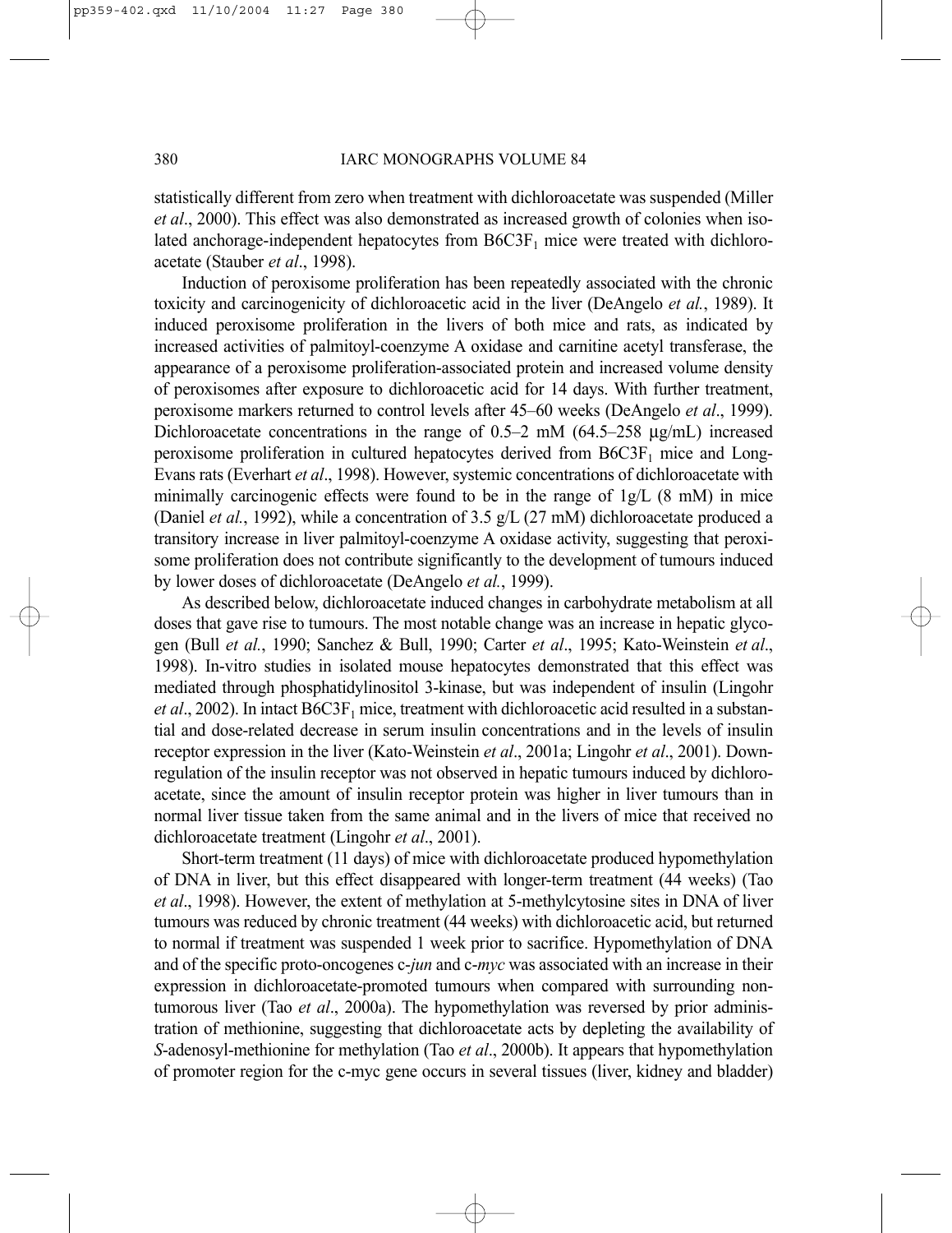statistically different from zero when treatment with dichloroacetate was suspended (Miller *et al*., 2000). This effect was also demonstrated as increased growth of colonies when isolated anchorage-independent hepatocytes from $B6C3F_1$ mice were treated with dichloroacetate (Stauber *et al*., 1998).

Induction of peroxisome proliferation has been repeatedly associated with the chronic toxicity and carcinogenicity of dichloroacetic acid in the liver (DeAngelo *et al.*, 1989). It induced peroxisome proliferation in the livers of both mice and rats, as indicated by increased activities of palmitoyl-coenzyme A oxidase and carnitine acetyl transferase, the appearance of a peroxisome proliferation-associated protein and increased volume density of peroxisomes after exposure to dichloroacetic acid for 14 days. With further treatment, peroxisome markers returned to control levels after 45–60 weeks (DeAngelo *et al*., 1999). Dichloroacetate concentrations in the range of 0.5–2 mM (64.5–258 μg/mL) increased peroxisome proliferation in cultured hepatocytes derived from $B6C3F_1$ mice and Long-Evans rats (Everhart *et al*., 1998). However, systemic concentrations of dichloroacetate with minimally carcinogenic effects were found to be in the range of 1g/L (8 mM) in mice (Daniel *et al.*, 1992), while a concentration of 3.5 g/L (27 mM) dichloroacetate produced a transitory increase in liver palmitoyl-coenzyme A oxidase activity, suggesting that peroxisome proliferation does not contribute significantly to the development of tumours induced by lower doses of dichloroacetate (DeAngelo *et al.*, 1999).

As described below, dichloroacetate induced changes in carbohydrate metabolism at all doses that gave rise to tumours. The most notable change was an increase in hepatic glycogen (Bull *et al.*, 1990; Sanchez & Bull, 1990; Carter *et al*., 1995; Kato-Weinstein *et al*., 1998). In-vitro studies in isolated mouse hepatocytes demonstrated that this effect was mediated through phosphatidylinositol 3-kinase, but was independent of insulin (Lingohr *et al*., 2002). In intact $B6C3F_1$ mice, treatment with dichloroacetic acid resulted in a substantial and dose-related decrease in serum insulin concentrations and in the levels of insulin receptor expression in the liver (Kato-Weinstein *et al*., 2001a; Lingohr *et al*., 2001). Down-regulation of the insulin receptor was not observed in hepatic tumours induced by dichloroacetate, since the amount of insulin receptor protein was higher in liver tumours than in normal liver tissue taken from the same animal and in the livers of mice that received no dichloroacetate treatment (Lingohr *et al*., 2001).

Short-term treatment (11 days) of mice with dichloroacetate produced hypomethylation of DNA in liver, but this effect disappeared with longer-term treatment (44 weeks) (Tao *et al*., 1998). However, the extent of methylation at 5-methylcytosine sites in DNA of liver tumours was reduced by chronic treatment (44 weeks) with dichloroacetic acid, but returned to normal if treatment was suspended 1 week prior to sacrifice. Hypomethylation of DNA and of the specific proto-oncogenes c-*jun* and c-*myc* was associated with an increase in their expression in dichloroacetate-promoted tumours when compared with surrounding non-tumorous liver (Tao *et al*., 2000a). The hypomethylation was reversed by prior administration of methionine, suggesting that dichloroacetate acts by depleting the availability of *S*-adenosyl-methionine for methylation (Tao *et al*., 2000b). It appears that hypomethylation of promoter region for the c-myc gene occurs in several tissues (liver, kidney and bladder)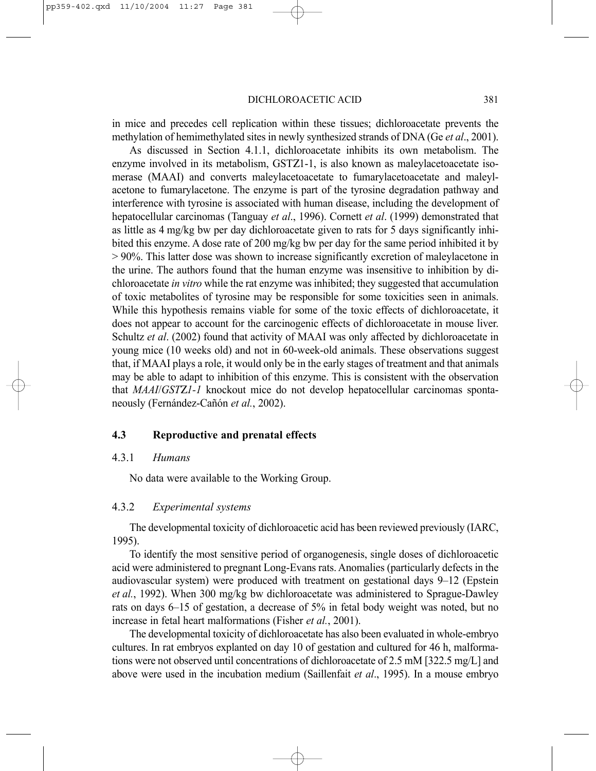in mice and precedes cell replication within these tissues; dichloroacetate prevents the methylation of hemimethylated sites in newly synthesized strands of DNA (Ge *et al*., 2001).

As discussed in Section 4.1.1, dichloroacetate inhibits its own metabolism. The enzyme involved in its metabolism, GSTZ1-1, is also known as maleylacetoacetate isomerase (MAAI) and converts maleylacetoacetate to fumarylacetoacetate and maleylacetone to fumarylacetone. The enzyme is part of the tyrosine degradation pathway and interference with tyrosine is associated with human disease, including the development of hepatocellular carcinomas (Tanguay *et al*., 1996). Cornett *et al*. (1999) demonstrated that as little as 4 mg/kg bw per day dichloroacetate given to rats for 5 days significantly inhibited this enzyme. A dose rate of 200 mg/kg bw per day for the same period inhibited it by > 90%. This latter dose was shown to increase significantly excretion of maleylacetone in the urine. The authors found that the human enzyme was insensitive to inhibition by dichloroacetate *in vitro* while the rat enzyme was inhibited; they suggested that accumulation of toxic metabolites of tyrosine may be responsible for some toxicities seen in animals. While this hypothesis remains viable for some of the toxic effects of dichloroacetate, it does not appear to account for the carcinogenic effects of dichloroacetate in mouse liver. Schultz *et al*. (2002) found that activity of MAAI was only affected by dichloroacetate in young mice (10 weeks old) and not in 60-week-old animals. These observations suggest that, if MAAI plays a role, it would only be in the early stages of treatment and that animals may be able to adapt to inhibition of this enzyme. This is consistent with the observation that *MAAI*/*GSTZ1-1* knockout mice do not develop hepatocellular carcinomas spontaneously (Fernández-Cañón *et al.*, 2002).

## 4.3 Reproductive and prenatal effects

### 4.3.1 *Humans*

No data were available to the Working Group.

### 4.3.2 *Experimental systems*

The developmental toxicity of dichloroacetic acid has been reviewed previously (IARC, 1995).

To identify the most sensitive period of organogenesis, single doses of dichloroacetic acid were administered to pregnant Long-Evans rats. Anomalies (particularly defects in the audiovascular system) were produced with treatment on gestational days 9–12 (Epstein *et al.*, 1992). When 300 mg/kg bw dichloroacetate was administered to Sprague-Dawley rats on days 6–15 of gestation, a decrease of 5% in fetal body weight was noted, but no increase in fetal heart malformations (Fisher *et al.*, 2001).

The developmental toxicity of dichloroacetate has also been evaluated in whole-embryo cultures. In rat embryos explanted on day 10 of gestation and cultured for 46 h, malformations were not observed until concentrations of dichloroacetate of 2.5 mM [322.5 mg/L] and above were used in the incubation medium (Saillenfait *et al*., 1995). In a mouse embryo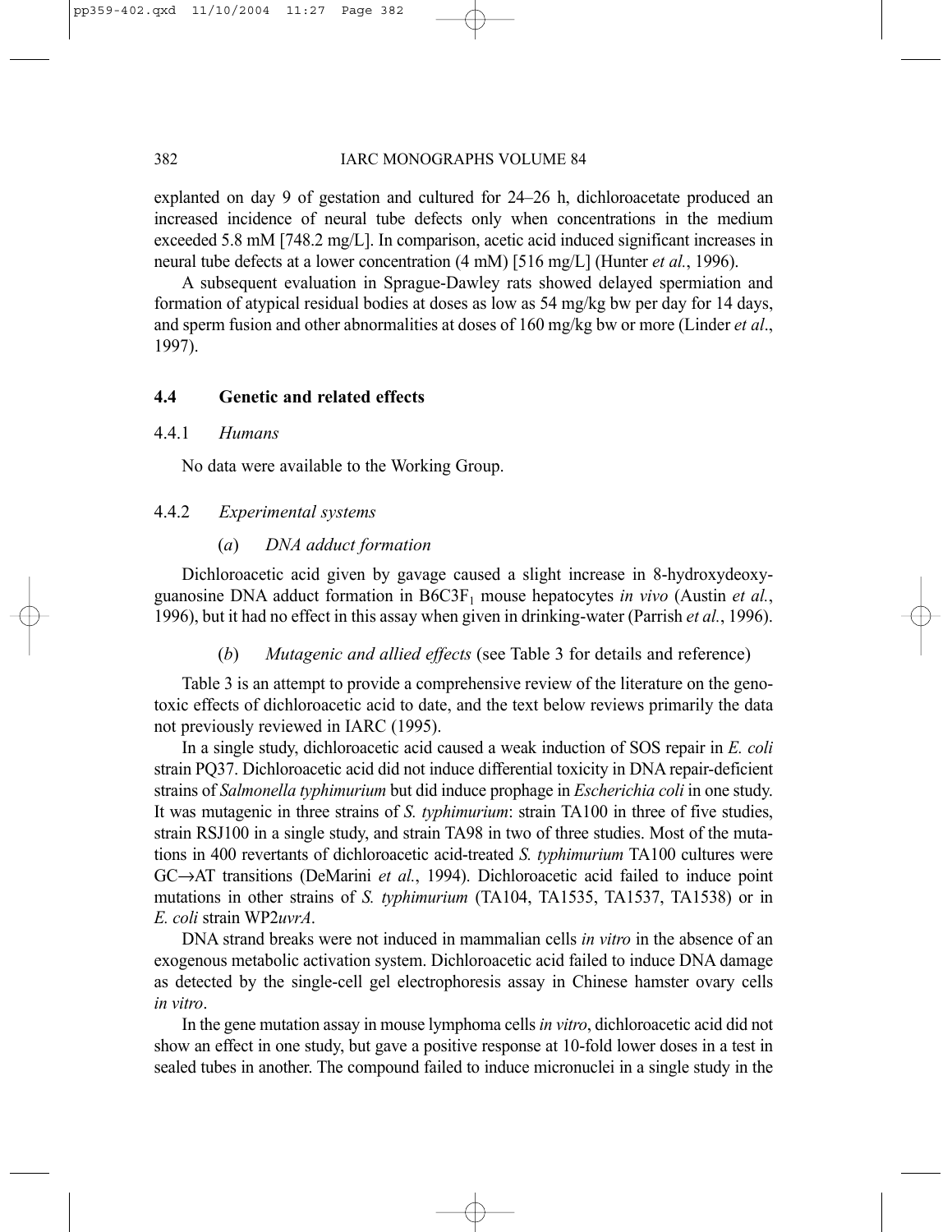explanted on day 9 of gestation and cultured for 24–26 h, dichloroacetate produced an increased incidence of neural tube defects only when concentrations in the medium exceeded 5.8 mM [748.2 mg/L]. In comparison, acetic acid induced significant increases in neural tube defects at a lower concentration (4 mM) [516 mg/L] (Hunter *et al.*, 1996).

A subsequent evaluation in Sprague-Dawley rats showed delayed spermiation and formation of atypical residual bodies at doses as low as 54 mg/kg bw per day for 14 days, and sperm fusion and other abnormalities at doses of 160 mg/kg bw or more (Linder *et al*., 1997).

## 4.4 Genetic and related effects

### 4.4.1 *Humans*

No data were available to the Working Group.

### 4.4.2 *Experimental systems*

#### (*a*) *DNA adduct formation*

Dichloroacetic acid given by gavage caused a slight increase in 8-hydroxydeoxyguanosine DNA adduct formation in B6C3F$_1$ mouse hepatocytes *in vivo* (Austin *et al.*, 1996), but it had no effect in this assay when given in drinking-water (Parrish *et al.*, 1996).

#### (*b*) *Mutagenic and allied effects* (see Table 3 for details and reference)

Table 3 is an attempt to provide a comprehensive review of the literature on the genotoxic effects of dichloroacetic acid to date, and the text below reviews primarily the data not previously reviewed in IARC (1995).

In a single study, dichloroacetic acid caused a weak induction of SOS repair in *E. coli* strain PQ37. Dichloroacetic acid did not induce differential toxicity in DNA repair-deficient strains of *Salmonella typhimurium* but did induce prophage in *Escherichia coli* in one study. It was mutagenic in three strains of *S. typhimurium*: strain TA100 in three of five studies, strain RSJ100 in a single study, and strain TA98 in two of three studies. Most of the mutations in 400 revertants of dichloroacetic acid-treated *S. typhimurium* TA100 cultures were GC→AT transitions (DeMarini *et al.*, 1994). Dichloroacetic acid failed to induce point mutations in other strains of *S. typhimurium* (TA104, TA1535, TA1537, TA1538) or in *E. coli* strain WP2*uvrA*.

DNA strand breaks were not induced in mammalian cells *in vitro* in the absence of an exogenous metabolic activation system. Dichloroacetic acid failed to induce DNA damage as detected by the single-cell gel electrophoresis assay in Chinese hamster ovary cells *in vitro*.

In the gene mutation assay in mouse lymphoma cells *in vitro*, dichloroacetic acid did not show an effect in one study, but gave a positive response at 10-fold lower doses in a test in sealed tubes in another. The compound failed to induce micronuclei in a single study in the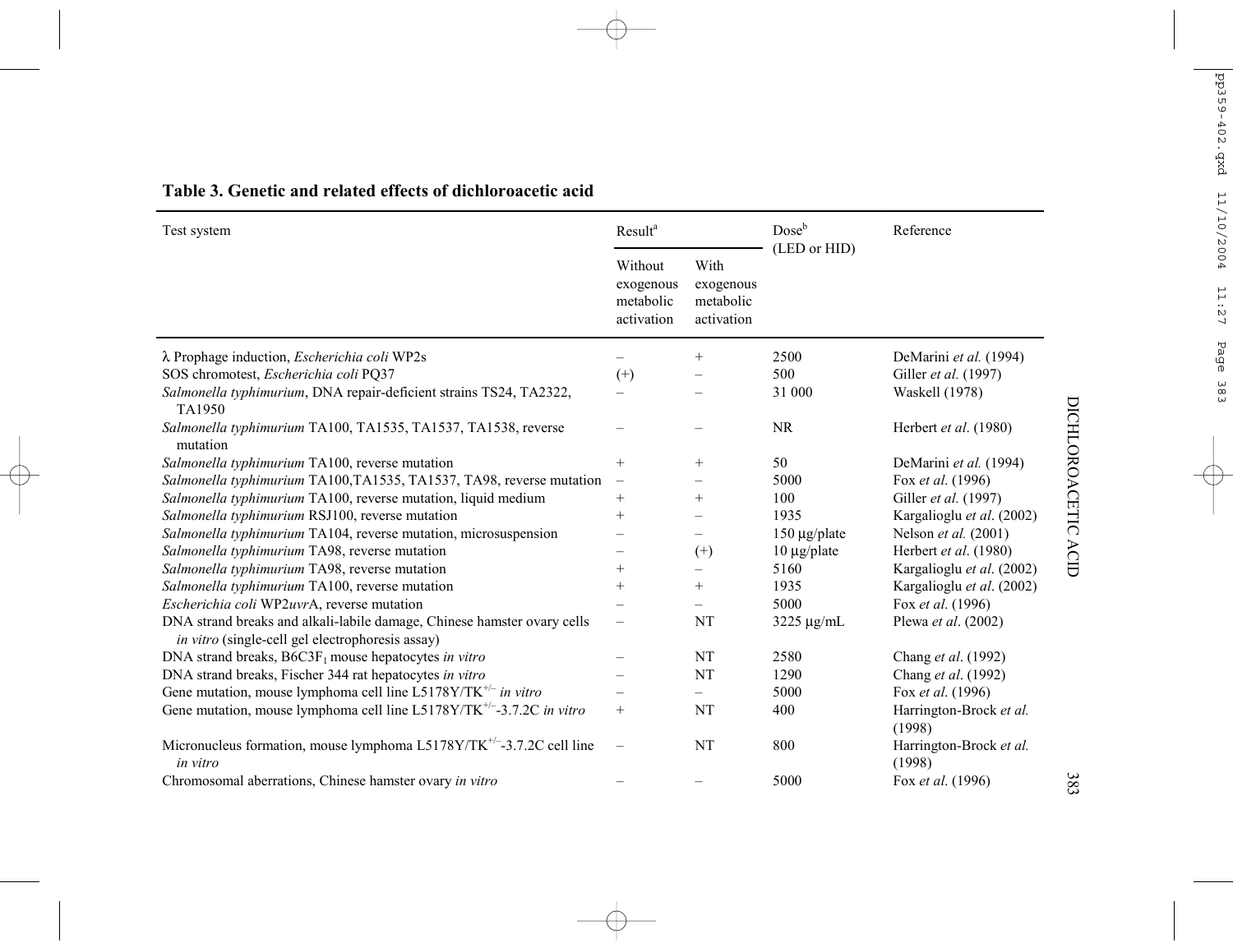**Table 3. Genetic and related effects of dichloroacetic acid**

| Test system | Result[a] | | Dose[b] (LED or HID) | Reference |
|---|---|---|---|---|
| | Without exogenous metabolic activation | With exogenous metabolic activation | | |
| λ Prophage induction, *Escherichia coli* WP2s | – | + | 2500 | DeMarini *et al.* (1994) |
| SOS chromotest, *Escherichia coli* PQ37 | (+) | – | 500 | Giller *et al.* (1997) |
| *Salmonella typhimurium*, DNA repair-deficient strains TS24, TA2322, TA1950 | – | – | 31 000 | Waskell (1978) |
| *Salmonella typhimurium* TA100, TA1535, TA1537, TA1538, reverse mutation | – | – | NR | Herbert *et al*. (1980) |
| *Salmonella typhimurium* TA100, reverse mutation | + | + | 50 | DeMarini *et al.* (1994) |
| *Salmonella typhimurium* TA100,TA1535, TA1537, TA98, reverse mutation | – | – | 5000 | Fox *et al*. (1996) |
| *Salmonella typhimurium* TA100, reverse mutation, liquid medium | + | + | 100 | Giller *et al.* (1997) |
| *Salmonella typhimurium* RSJ100, reverse mutation | + | – | 1935 | Kargalioglu *et al*. (2002) |
| *Salmonella typhimurium* TA104, reverse mutation, microsuspension | – | – | 150 μg/plate | Nelson *et al.* (2001) |
| *Salmonella typhimurium* TA98, reverse mutation | – | (+) | 10 μg/plate | Herbert *et al*. (1980) |
| *Salmonella typhimurium* TA98, reverse mutation | + | – | 5160 | Kargalioglu *et al*. (2002) |
| *Salmonella typhimurium* TA100, reverse mutation | + | + | 1935 | Kargalioglu *et al*. (2002) |
| *Escherichia coli* WP2*uvr*A, reverse mutation | – | – | 5000 | Fox *et al*. (1996) |
| DNA strand breaks and alkali-labile damage, Chinese hamster ovary cells *in vitro* (single-cell gel electrophoresis assay) | – | NT | 3225 μg/mL | Plewa *et al*. (2002) |
| DNA strand breaks, B6C3F$_1$ mouse hepatocytes *in vitro* | – | NT | 2580 | Chang *et al*. (1992) |
| DNA strand breaks, Fischer 344 rat hepatocytes *in vitro* | – | NT | 1290 | Chang *et al*. (1992) |
| Gene mutation, mouse lymphoma cell line L5178Y/TK$^{+/-}$ *in vitro* | – | – | 5000 | Fox *et al*. (1996) |
| Gene mutation, mouse lymphoma cell line L5178Y/TK$^{+/-}$-3.7.2C *in vitro* | + | NT | 400 | Harrington-Brock *et al.* (1998) |
| Micronucleus formation, mouse lymphoma L5178Y/TK$^{+/-}$-3.7.2C cell line *in vitro* | – | NT | 800 | Harrington-Brock *et al.* (1998) |
| Chromosomal aberrations, Chinese hamster ovary *in vitro* | – | – | 5000 | Fox *et al*. (1996) |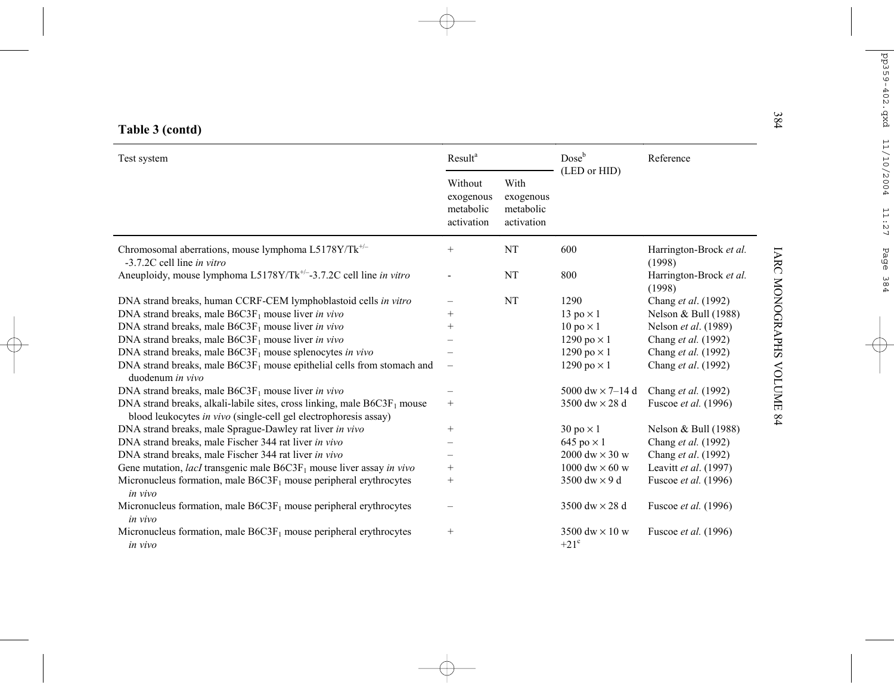**Table 3 (contd)**

| Test system | Result[a] | | Dose[b] (LED or HID) | Reference |
|---|---|---|---|---|
| | Without exogenous metabolic activation | With exogenous metabolic activation | | |
| Chromosomal aberrations, mouse lymphoma L5178Y/Tk$^{+/–}$ -3.7.2C cell line *in vitro* | + | NT | 600 | Harrington-Brock *et al.* (1998) |
| Aneuploidy, mouse lymphoma L5178Y/Tk$^{+/–}$-3.7.2C cell line *in vitro* | - | NT | 800 | Harrington-Brock *et al.* (1998) |
| DNA strand breaks, human CCRF-CEM lymphoblastoid cells *in vitro* | – | NT | 1290 | Chang *et al*. (1992) |
| DNA strand breaks, male B6C3F$_1$ mouse liver *in vivo* | + | | 13 po × 1 | Nelson & Bull (1988) |
| DNA strand breaks, male B6C3F$_1$ mouse liver *in vivo* | + | | 10 po × 1 | Nelson *et al*. (1989) |
| DNA strand breaks, male B6C3F$_1$ mouse liver *in vivo* | – | | 1290 po × 1 | Chang *et al.* (1992) |
| DNA strand breaks, male B6C3F$_1$ mouse splenocytes *in vivo* | – | | 1290 po × 1 | Chang *et al.* (1992) |
| DNA strand breaks, male B6C3F$_1$ mouse epithelial cells from stomach and duodenum *in vivo* | – | | 1290 po × 1 | Chang *et al*. (1992) |
| DNA strand breaks, male B6C3F$_1$ mouse liver *in vivo* | – | | 5000 dw × 7–14 d | Chang *et al.* (1992) |
| DNA strand breaks, alkali-labile sites, cross linking, male B6C3F$_1$ mouse blood leukocytes *in vivo* (single-cell gel electrophoresis assay) | + | | 3500 dw × 28 d | Fuscoe *et al.* (1996) |
| DNA strand breaks, male Sprague-Dawley rat liver *in vivo* | + | | 30 po × 1 | Nelson & Bull (1988) |
| DNA strand breaks, male Fischer 344 rat liver *in vivo* | – | | 645 po × 1 | Chang *et al.* (1992) |
| DNA strand breaks, male Fischer 344 rat liver *in vivo* | – | | 2000 dw × 30 w | Chang *et al*. (1992) |
| Gene mutation, *lacI* transgenic male B6C3F$_1$ mouse liver assay *in vivo* | + | | 1000 dw × 60 w | Leavitt *et al*. (1997) |
| Micronucleus formation, male B6C3F$_1$ mouse peripheral erythrocytes *in vivo* | + | | 3500 dw × 9 d | Fuscoe *et al.* (1996) |
| Micronucleus formation, male B6C3F$_1$ mouse peripheral erythrocytes *in vivo* | – | | 3500 dw × 28 d | Fuscoe *et al.* (1996) |
| Micronucleus formation, male B6C3F$_1$ mouse peripheral erythrocytes *in vivo* | + | | 3500 dw × 10 w +21[c] | Fuscoe *et al.* (1996) |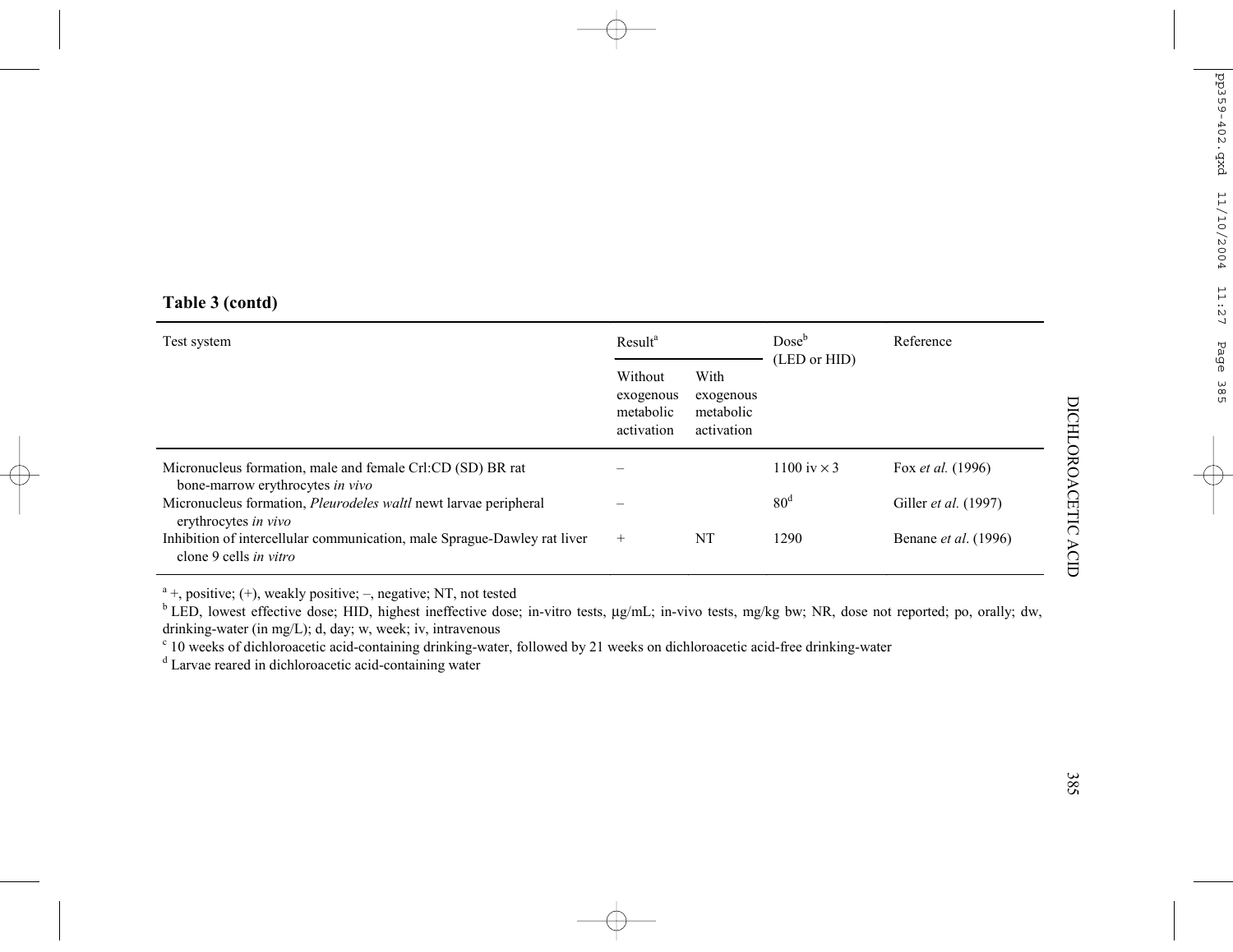**Table 3 (contd)**

| Test system | Result[a] | | Dose[b] (LED or HID) | Reference |
|---|---|---|---|---|
| | Without exogenous metabolic activation | With exogenous metabolic activation | | |
| Micronucleus formation, male and female Crl:CD (SD) BR rat bone-marrow erythrocytes *in vivo* | – | | 1100 iv × 3 | Fox *et al.* (1996) |
| Micronucleus formation, *Pleurodeles waltl* newt larvae peripheral erythrocytes *in vivo* | – | | 80[d] | Giller *et al.* (1997) |
| Inhibition of intercellular communication, male Sprague-Dawley rat liver clone 9 cells *in vitro* | + | NT | 1290 | Benane *et al*. (1996) |

[a] +, positive; (+), weakly positive; –, negative; NT, not tested

[b] LED, lowest effective dose; HID, highest ineffective dose; in-vitro tests, μg/mL; in-vivo tests, mg/kg bw; NR, dose not reported; po, orally; dw, drinking-water (in mg/L); d, day; w, week; iv, intravenous

[c] 10 weeks of dichloroacetic acid-containing drinking-water, followed by 21 weeks on dichloroacetic acid-free drinking-water

[d] Larvae reared in dichloroacetic acid-containing water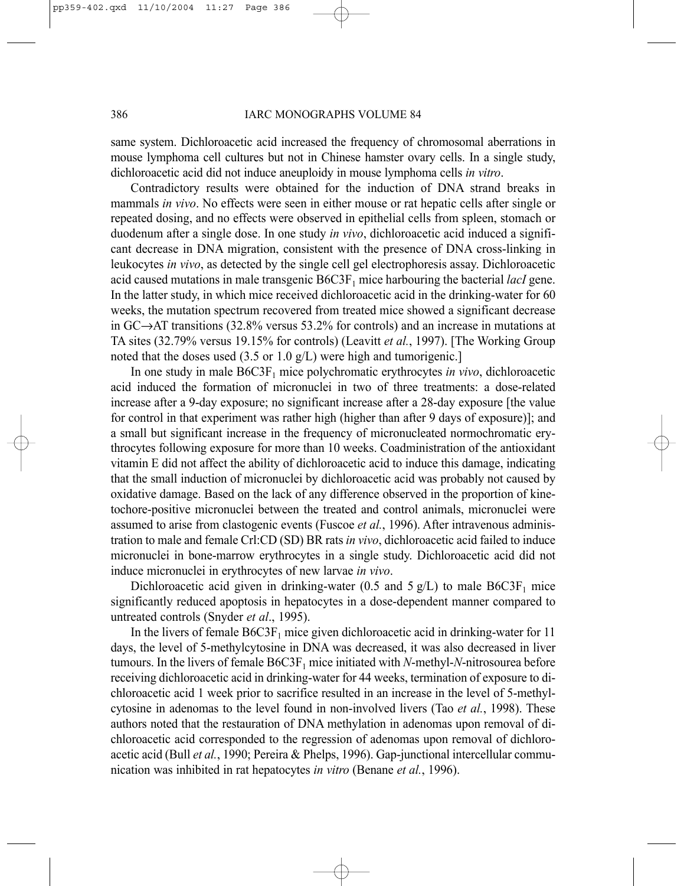same system. Dichloroacetic acid increased the frequency of chromosomal aberrations in mouse lymphoma cell cultures but not in Chinese hamster ovary cells. In a single study, dichloroacetic acid did not induce aneuploidy in mouse lymphoma cells *in vitro*.

Contradictory results were obtained for the induction of DNA strand breaks in mammals *in vivo*. No effects were seen in either mouse or rat hepatic cells after single or repeated dosing, and no effects were observed in epithelial cells from spleen, stomach or duodenum after a single dose. In one study *in vivo*, dichloroacetic acid induced a significant decrease in DNA migration, consistent with the presence of DNA cross-linking in leukocytes *in vivo*, as detected by the single cell gel electrophoresis assay. Dichloroacetic acid caused mutations in male transgenic $B6C3F_1$ mice harbouring the bacterial *lacI* gene. In the latter study, in which mice received dichloroacetic acid in the drinking-water for 60 weeks, the mutation spectrum recovered from treated mice showed a significant decrease in GC→AT transitions (32.8% versus 53.2% for controls) and an increase in mutations at TA sites (32.79% versus 19.15% for controls) (Leavitt *et al.*, 1997). [The Working Group noted that the doses used (3.5 or 1.0 g/L) were high and tumorigenic.]

In one study in male $B6C3F_1$ mice polychromatic erythrocytes *in vivo*, dichloroacetic acid induced the formation of micronuclei in two of three treatments: a dose-related increase after a 9-day exposure; no significant increase after a 28-day exposure [the value for control in that experiment was rather high (higher than after 9 days of exposure)]; and a small but significant increase in the frequency of micronucleated normochromatic erythrocytes following exposure for more than 10 weeks. Coadministration of the antioxidant vitamin E did not affect the ability of dichloroacetic acid to induce this damage, indicating that the small induction of micronuclei by dichloroacetic acid was probably not caused by oxidative damage. Based on the lack of any difference observed in the proportion of kinetochore-positive micronuclei between the treated and control animals, micronuclei were assumed to arise from clastogenic events (Fuscoe *et al.*, 1996). After intravenous administration to male and female Crl:CD (SD) BR rats *in vivo*, dichloroacetic acid failed to induce micronuclei in bone-marrow erythrocytes in a single study. Dichloroacetic acid did not induce micronuclei in erythrocytes of new larvae *in vivo*.

Dichloroacetic acid given in drinking-water (0.5 and 5 g/L) to male $B6C3F_1$ mice significantly reduced apoptosis in hepatocytes in a dose-dependent manner compared to untreated controls (Snyder *et al*., 1995).

In the livers of female $B6C3F_1$ mice given dichloroacetic acid in drinking-water for 11 days, the level of 5-methylcytosine in DNA was decreased, it was also decreased in liver tumours. In the livers of female $B6C3F_1$ mice initiated with *N*-methyl-*N*-nitrosourea before receiving dichloroacetic acid in drinking-water for 44 weeks, termination of exposure to dichloroacetic acid 1 week prior to sacrifice resulted in an increase in the level of 5-methylcytosine in adenomas to the level found in non-involved livers (Tao *et al.*, 1998). These authors noted that the restauration of DNA methylation in adenomas upon removal of dichloroacetic acid corresponded to the regression of adenomas upon removal of dichloroacetic acid (Bull *et al.*, 1990; Pereira & Phelps, 1996). Gap-junctional intercellular communication was inhibited in rat hepatocytes *in vitro* (Benane *et al.*, 1996).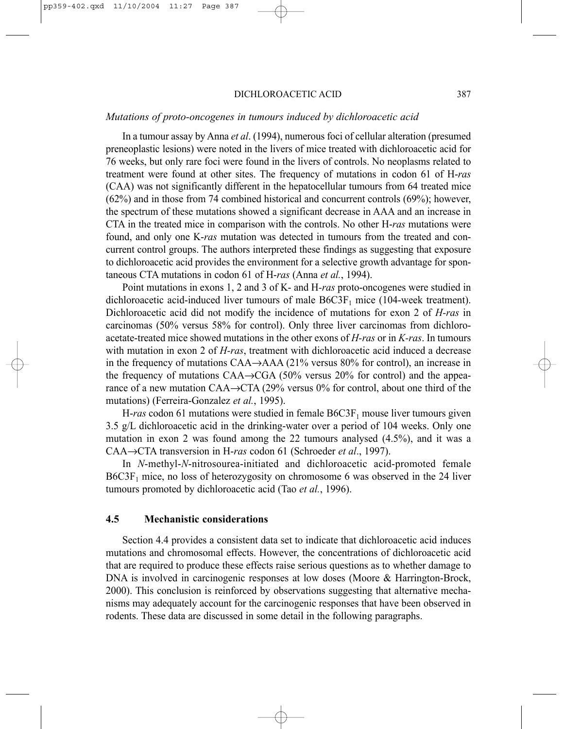*Mutations of proto-oncogenes in tumours induced by dichloroacetic acid*

In a tumour assay by Anna *et al*. (1994), numerous foci of cellular alteration (presumed preneoplastic lesions) were noted in the livers of mice treated with dichloroacetic acid for 76 weeks, but only rare foci were found in the livers of controls. No neoplasms related to treatment were found at other sites. The frequency of mutations in codon 61 of H-*ras* (CAA) was not significantly different in the hepatocellular tumours from 64 treated mice (62%) and in those from 74 combined historical and concurrent controls (69%); however, the spectrum of these mutations showed a significant decrease in AAA and an increase in CTA in the treated mice in comparison with the controls. No other H-*ras* mutations were found, and only one K-*ras* mutation was detected in tumours from the treated and concurrent control groups. The authors interpreted these findings as suggesting that exposure to dichloroacetic acid provides the environment for a selective growth advantage for spontaneous CTA mutations in codon 61 of H-*ras* (Anna *et al.*, 1994).

Point mutations in exons 1, 2 and 3 of K- and H-*ras* proto-oncogenes were studied in dichloroacetic acid-induced liver tumours of male $B6C3F_1$ mice (104-week treatment). Dichloroacetic acid did not modify the incidence of mutations for exon 2 of *H-ras* in carcinomas (50% versus 58% for control). Only three liver carcinomas from dichloroacetate-treated mice showed mutations in the other exons of *H-ras* or in *K-ras*. In tumours with mutation in exon 2 of *H-ras*, treatment with dichloroacetic acid induced a decrease in the frequency of mutations CAA→AAA (21% versus 80% for control), an increase in the frequency of mutations CAA→CGA (50% versus 20% for control) and the appearance of a new mutation CAA→CTA (29% versus 0% for control, about one third of the mutations) (Ferreira-Gonzalez *et al.*, 1995).

H-*ras* codon 61 mutations were studied in female $B6C3F_1$ mouse liver tumours given 3.5 g/L dichloroacetic acid in the drinking-water over a period of 104 weeks. Only one mutation in exon 2 was found among the 22 tumours analysed (4.5%), and it was a CAA→CTA transversion in H-*ras* codon 61 (Schroeder *et al*., 1997).

In *N*-methyl-*N*-nitrosourea-initiated and dichloroacetic acid-promoted female $B6C3F_1$ mice, no loss of heterozygosity on chromosome 6 was observed in the 24 liver tumours promoted by dichloroacetic acid (Tao *et al.*, 1996).

### 4.5 Mechanistic considerations

Section 4.4 provides a consistent data set to indicate that dichloroacetic acid induces mutations and chromosomal effects. However, the concentrations of dichloroacetic acid that are required to produce these effects raise serious questions as to whether damage to DNA is involved in carcinogenic responses at low doses (Moore & Harrington-Brock, 2000). This conclusion is reinforced by observations suggesting that alternative mechanisms may adequately account for the carcinogenic responses that have been observed in rodents. These data are discussed in some detail in the following paragraphs.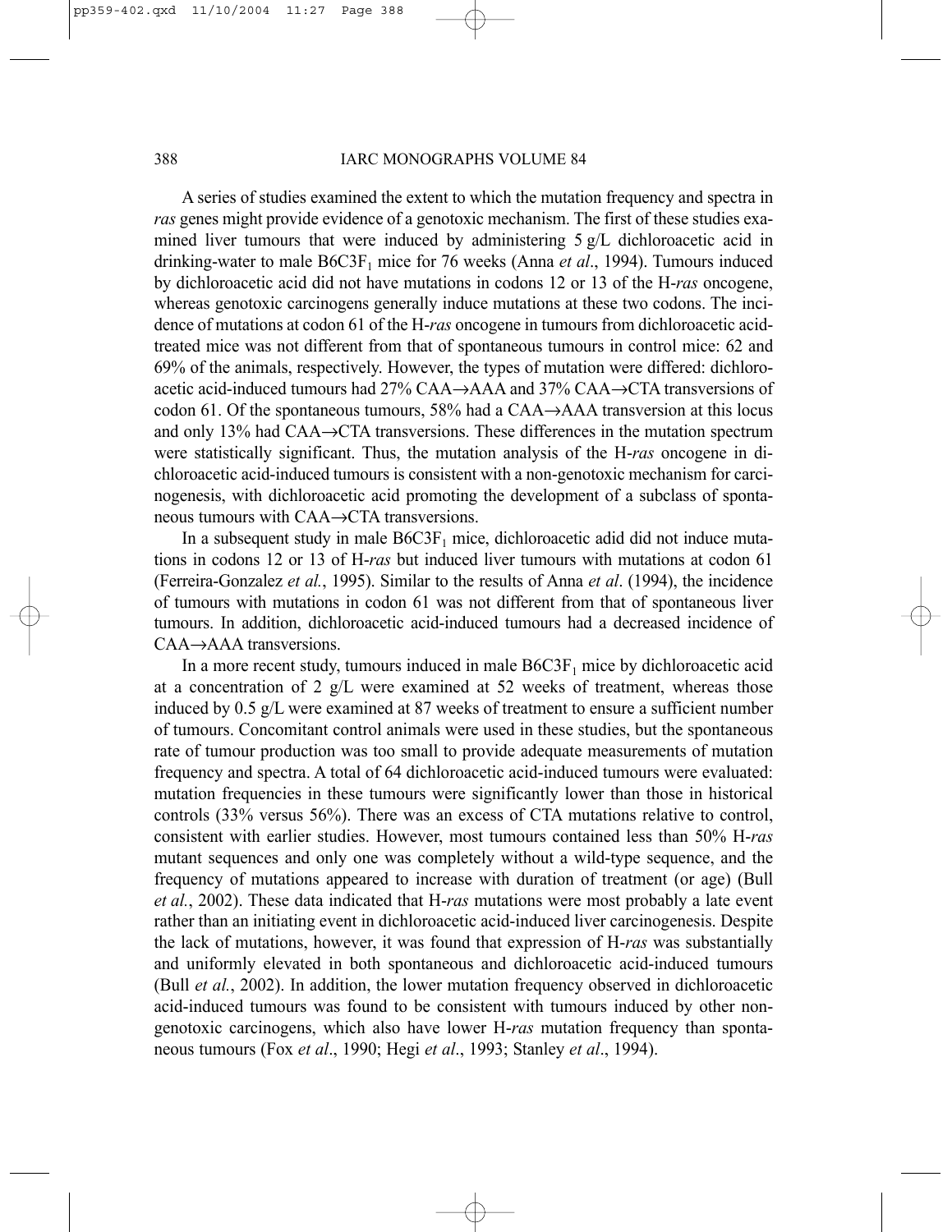A series of studies examined the extent to which the mutation frequency and spectra in *ras* genes might provide evidence of a genotoxic mechanism. The first of these studies examined liver tumours that were induced by administering 5 g/L dichloroacetic acid in drinking-water to male B6C3F$_1$ mice for 76 weeks (Anna *et al*., 1994). Tumours induced by dichloroacetic acid did not have mutations in codons 12 or 13 of the H-*ras* oncogene, whereas genotoxic carcinogens generally induce mutations at these two codons. The incidence of mutations at codon 61 of the H-*ras* oncogene in tumours from dichloroacetic acid-treated mice was not different from that of spontaneous tumours in control mice: 62 and 69% of the animals, respectively. However, the types of mutation were differed: dichloroacetic acid-induced tumours had 27% CAA→AAA and 37% CAA→CTA transversions of codon 61. Of the spontaneous tumours, 58% had a CAA→AAA transversion at this locus and only 13% had CAA→CTA transversions. These differences in the mutation spectrum were statistically significant. Thus, the mutation analysis of the H-*ras* oncogene in dichloroacetic acid-induced tumours is consistent with a non-genotoxic mechanism for carcinogenesis, with dichloroacetic acid promoting the development of a subclass of spontaneous tumours with CAA→CTA transversions.

In a subsequent study in male B6C3F$_1$ mice, dichloroacetic adid did not induce mutations in codons 12 or 13 of H-*ras* but induced liver tumours with mutations at codon 61 (Ferreira-Gonzalez *et al.*, 1995). Similar to the results of Anna *et al*. (1994), the incidence of tumours with mutations in codon 61 was not different from that of spontaneous liver tumours. In addition, dichloroacetic acid-induced tumours had a decreased incidence of CAA→AAA transversions.

In a more recent study, tumours induced in male B6C3F$_1$ mice by dichloroacetic acid at a concentration of 2 g/L were examined at 52 weeks of treatment, whereas those induced by 0.5 g/L were examined at 87 weeks of treatment to ensure a sufficient number of tumours. Concomitant control animals were used in these studies, but the spontaneous rate of tumour production was too small to provide adequate measurements of mutation frequency and spectra. A total of 64 dichloroacetic acid-induced tumours were evaluated: mutation frequencies in these tumours were significantly lower than those in historical controls (33% versus 56%). There was an excess of CTA mutations relative to control, consistent with earlier studies. However, most tumours contained less than 50% H-*ras* mutant sequences and only one was completely without a wild-type sequence, and the frequency of mutations appeared to increase with duration of treatment (or age) (Bull *et al.*, 2002). These data indicated that H-*ras* mutations were most probably a late event rather than an initiating event in dichloroacetic acid-induced liver carcinogenesis. Despite the lack of mutations, however, it was found that expression of H-*ras* was substantially and uniformly elevated in both spontaneous and dichloroacetic acid-induced tumours (Bull *et al.*, 2002). In addition, the lower mutation frequency observed in dichloroacetic acid-induced tumours was found to be consistent with tumours induced by other non-genotoxic carcinogens, which also have lower H-*ras* mutation frequency than spontaneous tumours (Fox *et al*., 1990; Hegi *et al*., 1993; Stanley *et al*., 1994).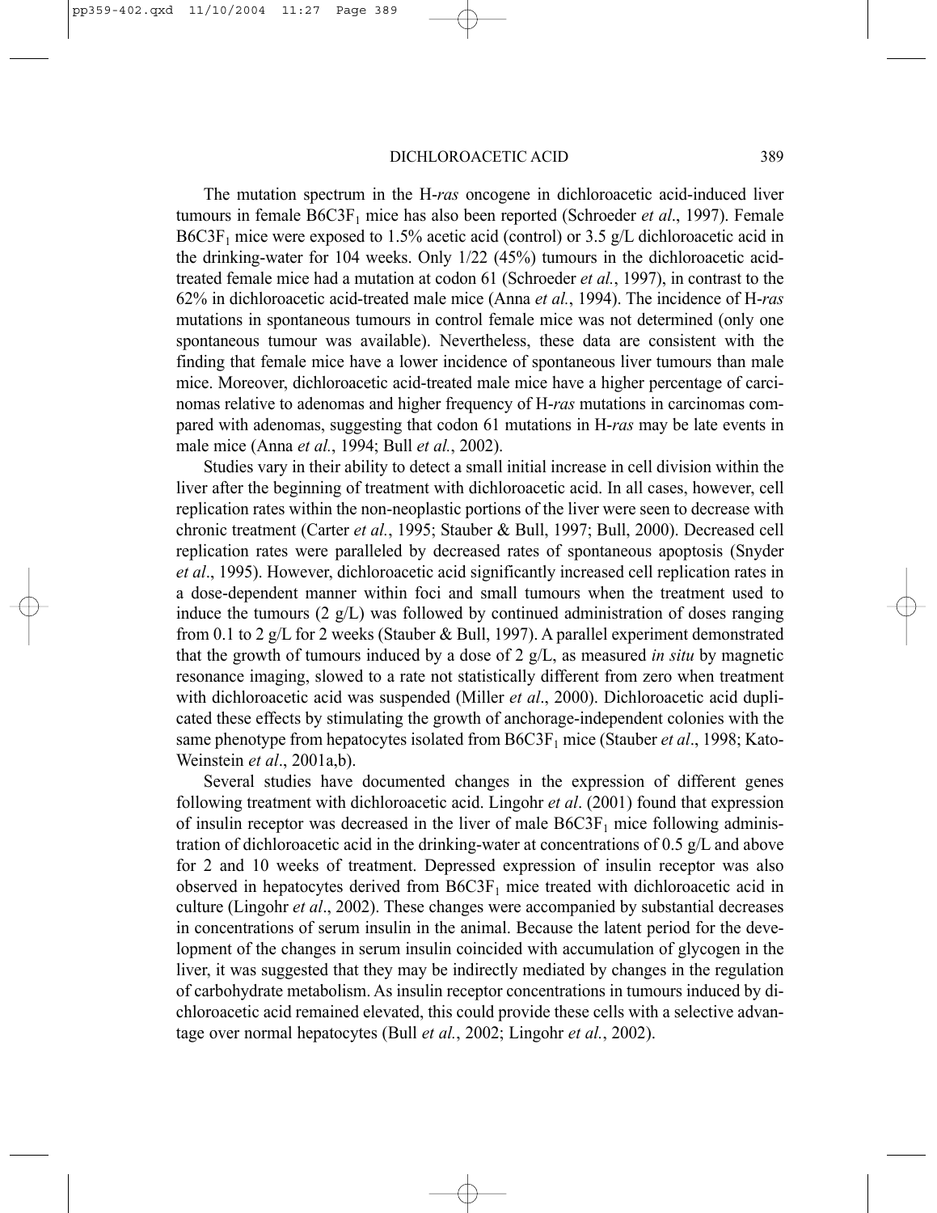The mutation spectrum in the H-*ras* oncogene in dichloroacetic acid-induced liver tumours in female $B6C3F_1$ mice has also been reported (Schroeder *et al*., 1997). Female $B6C3F_1$ mice were exposed to 1.5% acetic acid (control) or 3.5 g/L dichloroacetic acid in the drinking-water for 104 weeks. Only 1/22 (45%) tumours in the dichloroacetic acid-treated female mice had a mutation at codon 61 (Schroeder *et al.*, 1997), in contrast to the 62% in dichloroacetic acid-treated male mice (Anna *et al.*, 1994). The incidence of H-*ras* mutations in spontaneous tumours in control female mice was not determined (only one spontaneous tumour was available). Nevertheless, these data are consistent with the finding that female mice have a lower incidence of spontaneous liver tumours than male mice. Moreover, dichloroacetic acid-treated male mice have a higher percentage of carcinomas relative to adenomas and higher frequency of H-*ras* mutations in carcinomas compared with adenomas, suggesting that codon 61 mutations in H-*ras* may be late events in male mice (Anna *et al.*, 1994; Bull *et al.*, 2002).

Studies vary in their ability to detect a small initial increase in cell division within the liver after the beginning of treatment with dichloroacetic acid. In all cases, however, cell replication rates within the non-neoplastic portions of the liver were seen to decrease with chronic treatment (Carter *et al.*, 1995; Stauber & Bull, 1997; Bull, 2000). Decreased cell replication rates were paralleled by decreased rates of spontaneous apoptosis (Snyder *et al*., 1995). However, dichloroacetic acid significantly increased cell replication rates in a dose-dependent manner within foci and small tumours when the treatment used to induce the tumours (2 g/L) was followed by continued administration of doses ranging from 0.1 to 2 g/L for 2 weeks (Stauber & Bull, 1997). A parallel experiment demonstrated that the growth of tumours induced by a dose of 2 g/L, as measured *in situ* by magnetic resonance imaging, slowed to a rate not statistically different from zero when treatment with dichloroacetic acid was suspended (Miller *et al*., 2000). Dichloroacetic acid duplicated these effects by stimulating the growth of anchorage-independent colonies with the same phenotype from hepatocytes isolated from $B6C3F_1$ mice (Stauber *et al*., 1998; Kato-Weinstein *et al*., 2001a,b).

Several studies have documented changes in the expression of different genes following treatment with dichloroacetic acid. Lingohr *et al*. (2001) found that expression of insulin receptor was decreased in the liver of male $B6C3F_1$ mice following administration of dichloroacetic acid in the drinking-water at concentrations of 0.5 g/L and above for 2 and 10 weeks of treatment. Depressed expression of insulin receptor was also observed in hepatocytes derived from $B6C3F_1$ mice treated with dichloroacetic acid in culture (Lingohr *et al*., 2002). These changes were accompanied by substantial decreases in concentrations of serum insulin in the animal. Because the latent period for the development of the changes in serum insulin coincided with accumulation of glycogen in the liver, it was suggested that they may be indirectly mediated by changes in the regulation of carbohydrate metabolism. As insulin receptor concentrations in tumours induced by dichloroacetic acid remained elevated, this could provide these cells with a selective advantage over normal hepatocytes (Bull *et al.*, 2002; Lingohr *et al.*, 2002).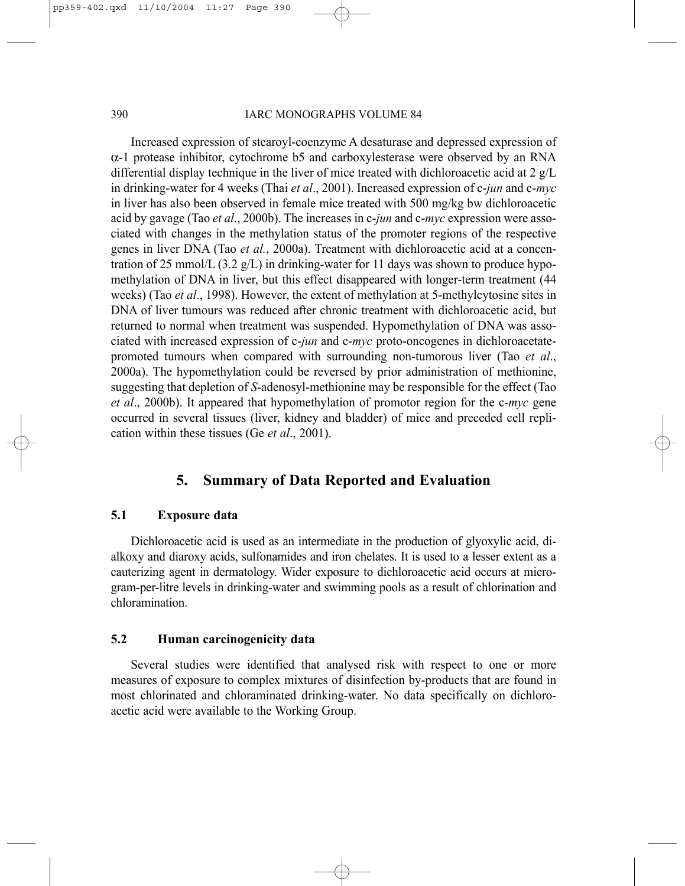Increased expression of stearoyl-coenzyme A desaturase and depressed expression of α-1 protease inhibitor, cytochrome b5 and carboxylesterase were observed by an RNA differential display technique in the liver of mice treated with dichloroacetic acid at 2 g/L in drinking-water for 4 weeks (Thai *et al*., 2001). Increased expression of c-*jun* and c-*myc* in liver has also been observed in female mice treated with 500 mg/kg bw dichloroacetic acid by gavage (Tao *et al*., 2000b). The increases in c-*jun* and c-*myc* expression were associated with changes in the methylation status of the promoter regions of the respective genes in liver DNA (Tao *et al.*, 2000a). Treatment with dichloroacetic acid at a concentration of 25 mmol/L (3.2 g/L) in drinking-water for 11 days was shown to produce hypomethylation of DNA in liver, but this effect disappeared with longer-term treatment (44 weeks) (Tao *et al*., 1998). However, the extent of methylation at 5-methylcytosine sites in DNA of liver tumours was reduced after chronic treatment with dichloroacetic acid, but returned to normal when treatment was suspended. Hypomethylation of DNA was associated with increased expression of c-*jun* and c-*myc* proto-oncogenes in dichloroacetate-promoted tumours when compared with surrounding non-tumorous liver (Tao *et al*., 2000a). The hypomethylation could be reversed by prior administration of methionine, suggesting that depletion of *S*-adenosyl-methionine may be responsible for the effect (Tao *et al*., 2000b). It appeared that hypomethylation of promotor region for the c-*myc* gene occurred in several tissues (liver, kidney and bladder) of mice and preceded cell replication within these tissues (Ge *et al*., 2001).

## 5. Summary of Data Reported and Evaluation

### 5.1 Exposure data

Dichloroacetic acid is used as an intermediate in the production of glyoxylic acid, dialkoxy and diaroxy acids, sulfonamides and iron chelates. It is used to a lesser extent as a cauterizing agent in dermatology. Wider exposure to dichloroacetic acid occurs at microgram-per-litre levels in drinking-water and swimming pools as a result of chlorination and chloramination.

### 5.2 Human carcinogenicity data

Several studies were identified that analysed risk with respect to one or more measures of exposure to complex mixtures of disinfection by-products that are found in most chlorinated and chloraminated drinking-water. No data specifically on dichloroacetic acid were available to the Working Group.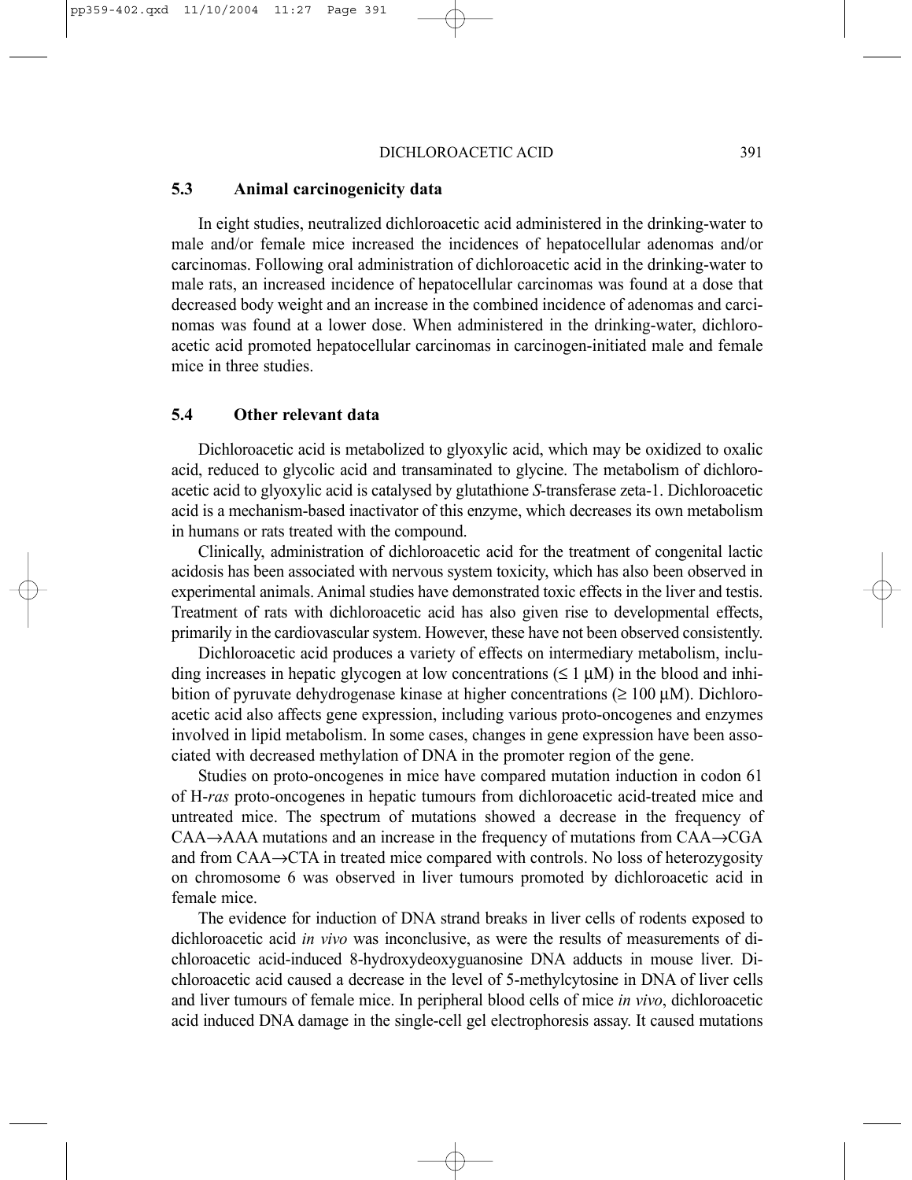### 5.3 Animal carcinogenicity data

In eight studies, neutralized dichloroacetic acid administered in the drinking-water to male and/or female mice increased the incidences of hepatocellular adenomas and/or carcinomas. Following oral administration of dichloroacetic acid in the drinking-water to male rats, an increased incidence of hepatocellular carcinomas was found at a dose that decreased body weight and an increase in the combined incidence of adenomas and carcinomas was found at a lower dose. When administered in the drinking-water, dichloroacetic acid promoted hepatocellular carcinomas in carcinogen-initiated male and female mice in three studies.

### 5.4 Other relevant data

Dichloroacetic acid is metabolized to glyoxylic acid, which may be oxidized to oxalic acid, reduced to glycolic acid and transaminated to glycine. The metabolism of dichloroacetic acid to glyoxylic acid is catalysed by glutathione *S*-transferase zeta-1. Dichloroacetic acid is a mechanism-based inactivator of this enzyme, which decreases its own metabolism in humans or rats treated with the compound.

Clinically, administration of dichloroacetic acid for the treatment of congenital lactic acidosis has been associated with nervous system toxicity, which has also been observed in experimental animals. Animal studies have demonstrated toxic effects in the liver and testis. Treatment of rats with dichloroacetic acid has also given rise to developmental effects, primarily in the cardiovascular system. However, these have not been observed consistently.

Dichloroacetic acid produces a variety of effects on intermediary metabolism, including increases in hepatic glycogen at low concentrations ($\leq 1$ μM) in the blood and inhibition of pyruvate dehydrogenase kinase at higher concentrations ($\geq 100$ μM). Dichloroacetic acid also affects gene expression, including various proto-oncogenes and enzymes involved in lipid metabolism. In some cases, changes in gene expression have been associated with decreased methylation of DNA in the promoter region of the gene.

Studies on proto-oncogenes in mice have compared mutation induction in codon 61 of H-*ras* proto-oncogenes in hepatic tumours from dichloroacetic acid-treated mice and untreated mice. The spectrum of mutations showed a decrease in the frequency of CAA→AAA mutations and an increase in the frequency of mutations from CAA→CGA and from CAA→CTA in treated mice compared with controls. No loss of heterozygosity on chromosome 6 was observed in liver tumours promoted by dichloroacetic acid in female mice.

The evidence for induction of DNA strand breaks in liver cells of rodents exposed to dichloroacetic acid *in vivo* was inconclusive, as were the results of measurements of dichloroacetic acid-induced 8-hydroxydeoxyguanosine DNA adducts in mouse liver. Dichloroacetic acid caused a decrease in the level of 5-methylcytosine in DNA of liver cells and liver tumours of female mice. In peripheral blood cells of mice *in vivo*, dichloroacetic acid induced DNA damage in the single-cell gel electrophoresis assay. It caused mutations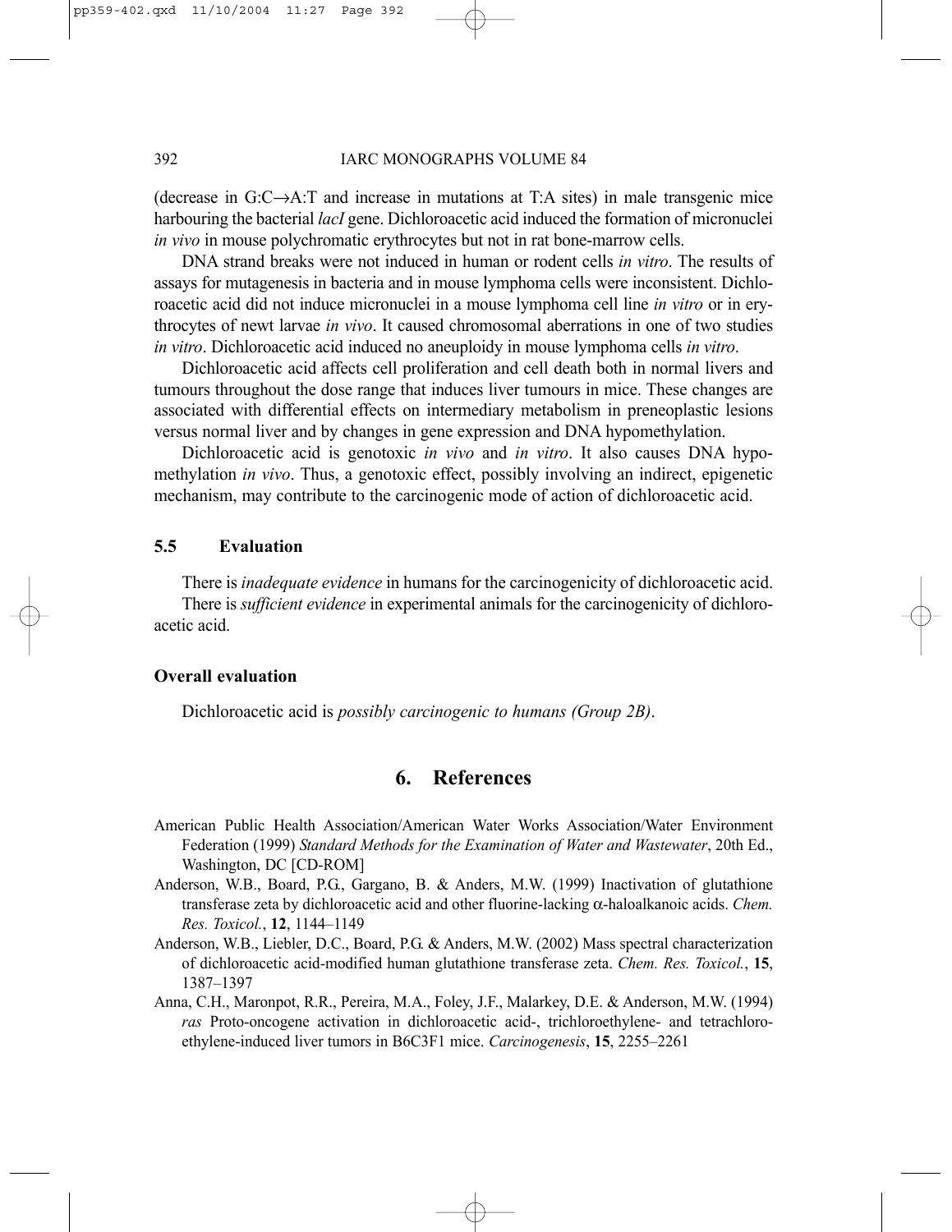(decrease in G:C→A:T and increase in mutations at T:A sites) in male transgenic mice harbouring the bacterial *lacI* gene. Dichloroacetic acid induced the formation of micronuclei *in vivo* in mouse polychromatic erythrocytes but not in rat bone-marrow cells.

DNA strand breaks were not induced in human or rodent cells *in vitro*. The results of assays for mutagenesis in bacteria and in mouse lymphoma cells were inconsistent. Dichloroacetic acid did not induce micronuclei in a mouse lymphoma cell line *in vitro* or in erythrocytes of newt larvae *in vivo*. It caused chromosomal aberrations in one of two studies *in vitro*. Dichloroacetic acid induced no aneuploidy in mouse lymphoma cells *in vitro*.

Dichloroacetic acid affects cell proliferation and cell death both in normal livers and tumours throughout the dose range that induces liver tumours in mice. These changes are associated with differential effects on intermediary metabolism in preneoplastic lesions versus normal liver and by changes in gene expression and DNA hypomethylation.

Dichloroacetic acid is genotoxic *in vivo* and *in vitro*. It also causes DNA hypomethylation *in vivo*. Thus, a genotoxic effect, possibly involving an indirect, epigenetic mechanism, may contribute to the carcinogenic mode of action of dichloroacetic acid.

### 5.5 Evaluation

There is *inadequate evidence* in humans for the carcinogenicity of dichloroacetic acid.

There is *sufficient evidence* in experimental animals for the carcinogenicity of dichloroacetic acid.

#### Overall evaluation

Dichloroacetic acid is *possibly carcinogenic to humans (Group 2B)*.

## 6. References

American Public Health Association/American Water Works Association/Water Environment Federation (1999) *Standard Methods for the Examination of Water and Wastewater*, 20th Ed., Washington, DC [CD-ROM]

Anderson, W.B., Board, P.G., Gargano, B. & Anders, M.W. (1999) Inactivation of glutathione transferase zeta by dichloroacetic acid and other fluorine-lacking α-haloalkanoic acids. *Chem. Res. Toxicol.*, **12**, 1144–1149

Anderson, W.B., Liebler, D.C., Board, P.G. & Anders, M.W. (2002) Mass spectral characterization of dichloroacetic acid-modified human glutathione transferase zeta. *Chem. Res. Toxicol.*, **15**, 1387–1397

Anna, C.H., Maronpot, R.R., Pereira, M.A., Foley, J.F., Malarkey, D.E. & Anderson, M.W. (1994) *ras* Proto-oncogene activation in dichloroacetic acid-, trichloroethylene- and tetrachloroethylene-induced liver tumors in B6C3F1 mice. *Carcinogenesis*, **15**, 2255–2261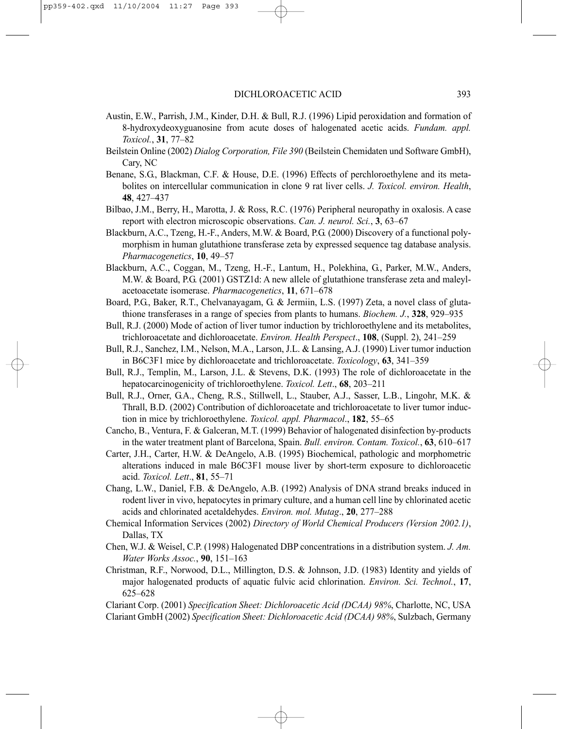Austin, E.W., Parrish, J.M., Kinder, D.H. & Bull, R.J. (1996) Lipid peroxidation and formation of 8-hydroxydeoxyguanosine from acute doses of halogenated acetic acids. *Fundam. appl. Toxicol.*, **31**, 77–82

Beilstein Online (2002) *Dialog Corporation, File 390* (Beilstein Chemidaten und Software GmbH), Cary, NC

Benane, S.G., Blackman, C.F. & House, D.E. (1996) Effects of perchloroethylene and its metabolites on intercellular communication in clone 9 rat liver cells. *J. Toxicol. environ. Health*, **48**, 427–437

Bilbao, J.M., Berry, H., Marotta, J. & Ross, R.C. (1976) Peripheral neuropathy in oxalosis. A case report with electron microscopic observations. *Can. J. neurol. Sci.*, **3**, 63–67

Blackburn, A.C., Tzeng, H.-F., Anders, M.W. & Board, P.G. (2000) Discovery of a functional polymorphism in human glutathione transferase zeta by expressed sequence tag database analysis. *Pharmacogenetics*, **10**, 49–57

Blackburn, A.C., Coggan, M., Tzeng, H.-F., Lantum, H., Polekhina, G., Parker, M.W., Anders, M.W. & Board, P.G. (2001) GSTZ1d: A new allele of glutathione transferase zeta and maleylacetoacetate isomerase. *Pharmacogenetics*, **11**, 671–678

Board, P.G., Baker, R.T., Chelvanayagam, G. & Jermiin, L.S. (1997) Zeta, a novel class of glutathione transferases in a range of species from plants to humans. *Biochem. J.*, **328**, 929–935

Bull, R.J. (2000) Mode of action of liver tumor induction by trichloroethylene and its metabolites, trichloroacetate and dichloroacetate. *Environ. Health Perspect*., **108**, (Suppl. 2), 241–259

Bull, R.J., Sanchez, I.M., Nelson, M.A., Larson, J.L. & Lansing, A.J. (1990) Liver tumor induction in B6C3F1 mice by dichloroacetate and trichloroacetate. *Toxicology*, **63**, 341–359

Bull, R.J., Templin, M., Larson, J.L. & Stevens, D.K. (1993) The role of dichloroacetate in the hepatocarcinogenicity of trichloroethylene. *Toxicol. Lett*., **68**, 203–211

Bull, R.J., Orner, G.A., Cheng, R.S., Stillwell, L., Stauber, A.J., Sasser, L.B., Lingohr, M.K. & Thrall, B.D. (2002) Contribution of dichloroacetate and trichloroacetate to liver tumor induction in mice by trichloroethylene. *Toxicol. appl. Pharmacol*., **182**, 55–65

Cancho, B., Ventura, F. & Galceran, M.T. (1999) Behavior of halogenated disinfection by-products in the water treatment plant of Barcelona, Spain. *Bull. environ. Contam. Toxicol.*, **63**, 610–617

Carter, J.H., Carter, H.W. & DeAngelo, A.B. (1995) Biochemical, pathologic and morphometric alterations induced in male B6C3F1 mouse liver by short-term exposure to dichloroacetic acid. *Toxicol. Lett*., **81**, 55–71

Chang, L.W., Daniel, F.B. & DeAngelo, A.B. (1992) Analysis of DNA strand breaks induced in rodent liver in vivo, hepatocytes in primary culture, and a human cell line by chlorinated acetic acids and chlorinated acetaldehydes. *Environ. mol. Mutag*., **20**, 277–288

Chemical Information Services (2002) *Directory of World Chemical Producers (Version 2002.1)*, Dallas, TX

Chen, W.J. & Weisel, C.P. (1998) Halogenated DBP concentrations in a distribution system. *J. Am. Water Works Assoc.*, **90**, 151–163

Christman, R.F., Norwood, D.L., Millington, D.S. & Johnson, J.D. (1983) Identity and yields of major halogenated products of aquatic fulvic acid chlorination. *Environ. Sci. Technol.*, **17**, 625–628

Clariant Corp. (2001) *Specification Sheet: Dichloroacetic Acid (DCAA) 98%*, Charlotte, NC, USA

Clariant GmbH (2002) *Specification Sheet: Dichloroacetic Acid (DCAA) 98%*, Sulzbach, Germany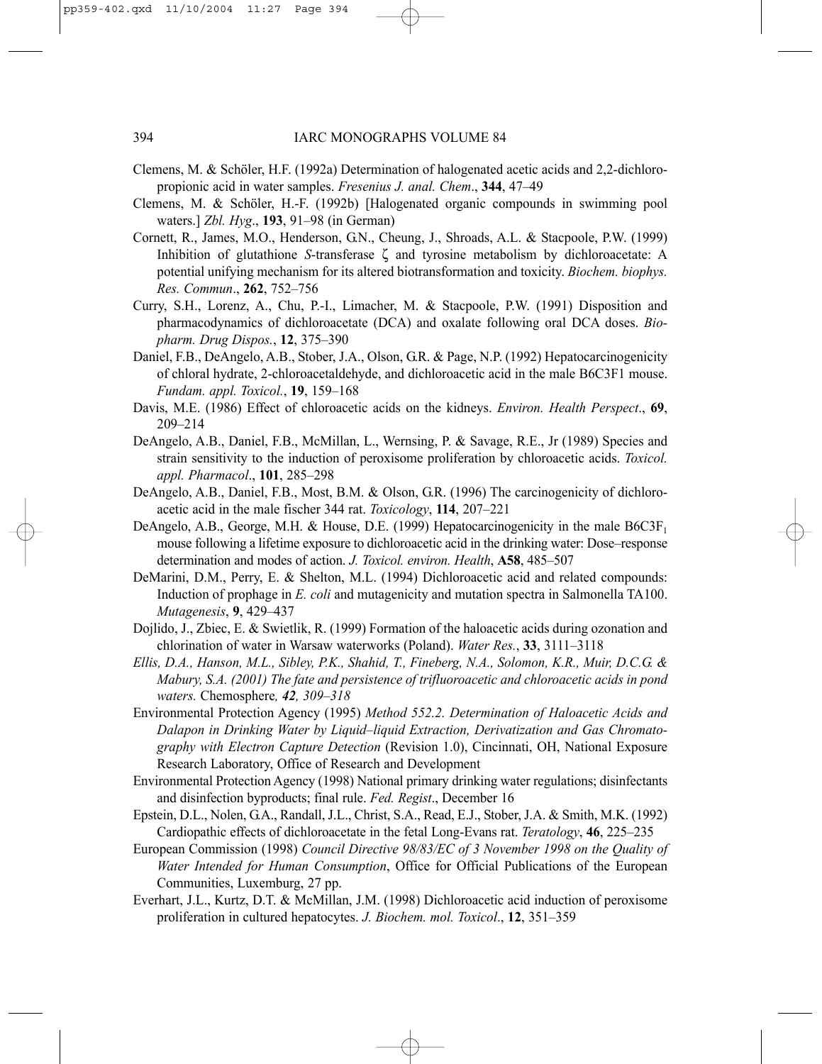Clemens, M. & Schöler, H.F. (1992a) Determination of halogenated acetic acids and 2,2-dichloropropionic acid in water samples. *Fresenius J. anal. Chem*., **344**, 47–49

Clemens, M. & Schöler, H.-F. (1992b) [Halogenated organic compounds in swimming pool waters.] *Zbl. Hyg*., **193**, 91–98 (in German)

Cornett, R., James, M.O., Henderson, G.N., Cheung, J., Shroads, A.L. & Stacpoole, P.W. (1999) Inhibition of glutathione *S*-transferase ζ and tyrosine metabolism by dichloroacetate: A potential unifying mechanism for its altered biotransformation and toxicity. *Biochem. biophys. Res. Commun*., **262**, 752–756

Curry, S.H., Lorenz, A., Chu, P.-I., Limacher, M. & Stacpoole, P.W. (1991) Disposition and pharmacodynamics of dichloroacetate (DCA) and oxalate following oral DCA doses. *Biopharm. Drug Dispos.*, **12**, 375–390

Daniel, F.B., DeAngelo, A.B., Stober, J.A., Olson, G.R. & Page, N.P. (1992) Hepatocarcinogenicity of chloral hydrate, 2-chloroacetaldehyde, and dichloroacetic acid in the male B6C3F1 mouse. *Fundam. appl. Toxicol.*, **19**, 159–168

Davis, M.E. (1986) Effect of chloroacetic acids on the kidneys. *Environ. Health Perspect*., **69**, 209–214

DeAngelo, A.B., Daniel, F.B., McMillan, L., Wernsing, P. & Savage, R.E., Jr (1989) Species and strain sensitivity to the induction of peroxisome proliferation by chloroacetic acids. *Toxicol. appl. Pharmacol*., **101**, 285–298

DeAngelo, A.B., Daniel, F.B., Most, B.M. & Olson, G.R. (1996) The carcinogenicity of dichloroacetic acid in the male fischer 344 rat. *Toxicology*, **114**, 207–221

DeAngelo, A.B., George, M.H. & House, D.E. (1999) Hepatocarcinogenicity in the male $B6C3F_1$ mouse following a lifetime exposure to dichloroacetic acid in the drinking water: Dose–response determination and modes of action. *J. Toxicol. environ. Health*, **A58**, 485–507

DeMarini, D.M., Perry, E. & Shelton, M.L. (1994) Dichloroacetic acid and related compounds: Induction of prophage in *E. coli* and mutagenicity and mutation spectra in Salmonella TA100. *Mutagenesis*, **9**, 429–437

Dojlido, J., Zbiec, E. & Swietlik, R. (1999) Formation of the haloacetic acids during ozonation and chlorination of water in Warsaw waterworks (Poland). *Water Res.*, **33**, 3111–3118

*Ellis, D.A., Hanson, M.L., Sibley, P.K., Shahid, T., Fineberg, N.A., Solomon, K.R., Muir, D.C.G. & Mabury, S.A. (2001) The fate and persistence of trifluoroacetic and chloroacetic acids in pond waters.* Chemosphere*, **42**, 309–318*

Environmental Protection Agency (1995) *Method 552.2. Determination of Haloacetic Acids and Dalapon in Drinking Water by Liquid–liquid Extraction, Derivatization and Gas Chromatography with Electron Capture Detection* (Revision 1.0), Cincinnati, OH, National Exposure Research Laboratory, Office of Research and Development

Environmental Protection Agency (1998) National primary drinking water regulations; disinfectants and disinfection byproducts; final rule. *Fed. Regist*., December 16

Epstein, D.L., Nolen, G.A., Randall, J.L., Christ, S.A., Read, E.J., Stober, J.A. & Smith, M.K. (1992) Cardiopathic effects of dichloroacetate in the fetal Long-Evans rat. *Teratology*, **46**, 225–235

European Commission (1998) *Council Directive 98/83/EC of 3 November 1998 on the Quality of Water Intended for Human Consumption*, Office for Official Publications of the European Communities, Luxemburg, 27 pp.

Everhart, J.L., Kurtz, D.T. & McMillan, J.M. (1998) Dichloroacetic acid induction of peroxisome proliferation in cultured hepatocytes. *J. Biochem. mol. Toxicol*., **12**, 351–359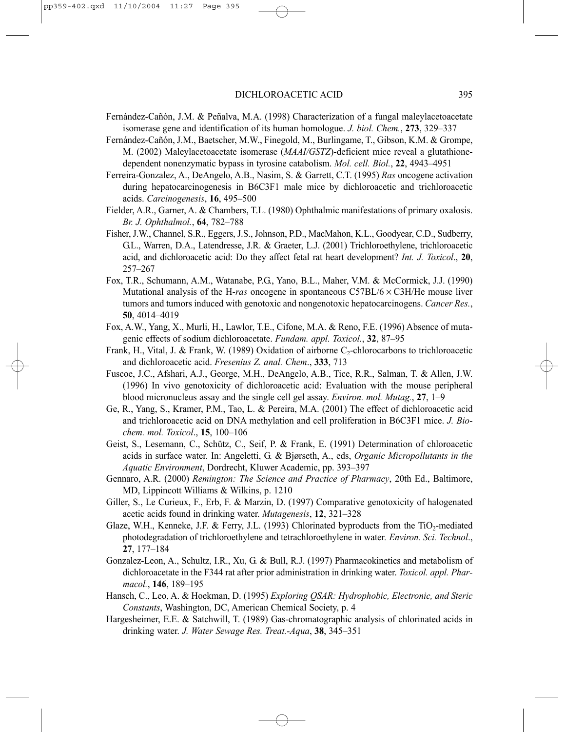Fernández-Cañón, J.M. & Peñalva, M.A. (1998) Characterization of a fungal maleylacetoacetate isomerase gene and identification of its human homologue. *J. biol. Chem.*, **273**, 329–337

Fernández-Cañón, J.M., Baetscher, M.W., Finegold, M., Burlingame, T., Gibson, K.M. & Grompe, M. (2002) Maleylacetoacetate isomerase (*MAAI/GSTZ*)-deficient mice reveal a glutathione-dependent nonenzymatic bypass in tyrosine catabolism. *Mol. cell. Biol.*, **22**, 4943–4951

Ferreira-Gonzalez, A., DeAngelo, A.B., Nasim, S. & Garrett, C.T. (1995) *Ras* oncogene activation during hepatocarcinogenesis in B6C3F1 male mice by dichloroacetic and trichloroacetic acids. *Carcinogenesis*, **16**, 495–500

Fielder, A.R., Garner, A. & Chambers, T.L. (1980) Ophthalmic manifestations of primary oxalosis. *Br. J. Ophthalmol.*, **64**, 782–788

Fisher, J.W., Channel, S.R., Eggers, J.S., Johnson, P.D., MacMahon, K.L., Goodyear, C.D., Sudberry, G.L., Warren, D.A., Latendresse, J.R. & Graeter, L.J. (2001) Trichloroethylene, trichloroacetic acid, and dichloroacetic acid: Do they affect fetal rat heart development? *Int. J. Toxicol*., **20**, 257–267

Fox, T.R., Schumann, A.M., Watanabe, P.G., Yano, B.L., Maher, V.M. & McCormick, J.J. (1990) Mutational analysis of the H-*ras* oncogene in spontaneous C57BL/6 × C3H/He mouse liver tumors and tumors induced with genotoxic and nongenotoxic hepatocarcinogens. *Cancer Res.*, **50**, 4014–4019

Fox, A.W., Yang, X., Murli, H., Lawlor, T.E., Cifone, M.A. & Reno, F.E. (1996) Absence of mutagenic effects of sodium dichloroacetate. *Fundam. appl. Toxicol.*, **32**, 87–95

Frank, H., Vital, J. & Frank, W. (1989) Oxidation of airborne $C_2$-chlorocarbons to trichloroacetic and dichloroacetic acid. *Fresenius Z. anal. Chem*., **333**, 713

Fuscoe, J.C., Afshari, A.J., George, M.H., DeAngelo, A.B., Tice, R.R., Salman, T. & Allen, J.W. (1996) In vivo genotoxicity of dichloroacetic acid: Evaluation with the mouse peripheral blood micronucleus assay and the single cell gel assay. *Environ. mol. Mutag.*, **27**, 1–9

Ge, R., Yang, S., Kramer, P.M., Tao, L. & Pereira, M.A. (2001) The effect of dichloroacetic acid and trichloroacetic acid on DNA methylation and cell proliferation in B6C3F1 mice. *J. Biochem. mol. Toxicol*., **15**, 100–106

Geist, S., Lesemann, C., Schütz, C., Seif, P. & Frank, E. (1991) Determination of chloroacetic acids in surface water. In: Angeletti, G. & Bjørseth, A., eds, *Organic Micropollutants in the Aquatic Environment*, Dordrecht, Kluwer Academic, pp. 393–397

Gennaro, A.R. (2000) *Remington: The Science and Practice of Pharmacy*, 20th Ed., Baltimore, MD, Lippincott Williams & Wilkins, p. 1210

Giller, S., Le Curieux, F., Erb, F. & Marzin, D. (1997) Comparative genotoxicity of halogenated acetic acids found in drinking water. *Mutagenesis*, **12**, 321–328

Glaze, W.H., Kenneke, J.F. & Ferry, J.L. (1993) Chlorinated byproducts from the $TiO_2$-mediated photodegradation of trichloroethylene and tetrachloroethylene in water. *Environ. Sci. Technol*., **27**, 177–184

Gonzalez-Leon, A., Schultz, I.R., Xu, G. & Bull, R.J. (1997) Pharmacokinetics and metabolism of dichloroacetate in the F344 rat after prior administration in drinking water. *Toxicol. appl. Pharmacol.*, **146**, 189–195

Hansch, C., Leo, A. & Hoekman, D. (1995) *Exploring QSAR: Hydrophobic, Electronic, and Steric Constants*, Washington, DC, American Chemical Society, p. 4

Hargesheimer, E.E. & Satchwill, T. (1989) Gas-chromatographic analysis of chlorinated acids in drinking water. *J. Water Sewage Res. Treat.-Aqua*, **38**, 345–351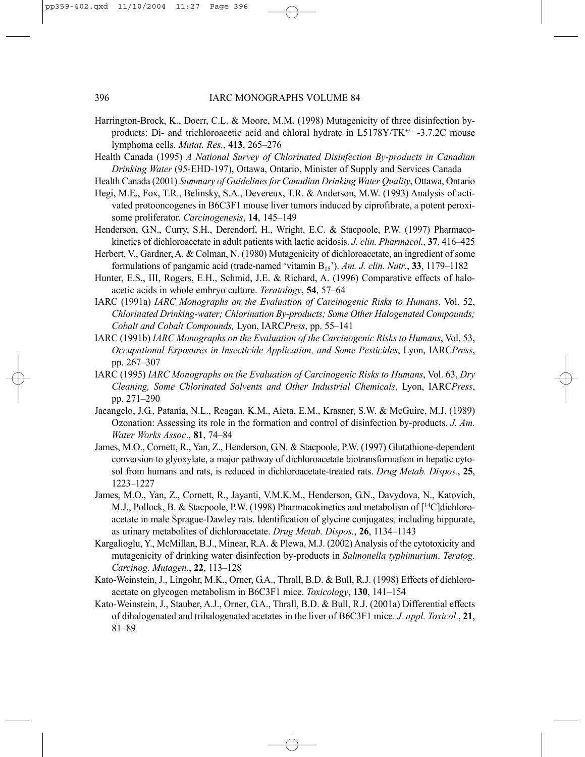Harrington-Brock, K., Doerr, C.L. & Moore, M.M. (1998) Mutagenicity of three disinfection by-products: Di- and trichloroacetic acid and chloral hydrate in L5178Y/TK$^{+/-}$ -3.7.2C mouse lymphoma cells. *Mutat. Res.*, **413**, 265–276

Health Canada (1995) *A National Survey of Chlorinated Disinfection By-products in Canadian Drinking Water* (95-EHD-197), Ottawa, Ontario, Minister of Supply and Services Canada

Health Canada (2001) *Summary of Guidelines for Canadian Drinking Water Quality*, Ottawa, Ontario

Hegi, M.E., Fox, T.R., Belinsky, S.A., Devereux, T.R. & Anderson, M.W. (1993) Analysis of activated protooncogenes in B6C3F1 mouse liver tumors induced by ciprofibrate, a potent peroxisome proliferator. *Carcinogenesis*, **14**, 145–149

Henderson, G.N., Curry, S.H., Derendorf, H., Wright, E.C. & Stacpoole, P.W. (1997) Pharmacokinetics of dichloroacetate in adult patients with lactic acidosis. *J. clin. Pharmacol.*, **37**, 416–425

Herbert, V., Gardner, A. & Colman, N. (1980) Mutagenicity of dichloroacetate, an ingredient of some formulations of pangamic acid (trade-named 'vitamin $B_{15}$'). *Am. J. clin. Nutr*., **33**, 1179–1182

Hunter, E.S., III, Rogers, E.H., Schmid, J.E. & Richard, A. (1996) Comparative effects of haloacetic acids in whole embryo culture. *Teratology*, **54**, 57–64

IARC (1991a) *IARC Monographs on the Evaluation of Carcinogenic Risks to Humans*, Vol. 52, *Chlorinated Drinking-water; Chlorination By-products; Some Other Halogenated Compounds; Cobalt and Cobalt Compounds,* Lyon, IARC*Press*, pp. 55–141

IARC (1991b) *IARC Monographs on the Evaluation of the Carcinogenic Risks to Humans*, Vol. 53, *Occupational Exposures in Insecticide Application, and Some Pesticides*, Lyon, IARC*Press*, pp. 267–307

IARC (1995) *IARC Monographs on the Evaluation of Carcinogenic Risks to Humans*, Vol. 63, *Dry Cleaning, Some Chlorinated Solvents and Other Industrial Chemicals*, Lyon, IARC*Press*, pp. 271–290

Jacangelo, J.G., Patania, N.L., Reagan, K.M., Aieta, E.M., Krasner, S.W. & McGuire, M.J. (1989) Ozonation: Assessing its role in the formation and control of disinfection by-products. *J. Am. Water Works Assoc*., **81**, 74–84

James, M.O., Cornett, R., Yan, Z., Henderson, G.N. & Stacpoole, P.W. (1997) Glutathione-dependent conversion to glyoxylate, a major pathway of dichloroacetate biotransformation in hepatic cytosol from humans and rats, is reduced in dichloroacetate-treated rats. *Drug Metab. Dispos.*, **25**, 1223–1227

James, M.O., Yan, Z., Cornett, R., Jayanti, V.M.K.M., Henderson, G.N., Davydova, N., Katovich, M.J., Pollock, B. & Stacpoole, P.W. (1998) Pharmacokinetics and metabolism of [$^{14}$C]dichloroacetate in male Sprague-Dawley rats. Identification of glycine conjugates, including hippurate, as urinary metabolites of dichloroacetate. *Drug Metab. Dispos.*, **26**, 1134–1143

Kargalioglu, Y., McMillan, B.J., Minear, R.A. & Plewa, M.J. (2002) Analysis of the cytotoxicity and mutagenicity of drinking water disinfection by-products in *Salmonella typhimurium*. *Teratog. Carcinog. Mutagen.*, **22**, 113–128

Kato-Weinstein, J., Lingohr, M.K., Orner, G.A., Thrall, B.D. & Bull, R.J. (1998) Effects of dichloroacetate on glycogen metabolism in B6C3F1 mice. *Toxicology*, **130**, 141–154

Kato-Weinstein, J., Stauber, A.J., Orner, G.A., Thrall, B.D. & Bull, R.J. (2001a) Differential effects of dihalogenated and trihalogenated acetates in the liver of B6C3F1 mice. *J. appl. Toxicol*., **21**, 81–89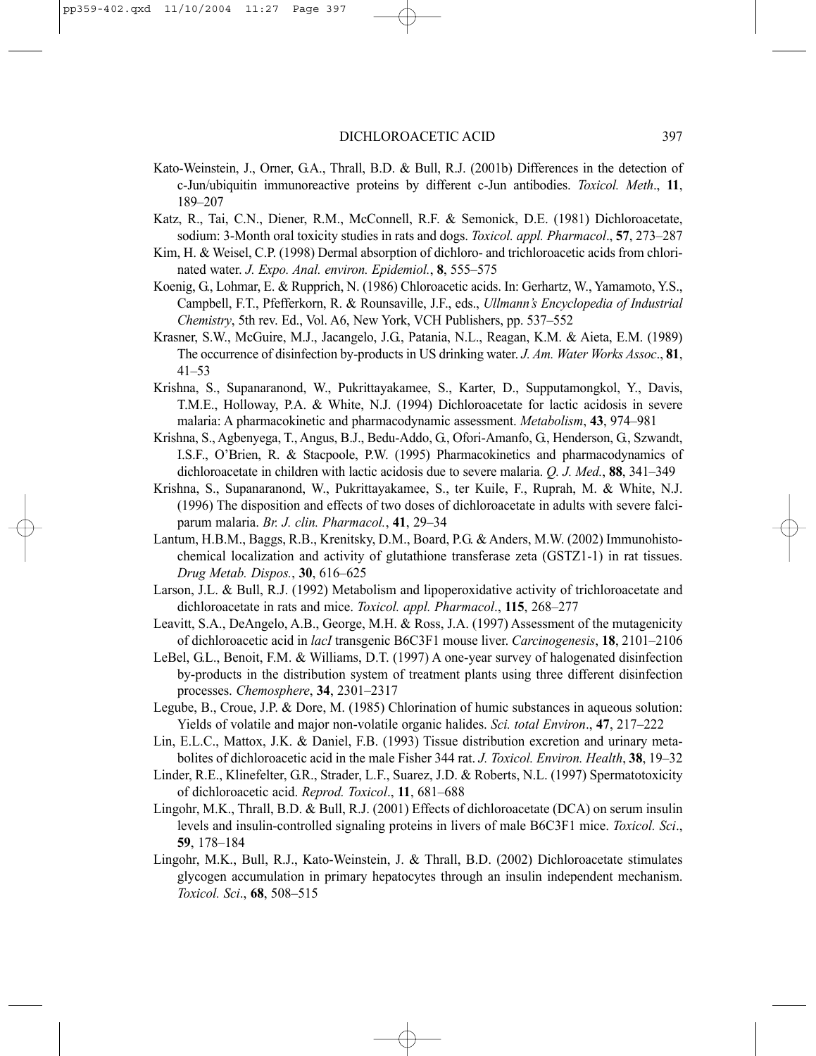Kato-Weinstein, J., Orner, G.A., Thrall, B.D. & Bull, R.J. (2001b) Differences in the detection of c-Jun/ubiquitin immunoreactive proteins by different c-Jun antibodies. *Toxicol. Meth*., **11**, 189–207

Katz, R., Tai, C.N., Diener, R.M., McConnell, R.F. & Semonick, D.E. (1981) Dichloroacetate, sodium: 3-Month oral toxicity studies in rats and dogs. *Toxicol. appl. Pharmacol*., **57**, 273–287

Kim, H. & Weisel, C.P. (1998) Dermal absorption of dichloro- and trichloroacetic acids from chlorinated water. *J. Expo. Anal. environ. Epidemiol.*, **8**, 555–575

Koenig, G., Lohmar, E. & Rupprich, N. (1986) Chloroacetic acids. In: Gerhartz, W., Yamamoto, Y.S., Campbell, F.T., Pfefferkorn, R. & Rounsaville, J.F., eds., *Ullmann's Encyclopedia of Industrial Chemistry*, 5th rev. Ed., Vol. A6, New York, VCH Publishers, pp. 537–552

Krasner, S.W., McGuire, M.J., Jacangelo, J.G., Patania, N.L., Reagan, K.M. & Aieta, E.M. (1989) The occurrence of disinfection by-products in US drinking water. *J. Am. Water Works Assoc*., **81**, 41–53

Krishna, S., Supanaranond, W., Pukrittayakamee, S., Karter, D., Supputamongkol, Y., Davis, T.M.E., Holloway, P.A. & White, N.J. (1994) Dichloroacetate for lactic acidosis in severe malaria: A pharmacokinetic and pharmacodynamic assessment. *Metabolism*, **43**, 974–981

Krishna, S., Agbenyega, T., Angus, B.J., Bedu-Addo, G., Ofori-Amanfo, G., Henderson, G., Szwandt, I.S.F., O'Brien, R. & Stacpoole, P.W. (1995) Pharmacokinetics and pharmacodynamics of dichloroacetate in children with lactic acidosis due to severe malaria. *Q. J. Med.*, **88**, 341–349

Krishna, S., Supanaranond, W., Pukrittayakamee, S., ter Kuile, F., Ruprah, M. & White, N.J. (1996) The disposition and effects of two doses of dichloroacetate in adults with severe falciparum malaria. *Br. J. clin. Pharmacol.*, **41**, 29–34

Lantum, H.B.M., Baggs, R.B., Krenitsky, D.M., Board, P.G. & Anders, M.W. (2002) Immunohistochemical localization and activity of glutathione transferase zeta (GSTZ1-1) in rat tissues. *Drug Metab. Dispos.*, **30**, 616–625

Larson, J.L. & Bull, R.J. (1992) Metabolism and lipoperoxidative activity of trichloroacetate and dichloroacetate in rats and mice. *Toxicol. appl. Pharmacol*., **115**, 268–277

Leavitt, S.A., DeAngelo, A.B., George, M.H. & Ross, J.A. (1997) Assessment of the mutagenicity of dichloroacetic acid in *lacI* transgenic B6C3F1 mouse liver. *Carcinogenesis*, **18**, 2101–2106

LeBel, G.L., Benoit, F.M. & Williams, D.T. (1997) A one-year survey of halogenated disinfection by-products in the distribution system of treatment plants using three different disinfection processes. *Chemosphere*, **34**, 2301–2317

Legube, B., Croue, J.P. & Dore, M. (1985) Chlorination of humic substances in aqueous solution: Yields of volatile and major non-volatile organic halides. *Sci. total Environ*., **47**, 217–222

Lin, E.L.C., Mattox, J.K. & Daniel, F.B. (1993) Tissue distribution excretion and urinary metabolites of dichloroacetic acid in the male Fisher 344 rat. *J. Toxicol. Environ. Health*, **38**, 19–32

Linder, R.E., Klinefelter, G.R., Strader, L.F., Suarez, J.D. & Roberts, N.L. (1997) Spermatotoxicity of dichloroacetic acid. *Reprod. Toxicol*., **11**, 681–688

Lingohr, M.K., Thrall, B.D. & Bull, R.J. (2001) Effects of dichloroacetate (DCA) on serum insulin levels and insulin-controlled signaling proteins in livers of male B6C3F1 mice. *Toxicol. Sci*., **59**, 178–184

Lingohr, M.K., Bull, R.J., Kato-Weinstein, J. & Thrall, B.D. (2002) Dichloroacetate stimulates glycogen accumulation in primary hepatocytes through an insulin independent mechanism. *Toxicol. Sci*., **68**, 508–515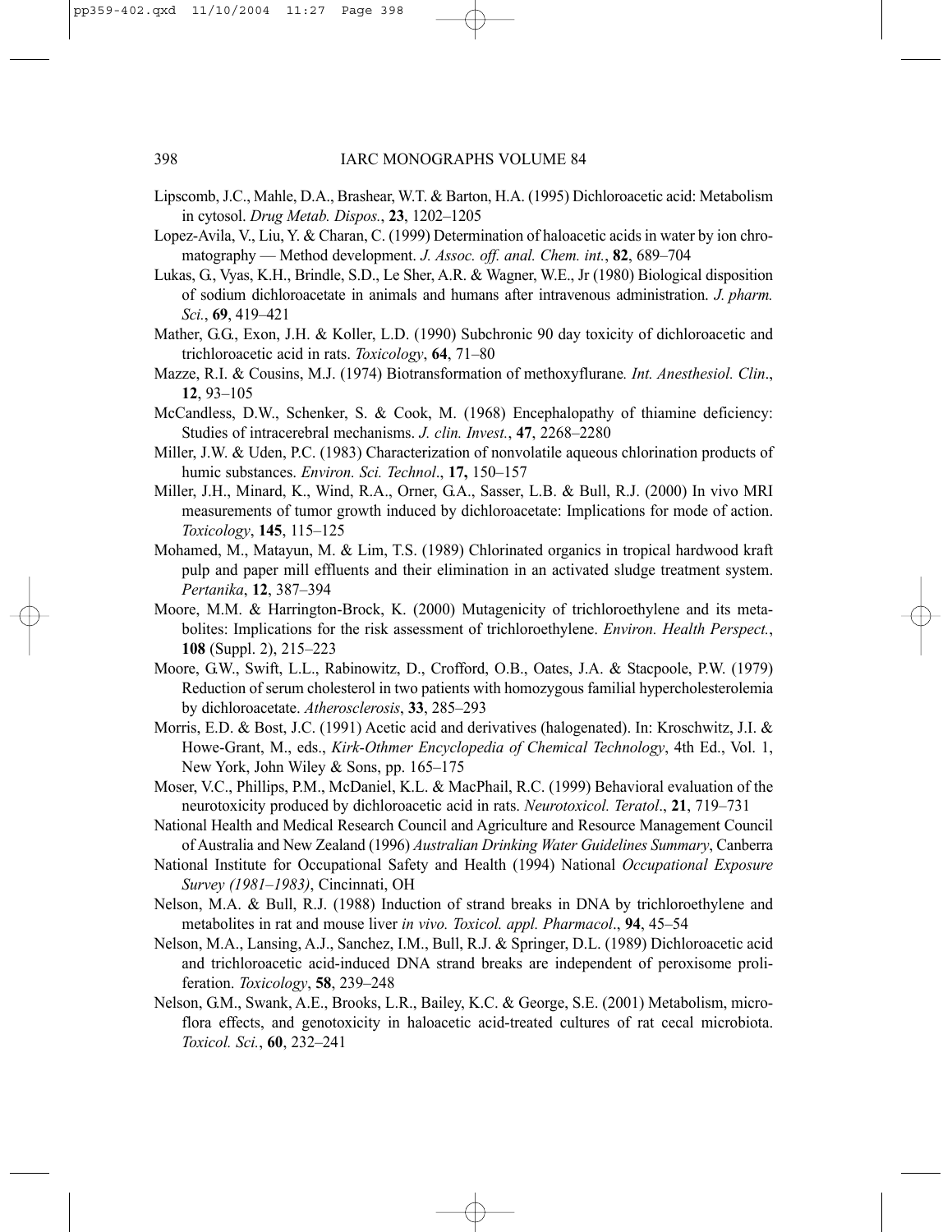Lipscomb, J.C., Mahle, D.A., Brashear, W.T. & Barton, H.A. (1995) Dichloroacetic acid: Metabolism in cytosol. *Drug Metab. Dispos.*, **23**, 1202–1205

Lopez-Avila, V., Liu, Y. & Charan, C. (1999) Determination of haloacetic acids in water by ion chromatography — Method development. *J. Assoc. off. anal. Chem. int.*, **82**, 689–704

Lukas, G., Vyas, K.H., Brindle, S.D., Le Sher, A.R. & Wagner, W.E., Jr (1980) Biological disposition of sodium dichloroacetate in animals and humans after intravenous administration. *J. pharm. Sci.*, **69**, 419–421

Mather, G.G., Exon, J.H. & Koller, L.D. (1990) Subchronic 90 day toxicity of dichloroacetic and trichloroacetic acid in rats. *Toxicology*, **64**, 71–80

Mazze, R.I. & Cousins, M.J. (1974) Biotransformation of methoxyflurane*. Int. Anesthesiol. Clin*., **12**, 93–105

McCandless, D.W., Schenker, S. & Cook, M. (1968) Encephalopathy of thiamine deficiency: Studies of intracerebral mechanisms. *J. clin. Invest.*, **47**, 2268–2280

Miller, J.W. & Uden, P.C. (1983) Characterization of nonvolatile aqueous chlorination products of humic substances. *Environ. Sci. Technol*., **17,** 150–157

Miller, J.H., Minard, K., Wind, R.A., Orner, G.A., Sasser, L.B. & Bull, R.J. (2000) In vivo MRI measurements of tumor growth induced by dichloroacetate: Implications for mode of action. *Toxicology*, **145**, 115–125

Mohamed, M., Matayun, M. & Lim, T.S. (1989) Chlorinated organics in tropical hardwood kraft pulp and paper mill effluents and their elimination in an activated sludge treatment system. *Pertanika*, **12**, 387–394

Moore, M.M. & Harrington-Brock, K. (2000) Mutagenicity of trichloroethylene and its metabolites: Implications for the risk assessment of trichloroethylene. *Environ. Health Perspect.*, **108** (Suppl. 2), 215–223

Moore, G.W., Swift, L.L., Rabinowitz, D., Crofford, O.B., Oates, J.A. & Stacpoole, P.W. (1979) Reduction of serum cholesterol in two patients with homozygous familial hypercholesterolemia by dichloroacetate. *Atherosclerosis*, **33**, 285–293

Morris, E.D. & Bost, J.C. (1991) Acetic acid and derivatives (halogenated). In: Kroschwitz, J.I. & Howe-Grant, M., eds., *Kirk-Othmer Encyclopedia of Chemical Technology*, 4th Ed., Vol. 1, New York, John Wiley & Sons, pp. 165–175

Moser, V.C., Phillips, P.M., McDaniel, K.L. & MacPhail, R.C. (1999) Behavioral evaluation of the neurotoxicity produced by dichloroacetic acid in rats. *Neurotoxicol. Teratol*., **21**, 719–731

National Health and Medical Research Council and Agriculture and Resource Management Council of Australia and New Zealand (1996) *Australian Drinking Water Guidelines Summary*, Canberra

National Institute for Occupational Safety and Health (1994) National *Occupational Exposure Survey (1981–1983)*, Cincinnati, OH

Nelson, M.A. & Bull, R.J. (1988) Induction of strand breaks in DNA by trichloroethylene and metabolites in rat and mouse liver *in vivo. Toxicol. appl. Pharmacol*., **94**, 45–54

Nelson, M.A., Lansing, A.J., Sanchez, I.M., Bull, R.J. & Springer, D.L. (1989) Dichloroacetic acid and trichloroacetic acid-induced DNA strand breaks are independent of peroxisome proliferation. *Toxicology*, **58**, 239–248

Nelson, G.M., Swank, A.E., Brooks, L.R., Bailey, K.C. & George, S.E. (2001) Metabolism, microflora effects, and genotoxicity in haloacetic acid-treated cultures of rat cecal microbiota. *Toxicol. Sci.*, **60**, 232–241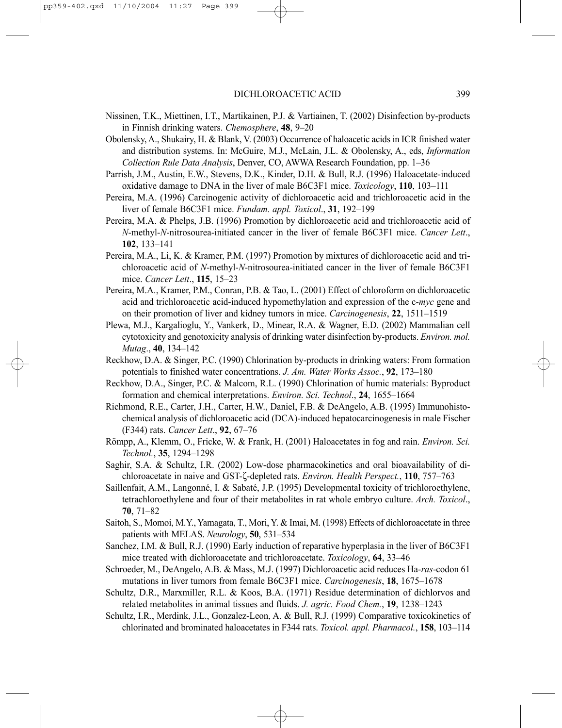Nissinen, T.K., Miettinen, I.T., Martikainen, P.J. & Vartiainen, T. (2002) Disinfection by-products in Finnish drinking waters. *Chemosphere*, **48**, 9–20

Obolensky, A., Shukairy, H. & Blank, V. (2003) Occurrence of haloacetic acids in ICR finished water and distribution systems. In: McGuire, M.J., McLain, J.L. & Obolensky, A., eds, *Information Collection Rule Data Analysis*, Denver, CO, AWWA Research Foundation, pp. 1–36

Parrish, J.M., Austin, E.W., Stevens, D.K., Kinder, D.H. & Bull, R.J. (1996) Haloacetate-induced oxidative damage to DNA in the liver of male B6C3F1 mice. *Toxicology*, **110**, 103–111

Pereira, M.A. (1996) Carcinogenic activity of dichloroacetic acid and trichloroacetic acid in the liver of female B6C3F1 mice. *Fundam. appl. Toxicol*., **31**, 192–199

Pereira, M.A. & Phelps, J.B. (1996) Promotion by dichloroacetic acid and trichloroacetic acid of *N*-methyl-*N*-nitrosourea-initiated cancer in the liver of female B6C3F1 mice. *Cancer Lett*., **102**, 133–141

Pereira, M.A., Li, K. & Kramer, P.M. (1997) Promotion by mixtures of dichloroacetic acid and trichloroacetic acid of *N*-methyl-*N*-nitrosourea-initiated cancer in the liver of female B6C3F1 mice. *Cancer Lett*., **115**, 15–23

Pereira, M.A., Kramer, P.M., Conran, P.B. & Tao, L. (2001) Effect of chloroform on dichloroacetic acid and trichloroacetic acid-induced hypomethylation and expression of the c-*myc* gene and on their promotion of liver and kidney tumors in mice. *Carcinogenesis*, **22**, 1511–1519

Plewa, M.J., Kargalioglu, Y., Vankerk, D., Minear, R.A. & Wagner, E.D. (2002) Mammalian cell cytotoxicity and genotoxicity analysis of drinking water disinfection by-products. *Environ. mol. Mutag*., **40**, 134–142

Reckhow, D.A. & Singer, P.C. (1990) Chlorination by-products in drinking waters: From formation potentials to finished water concentrations. *J. Am. Water Works Assoc.*, **92**, 173–180

Reckhow, D.A., Singer, P.C. & Malcom, R.L. (1990) Chlorination of humic materials: Byproduct formation and chemical interpretations. *Environ. Sci. Technol*., **24**, 1655–1664

Richmond, R.E., Carter, J.H., Carter, H.W., Daniel, F.B. & DeAngelo, A.B. (1995) Immunohistochemical analysis of dichloroacetic acid (DCA)-induced hepatocarcinogenesis in male Fischer (F344) rats. *Cancer Lett*., **92**, 67–76

Römpp, A., Klemm, O., Fricke, W. & Frank, H. (2001) Haloacetates in fog and rain. *Environ. Sci. Technol.*, **35**, 1294–1298

Saghir, S.A. & Schultz, I.R. (2002) Low-dose pharmacokinetics and oral bioavailability of dichloroacetate in naive and GST-ζ-depleted rats. *Environ. Health Perspect.*, **110**, 757–763

Saillenfait, A.M., Langonné, I. & Sabaté, J.P. (1995) Developmental toxicity of trichloroethylene, tetrachloroethylene and four of their metabolites in rat whole embryo culture. *Arch. Toxicol*., **70**, 71–82

Saitoh, S., Momoi, M.Y., Yamagata, T., Mori, Y. & Imai, M. (1998) Effects of dichloroacetate in three patients with MELAS. *Neurology*, **50**, 531–534

Sanchez, I.M. & Bull, R.J. (1990) Early induction of reparative hyperplasia in the liver of B6C3F1 mice treated with dichloroacetate and trichloroacetate. *Toxicology*, **64**, 33–46

Schroeder, M., DeAngelo, A.B. & Mass, M.J. (1997) Dichloroacetic acid reduces Ha-*ras*-codon 61 mutations in liver tumors from female B6C3F1 mice. *Carcinogenesis*, **18**, 1675–1678

Schultz, D.R., Marxmiller, R.L. & Koos, B.A. (1971) Residue determination of dichlorvos and related metabolites in animal tissues and fluids. *J. agric. Food Chem.*, **19**, 1238–1243

Schultz, I.R., Merdink, J.L., Gonzalez-Leon, A. & Bull, R.J. (1999) Comparative toxicokinetics of chlorinated and brominated haloacetates in F344 rats. *Toxicol. appl. Pharmacol.*, **158**, 103–114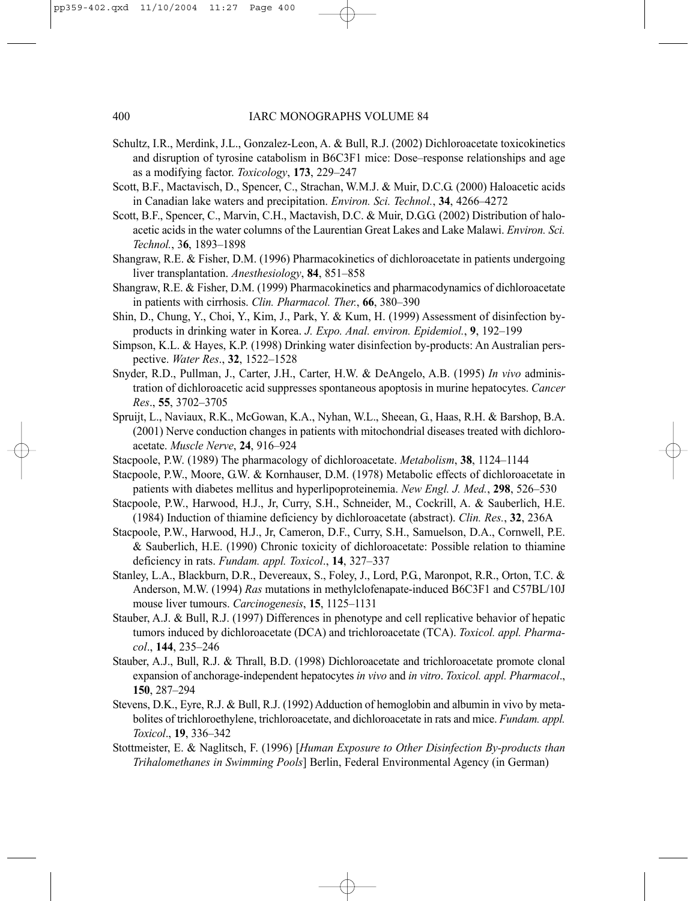Schultz, I.R., Merdink, J.L., Gonzalez-Leon, A. & Bull, R.J. (2002) Dichloroacetate toxicokinetics and disruption of tyrosine catabolism in B6C3F1 mice: Dose–response relationships and age as a modifying factor. *Toxicology*, **173**, 229–247

Scott, B.F., Mactavisch, D., Spencer, C., Strachan, W.M.J. & Muir, D.C.G. (2000) Haloacetic acids in Canadian lake waters and precipitation. *Environ. Sci. Technol.*, **34**, 4266–4272

Scott, B.F., Spencer, C., Marvin, C.H., Mactavish, D.C. & Muir, D.G.G. (2002) Distribution of haloacetic acids in the water columns of the Laurentian Great Lakes and Lake Malawi. *Environ. Sci. Technol.*, 3**6**, 1893–1898

Shangraw, R.E. & Fisher, D.M. (1996) Pharmacokinetics of dichloroacetate in patients undergoing liver transplantation. *Anesthesiology*, **84**, 851–858

Shangraw, R.E. & Fisher, D.M. (1999) Pharmacokinetics and pharmacodynamics of dichloroacetate in patients with cirrhosis. *Clin. Pharmacol. Ther.*, **66**, 380–390

Shin, D., Chung, Y., Choi, Y., Kim, J., Park, Y. & Kum, H. (1999) Assessment of disinfection byproducts in drinking water in Korea. *J. Expo. Anal. environ. Epidemiol.*, **9**, 192–199

Simpson, K.L. & Hayes, K.P. (1998) Drinking water disinfection by-products: An Australian perspective. *Water Res*., **32**, 1522–1528

Snyder, R.D., Pullman, J., Carter, J.H., Carter, H.W. & DeAngelo, A.B. (1995) *In vivo* administration of dichloroacetic acid suppresses spontaneous apoptosis in murine hepatocytes. *Cancer Res*., **55**, 3702–3705

Spruijt, L., Naviaux, R.K., McGowan, K.A., Nyhan, W.L., Sheean, G., Haas, R.H. & Barshop, B.A. (2001) Nerve conduction changes in patients with mitochondrial diseases treated with dichloroacetate. *Muscle Nerve*, **24**, 916–924

Stacpoole, P.W. (1989) The pharmacology of dichloroacetate. *Metabolism*, **38**, 1124–1144

Stacpoole, P.W., Moore, G.W. & Kornhauser, D.M. (1978) Metabolic effects of dichloroacetate in patients with diabetes mellitus and hyperlipoproteinemia. *New Engl. J. Med.*, **298**, 526–530

Stacpoole, P.W., Harwood, H.J., Jr, Curry, S.H., Schneider, M., Cockrill, A. & Sauberlich, H.E. (1984) Induction of thiamine deficiency by dichloroacetate (abstract). *Clin. Res.*, **32**, 236A

Stacpoole, P.W., Harwood, H.J., Jr, Cameron, D.F., Curry, S.H., Samuelson, D.A., Cornwell, P.E. & Sauberlich, H.E. (1990) Chronic toxicity of dichloroacetate: Possible relation to thiamine deficiency in rats. *Fundam. appl. Toxicol*., **14**, 327–337

Stanley, L.A., Blackburn, D.R., Devereaux, S., Foley, J., Lord, P.G., Maronpot, R.R., Orton, T.C. & Anderson, M.W. (1994) *Ras* mutations in methylclofenapate-induced B6C3F1 and C57BL/10J mouse liver tumours. *Carcinogenesis*, **15**, 1125–1131

Stauber, A.J. & Bull, R.J. (1997) Differences in phenotype and cell replicative behavior of hepatic tumors induced by dichloroacetate (DCA) and trichloroacetate (TCA). *Toxicol. appl. Pharmacol*., **144**, 235–246

Stauber, A.J., Bull, R.J. & Thrall, B.D. (1998) Dichloroacetate and trichloroacetate promote clonal expansion of anchorage-independent hepatocytes *in vivo* and *in vitro*. *Toxicol. appl. Pharmacol*., **150**, 287–294

Stevens, D.K., Eyre, R.J. & Bull, R.J. (1992) Adduction of hemoglobin and albumin in vivo by metabolites of trichloroethylene, trichloroacetate, and dichloroacetate in rats and mice. *Fundam. appl. Toxicol*., **19**, 336–342

Stottmeister, E. & Naglitsch, F. (1996) [*Human Exposure to Other Disinfection By-products than Trihalomethanes in Swimming Pools*] Berlin, Federal Environmental Agency (in German)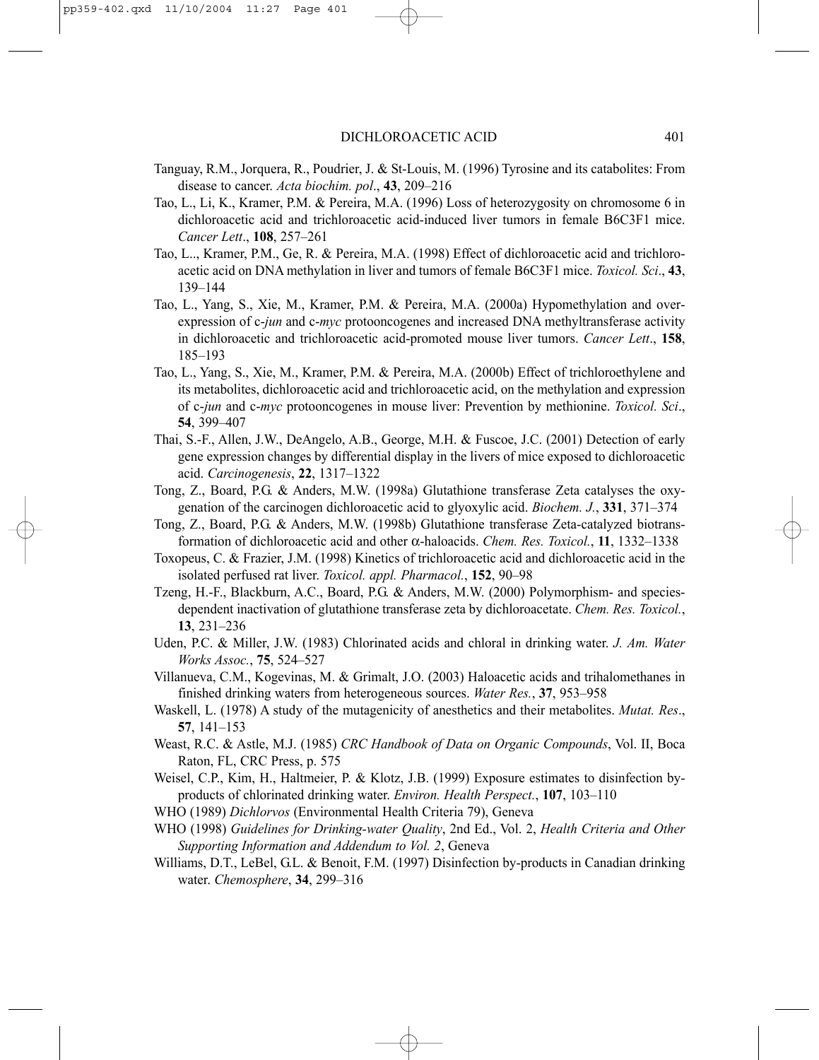Tanguay, R.M., Jorquera, R., Poudrier, J. & St-Louis, M. (1996) Tyrosine and its catabolites: From disease to cancer. *Acta biochim. pol*., **43**, 209–216

Tao, L., Li, K., Kramer, P.M. & Pereira, M.A. (1996) Loss of heterozygosity on chromosome 6 in dichloroacetic acid and trichloroacetic acid-induced liver tumors in female B6C3F1 mice. *Cancer Lett*., **108**, 257–261

Tao, L.., Kramer, P.M., Ge, R. & Pereira, M.A. (1998) Effect of dichloroacetic acid and trichloroacetic acid on DNA methylation in liver and tumors of female B6C3F1 mice. *Toxicol. Sci*., **43**, 139–144

Tao, L., Yang, S., Xie, M., Kramer, P.M. & Pereira, M.A. (2000a) Hypomethylation and overexpression of c-*jun* and c-*myc* protooncogenes and increased DNA methyltransferase activity in dichloroacetic and trichloroacetic acid-promoted mouse liver tumors. *Cancer Lett*., **158**, 185–193

Tao, L., Yang, S., Xie, M., Kramer, P.M. & Pereira, M.A. (2000b) Effect of trichloroethylene and its metabolites, dichloroacetic acid and trichloroacetic acid, on the methylation and expression of c-*jun* and c-*myc* protooncogenes in mouse liver: Prevention by methionine. *Toxicol. Sci*., **54**, 399–407

Thai, S.-F., Allen, J.W., DeAngelo, A.B., George, M.H. & Fuscoe, J.C. (2001) Detection of early gene expression changes by differential display in the livers of mice exposed to dichloroacetic acid. *Carcinogenesis*, **22**, 1317–1322

Tong, Z., Board, P.G. & Anders, M.W. (1998a) Glutathione transferase Zeta catalyses the oxygenation of the carcinogen dichloroacetic acid to glyoxylic acid. *Biochem. J.*, **331**, 371–374

Tong, Z., Board, P.G. & Anders, M.W. (1998b) Glutathione transferase Zeta-catalyzed biotransformation of dichloroacetic acid and other α-haloacids. *Chem. Res. Toxicol.*, **11**, 1332–1338

Toxopeus, C. & Frazier, J.M. (1998) Kinetics of trichloroacetic acid and dichloroacetic acid in the isolated perfused rat liver. *Toxicol. appl. Pharmacol.*, **152**, 90–98

Tzeng, H.-F., Blackburn, A.C., Board, P.G. & Anders, M.W. (2000) Polymorphism- and species-dependent inactivation of glutathione transferase zeta by dichloroacetate. *Chem. Res. Toxicol.*, **13**, 231–236

Uden, P.C. & Miller, J.W. (1983) Chlorinated acids and chloral in drinking water. *J. Am. Water Works Assoc.*, **75**, 524–527

Villanueva, C.M., Kogevinas, M. & Grimalt, J.O. (2003) Haloacetic acids and trihalomethanes in finished drinking waters from heterogeneous sources. *Water Res.*, **37**, 953–958

Waskell, L. (1978) A study of the mutagenicity of anesthetics and their metabolites. *Mutat. Res*., **57**, 141–153

Weast, R.C. & Astle, M.J. (1985) *CRC Handbook of Data on Organic Compounds*, Vol. II, Boca Raton, FL, CRC Press, p. 575

Weisel, C.P., Kim, H., Haltmeier, P. & Klotz, J.B. (1999) Exposure estimates to disinfection by-products of chlorinated drinking water. *Environ. Health Perspect.*, **107**, 103–110

WHO (1989) *Dichlorvos* (Environmental Health Criteria 79), Geneva

WHO (1998) *Guidelines for Drinking-water Quality*, 2nd Ed., Vol. 2, *Health Criteria and Other Supporting Information and Addendum to Vol. 2*, Geneva

Williams, D.T., LeBel, G.L. & Benoit, F.M. (1997) Disinfection by-products in Canadian drinking water. *Chemosphere*, **34**, 299–316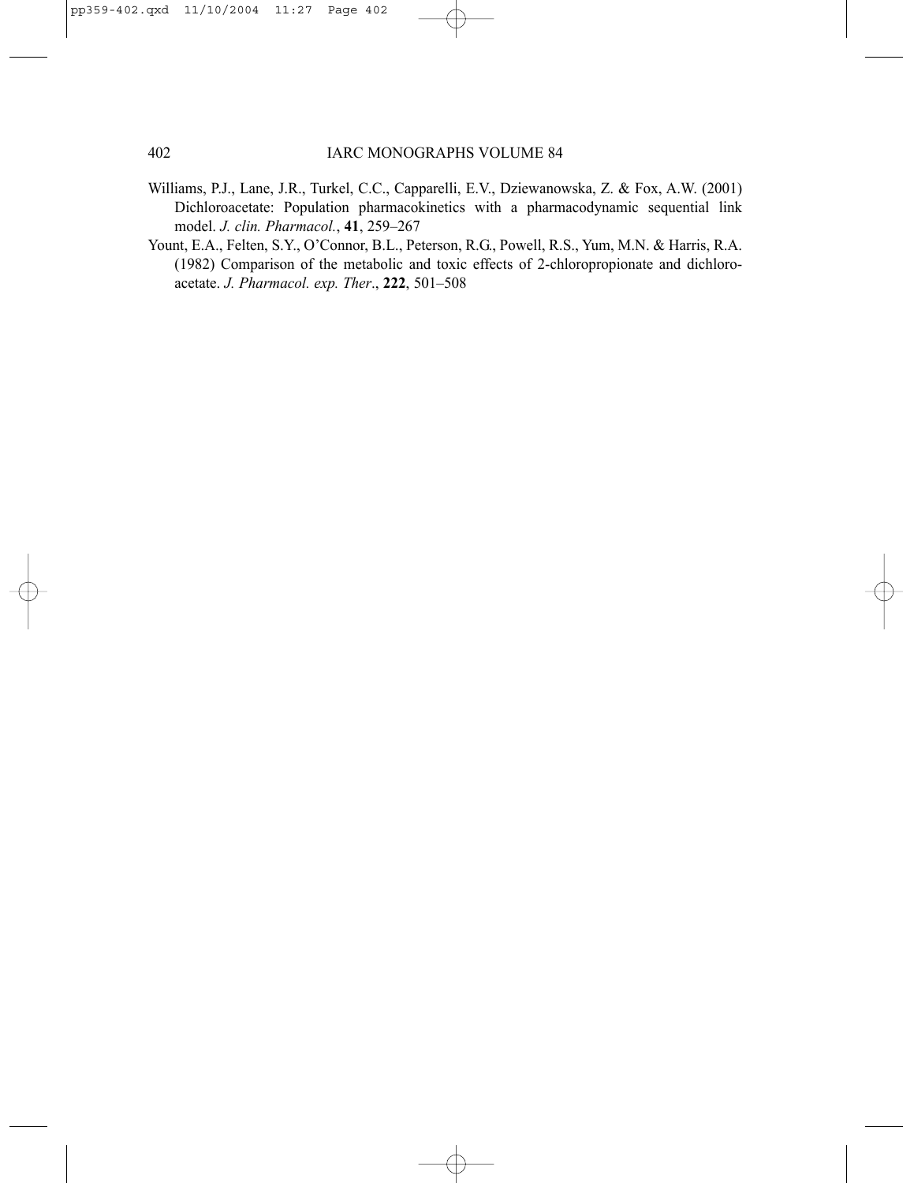Williams, P.J., Lane, J.R., Turkel, C.C., Capparelli, E.V., Dziewanowska, Z. & Fox, A.W. (2001) Dichloroacetate: Population pharmacokinetics with a pharmacodynamic sequential link model. *J. clin. Pharmacol.*, **41**, 259–267

Yount, E.A., Felten, S.Y., O'Connor, B.L., Peterson, R.G., Powell, R.S., Yum, M.N. & Harris, R.A. (1982) Comparison of the metabolic and toxic effects of 2-chloropropionate and dichloroacetate. *J. Pharmacol. exp. Ther.*, **222**, 501–508